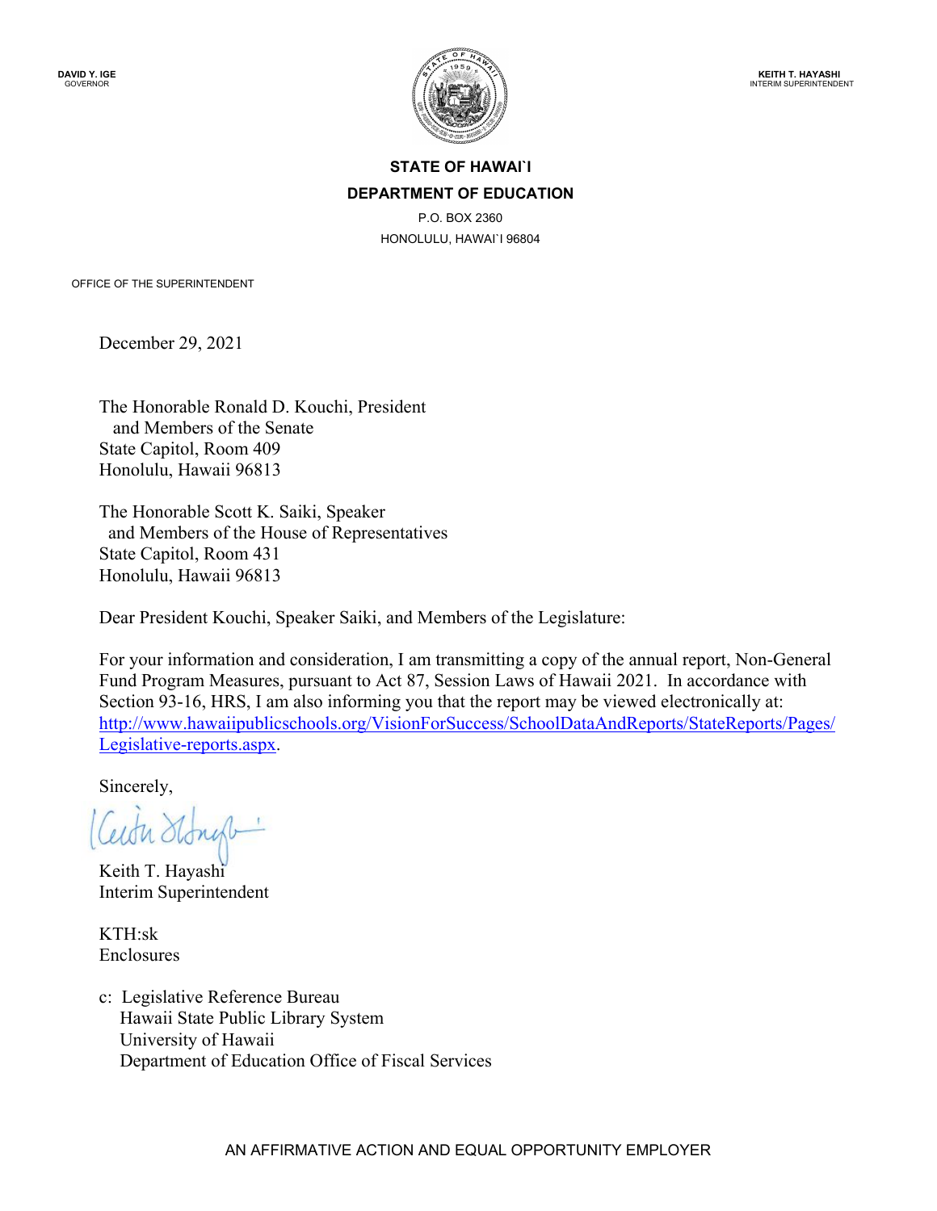DAVID Y. IGE
GOVERNOR

KEITH T. HAYASHI
INTERIM SUPERINTENDENT

**STATE OF HAWAI`I**
**DEPARTMENT OF EDUCATION**
P.O. BOX 2360
HONOLULU, HAWAI`I 96804

OFFICE OF THE SUPERINTENDENT

December 29, 2021

The Honorable Ronald D. Kouchi, President
and Members of the Senate
State Capitol, Room 409
Honolulu, Hawaii 96813

The Honorable Scott K. Saiki, Speaker
and Members of the House of Representatives
State Capitol, Room 431
Honolulu, Hawaii 96813

Dear President Kouchi, Speaker Saiki, and Members of the Legislature:

For your information and consideration, I am transmitting a copy of the annual report, Non-General Fund Program Measures, pursuant to Act 87, Session Laws of Hawaii 2021. In accordance with Section 93-16, HRS, I am also informing you that the report may be viewed electronically at: [http://www.hawaiipublicschools.org/VisionForSuccess/SchoolDataAndReports/StateReports/Pages/Legislative-reports.aspx](http://www.hawaiipublicschools.org/VisionForSuccess/SchoolDataAndReports/StateReports/Pages/Legislative-reports.aspx).

Sincerely,

Keith T. Hayashi
Interim Superintendent

KTH:sk
Enclosures

c: Legislative Reference Bureau
Hawaii State Public Library System
University of Hawaii
Department of Education Office of Fiscal Services

AN AFFIRMATIVE ACTION AND EQUAL OPPORTUNITY EMPLOYER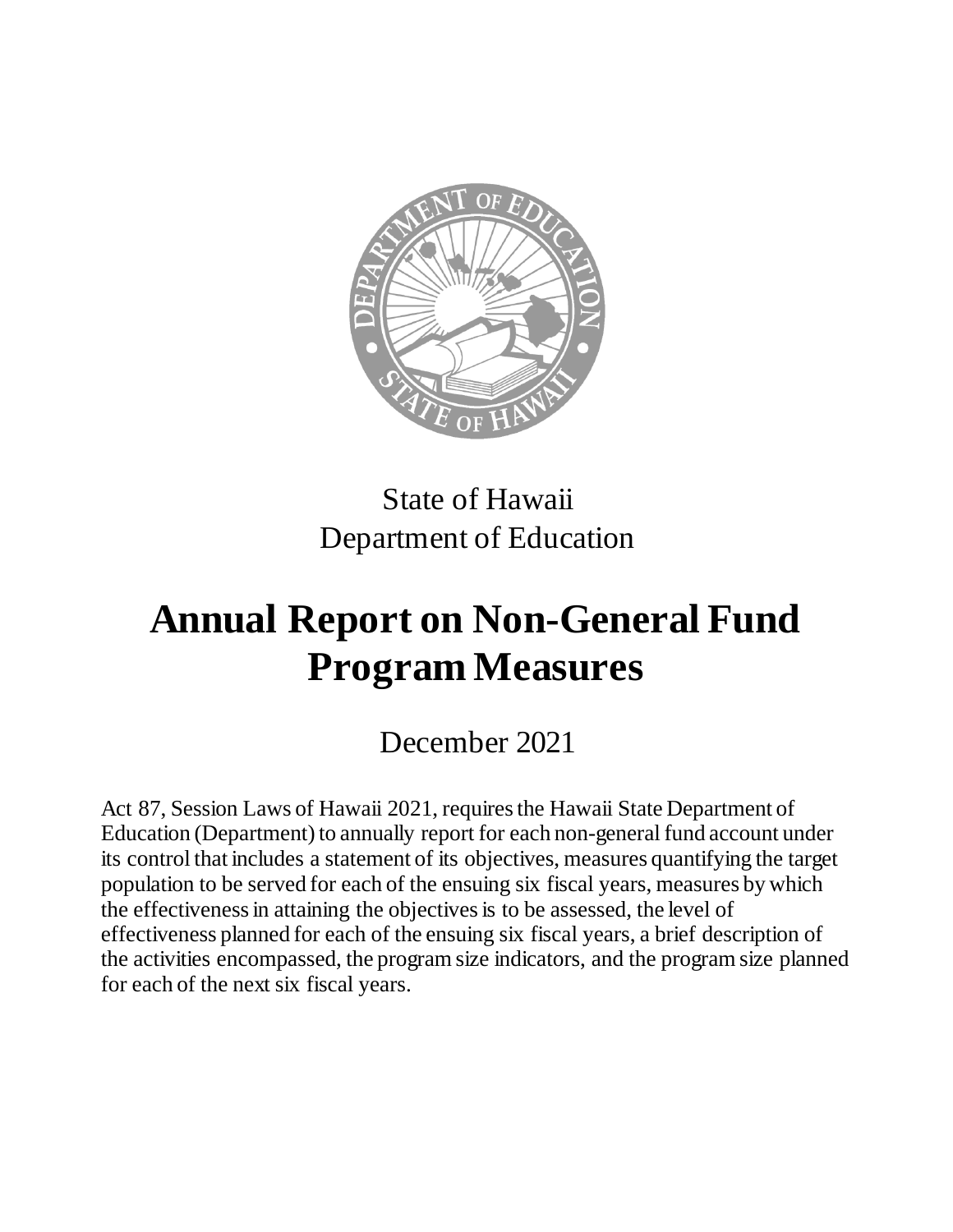State of Hawaii
Department of Education

# Annual Report on Non-General Fund Program Measures

December 2021

Act 87, Session Laws of Hawaii 2021, requires the Hawaii State Department of Education (Department) to annually report for each non-general fund account under its control that includes a statement of its objectives, measures quantifying the target population to be served for each of the ensuing six fiscal years, measures by which the effectiveness in attaining the objectives is to be assessed, the level of effectiveness planned for each of the ensuing six fiscal years, a brief description of the activities encompassed, the program size indicators, and the program size planned for each of the next six fiscal years.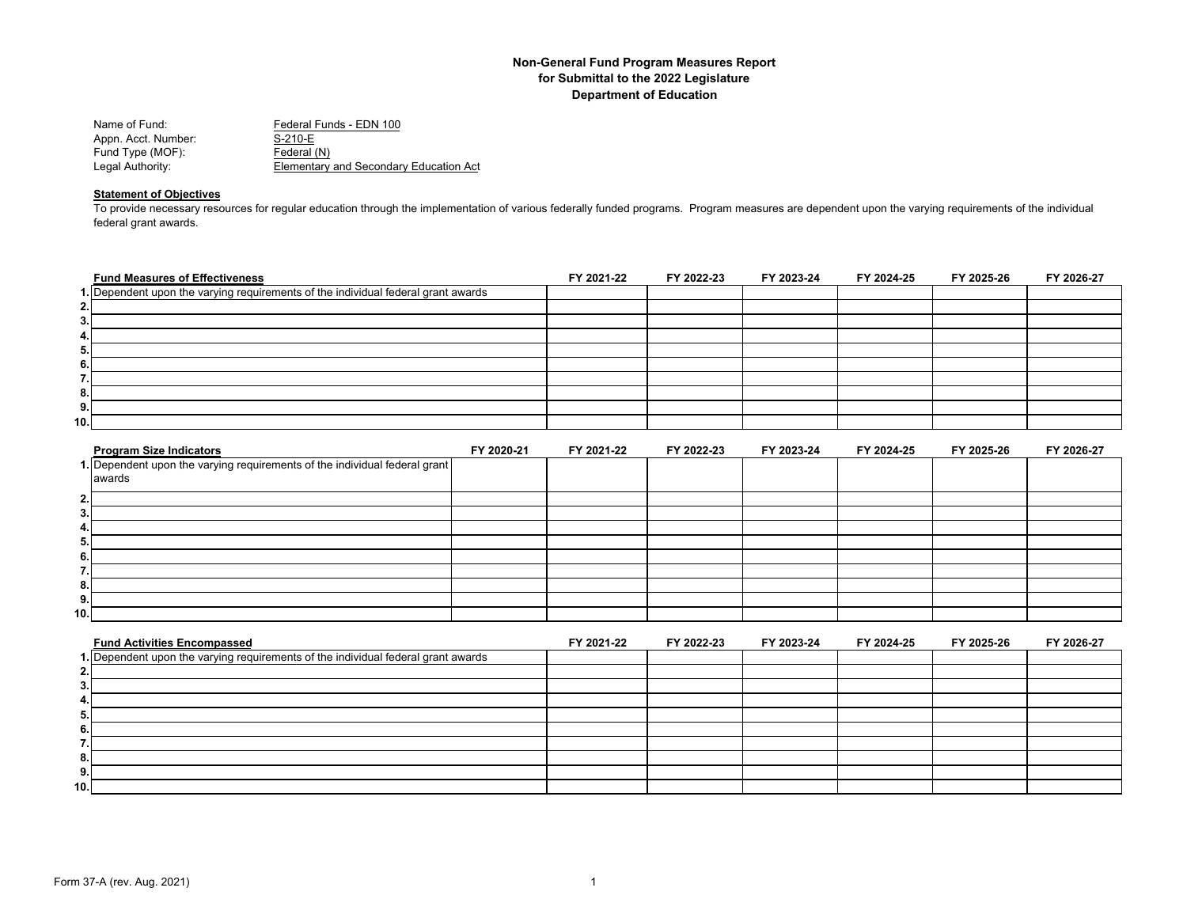**Non-General Fund Program Measures Report**
**for Submittal to the 2022 Legislature**
**Department of Education**

Name of Fund: Federal Funds - EDN 100
Appn. Acct. Number: S-210-E
Fund Type (MOF): Federal (N)
Legal Authority: Elementary and Secondary Education Act

**Statement of Objectives**

To provide necessary resources for regular education through the implementation of various federally funded programs. Program measures are dependent upon the varying requirements of the individual federal grant awards.

| | Fund Measures of Effectiveness | FY 2021-22 | FY 2022-23 | FY 2023-24 | FY 2024-25 | FY 2025-26 | FY 2026-27 |
|---|---|---|---|---|---|---|---|
| 1. | Dependent upon the varying requirements of the individual federal grant awards | | | | | | |
| 2. | | | | | | | |
| 3. | | | | | | | |
| 4. | | | | | | | |
| 5. | | | | | | | |
| 6. | | | | | | | |
| 7. | | | | | | | |
| 8. | | | | | | | |
| 9. | | | | | | | |
| 10. | | | | | | | |

| | Program Size Indicators | FY 2020-21 | FY 2021-22 | FY 2022-23 | FY 2023-24 | FY 2024-25 | FY 2025-26 | FY 2026-27 |
|---|---|---|---|---|---|---|---|---|
| 1. | Dependent upon the varying requirements of the individual federal grant awards | | | | | | | |
| 2. | | | | | | | | |
| 3. | | | | | | | | |
| 4. | | | | | | | | |
| 5. | | | | | | | | |
| 6. | | | | | | | | |
| 7. | | | | | | | | |
| 8. | | | | | | | | |
| 9. | | | | | | | | |
| 10. | | | | | | | | |

| | Fund Activities Encompassed | FY 2021-22 | FY 2022-23 | FY 2023-24 | FY 2024-25 | FY 2025-26 | FY 2026-27 |
|---|---|---|---|---|---|---|---|
| 1. | Dependent upon the varying requirements of the individual federal grant awards | | | | | | |
| 2. | | | | | | | |
| 3. | | | | | | | |
| 4. | | | | | | | |
| 5. | | | | | | | |
| 6. | | | | | | | |
| 7. | | | | | | | |
| 8. | | | | | | | |
| 9. | | | | | | | |
| 10. | | | | | | | |

Form 37-A (rev. Aug. 2021)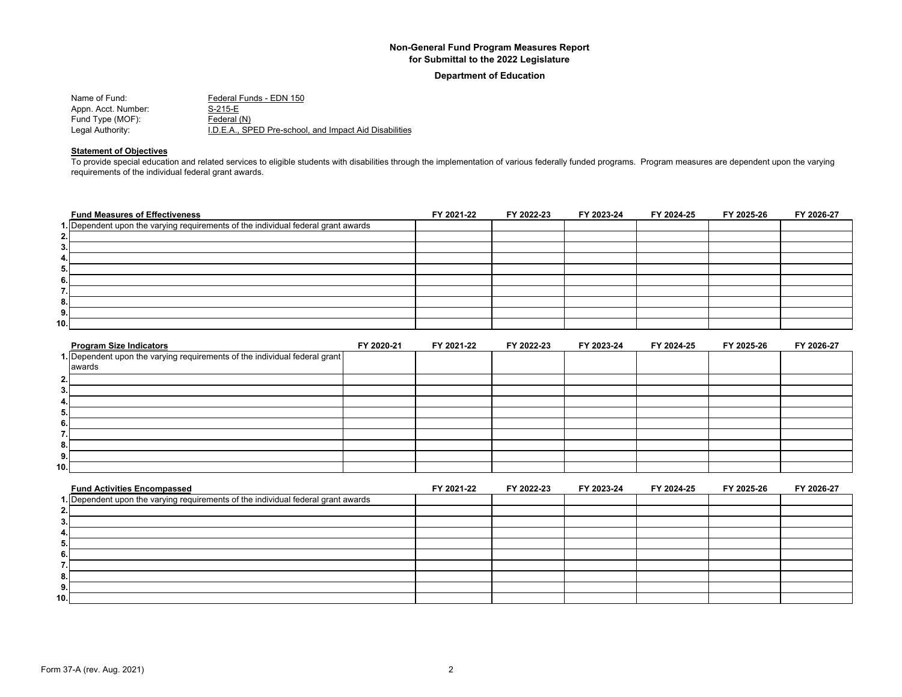**Non-General Fund Program Measures Report**
**for Submittal to the 2022 Legislature**

**Department of Education**

Name of Fund: Federal Funds - EDN 150
Appn. Acct. Number: S-215-E
Fund Type (MOF): Federal (N)
Legal Authority: I.D.E.A., SPED Pre-school, and Impact Aid Disabilities

**Statement of Objectives**

To provide special education and related services to eligible students with disabilities through the implementation of various federally funded programs. Program measures are dependent upon the varying requirements of the individual federal grant awards.

| | Fund Measures of Effectiveness | FY 2021-22 | FY 2022-23 | FY 2023-24 | FY 2024-25 | FY 2025-26 | FY 2026-27 |
|---|---|---|---|---|---|---|---|
| 1. | Dependent upon the varying requirements of the individual federal grant awards | | | | | | |
| 2. | | | | | | | |
| 3. | | | | | | | |
| 4. | | | | | | | |
| 5. | | | | | | | |
| 6. | | | | | | | |
| 7. | | | | | | | |
| 8. | | | | | | | |
| 9. | | | | | | | |
| 10. | | | | | | | |

| | Program Size Indicators | FY 2020-21 | FY 2021-22 | FY 2022-23 | FY 2023-24 | FY 2024-25 | FY 2025-26 | FY 2026-27 |
|---|---|---|---|---|---|---|---|---|
| 1. | Dependent upon the varying requirements of the individual federal grant awards | | | | | | | |
| 2. | | | | | | | | |
| 3. | | | | | | | | |
| 4. | | | | | | | | |
| 5. | | | | | | | | |
| 6. | | | | | | | | |
| 7. | | | | | | | | |
| 8. | | | | | | | | |
| 9. | | | | | | | | |
| 10. | | | | | | | | |

| | Fund Activities Encompassed | FY 2021-22 | FY 2022-23 | FY 2023-24 | FY 2024-25 | FY 2025-26 | FY 2026-27 |
|---|---|---|---|---|---|---|---|
| 1. | Dependent upon the varying requirements of the individual federal grant awards | | | | | | |
| 2. | | | | | | | |
| 3. | | | | | | | |
| 4. | | | | | | | |
| 5. | | | | | | | |
| 6. | | | | | | | |
| 7. | | | | | | | |
| 8. | | | | | | | |
| 9. | | | | | | | |
| 10. | | | | | | | |

Form 37-A (rev. Aug. 2021)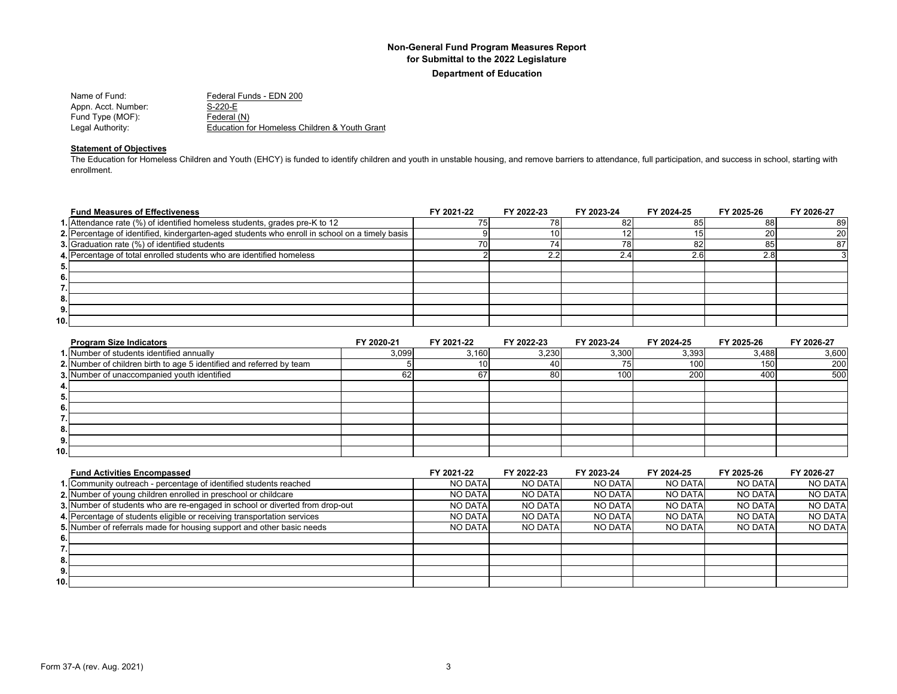**Non-General Fund Program Measures Report**
**for Submittal to the 2022 Legislature**
**Department of Education**

Name of Fund: Federal Funds - EDN 200
Appn. Acct. Number: S-220-E
Fund Type (MOF): Federal (N)
Legal Authority: Education for Homeless Children & Youth Grant

**Statement of Objectives**

The Education for Homeless Children and Youth (EHCY) is funded to identify children and youth in unstable housing, and remove barriers to attendance, full participation, and success in school, starting with enrollment.

| | Fund Measures of Effectiveness | FY 2021-22 | FY 2022-23 | FY 2023-24 | FY 2024-25 | FY 2025-26 | FY 2026-27 |
|---|---|---|---|---|---|---|---|
| 1. | Attendance rate (%) of identified homeless students, grades pre-K to 12 | 75 | 78 | 82 | 85 | 88 | 89 |
| 2. | Percentage of identified, kindergarten-aged students who enroll in school on a timely basis | 9 | 10 | 12 | 15 | 20 | 20 |
| 3. | Graduation rate (%) of identified students | 70 | 74 | 78 | 82 | 85 | 87 |
| 4. | Percentage of total enrolled students who are identified homeless | 2 | 2.2 | 2.4 | 2.6 | 2.8 | 3 |
| 5. | | | | | | | |
| 6. | | | | | | | |
| 7. | | | | | | | |
| 8. | | | | | | | |
| 9. | | | | | | | |
| 10. | | | | | | | |

| | Program Size Indicators | FY 2020-21 | FY 2021-22 | FY 2022-23 | FY 2023-24 | FY 2024-25 | FY 2025-26 | FY 2026-27 |
|---|---|---|---|---|---|---|---|---|
| 1. | Number of students identified annually | 3,099 | 3,160 | 3,230 | 3,300 | 3,393 | 3,488 | 3,600 |
| 2. | Number of children birth to age 5 identified and referred by team | 5 | 10 | 40 | 75 | 100 | 150 | 200 |
| 3. | Number of unaccompanied youth identified | 62 | 67 | 80 | 100 | 200 | 400 | 500 |
| 4. | | | | | | | | |
| 5. | | | | | | | | |
| 6. | | | | | | | | |
| 7. | | | | | | | | |
| 8. | | | | | | | | |
| 9. | | | | | | | | |
| 10. | | | | | | | | |

| | Fund Activities Encompassed | FY 2021-22 | FY 2022-23 | FY 2023-24 | FY 2024-25 | FY 2025-26 | FY 2026-27 |
|---|---|---|---|---|---|---|---|
| 1. | Community outreach - percentage of identified students reached | NO DATA | NO DATA | NO DATA | NO DATA | NO DATA | NO DATA |
| 2. | Number of young children enrolled in preschool or childcare | NO DATA | NO DATA | NO DATA | NO DATA | NO DATA | NO DATA |
| 3. | Number of students who are re-engaged in school or diverted from drop-out | NO DATA | NO DATA | NO DATA | NO DATA | NO DATA | NO DATA |
| 4. | Percentage of students eligible or receiving transportation services | NO DATA | NO DATA | NO DATA | NO DATA | NO DATA | NO DATA |
| 5. | Number of referrals made for housing support and other basic needs | NO DATA | NO DATA | NO DATA | NO DATA | NO DATA | NO DATA |
| 6. | | | | | | | |
| 7. | | | | | | | |
| 8. | | | | | | | |
| 9. | | | | | | | |
| 10. | | | | | | | |

Form 37-A (rev. Aug. 2021)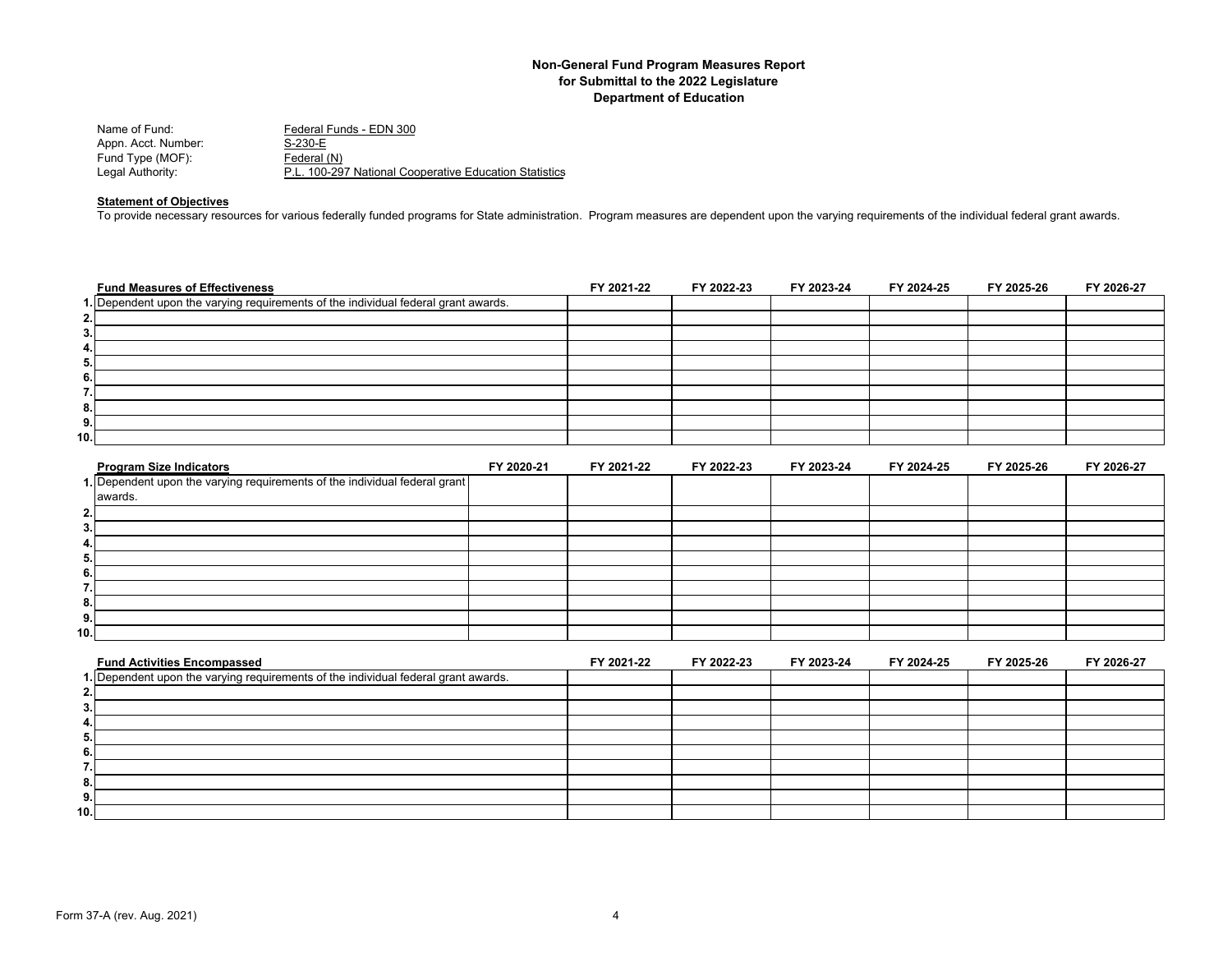**Non-General Fund Program Measures Report**
**for Submittal to the 2022 Legislature**
**Department of Education**

Name of Fund: Federal Funds - EDN 300
Appn. Acct. Number: S-230-E
Fund Type (MOF): Federal (N)
Legal Authority: P.L. 100-297 National Cooperative Education Statistics

**Statement of Objectives**

To provide necessary resources for various federally funded programs for State administration. Program measures are dependent upon the varying requirements of the individual federal grant awards.

| | Fund Measures of Effectiveness | FY 2021-22 | FY 2022-23 | FY 2023-24 | FY 2024-25 | FY 2025-26 | FY 2026-27 |
|---|---|---|---|---|---|---|---|
| 1. | Dependent upon the varying requirements of the individual federal grant awards. | | | | | | |
| 2. | | | | | | | |
| 3. | | | | | | | |
| 4. | | | | | | | |
| 5. | | | | | | | |
| 6. | | | | | | | |
| 7. | | | | | | | |
| 8. | | | | | | | |
| 9. | | | | | | | |
| 10. | | | | | | | |

| | Program Size Indicators | FY 2020-21 | FY 2021-22 | FY 2022-23 | FY 2023-24 | FY 2024-25 | FY 2025-26 | FY 2026-27 |
|---|---|---|---|---|---|---|---|---|
| 1. | Dependent upon the varying requirements of the individual federal grant awards. | | | | | | | |
| 2. | | | | | | | | |
| 3. | | | | | | | | |
| 4. | | | | | | | | |
| 5. | | | | | | | | |
| 6. | | | | | | | | |
| 7. | | | | | | | | |
| 8. | | | | | | | | |
| 9. | | | | | | | | |
| 10. | | | | | | | | |

| | Fund Activities Encompassed | FY 2021-22 | FY 2022-23 | FY 2023-24 | FY 2024-25 | FY 2025-26 | FY 2026-27 |
|---|---|---|---|---|---|---|---|
| 1. | Dependent upon the varying requirements of the individual federal grant awards. | | | | | | |
| 2. | | | | | | | |
| 3. | | | | | | | |
| 4. | | | | | | | |
| 5. | | | | | | | |
| 6. | | | | | | | |
| 7. | | | | | | | |
| 8. | | | | | | | |
| 9. | | | | | | | |
| 10. | | | | | | | |

Form 37-A (rev. Aug. 2021)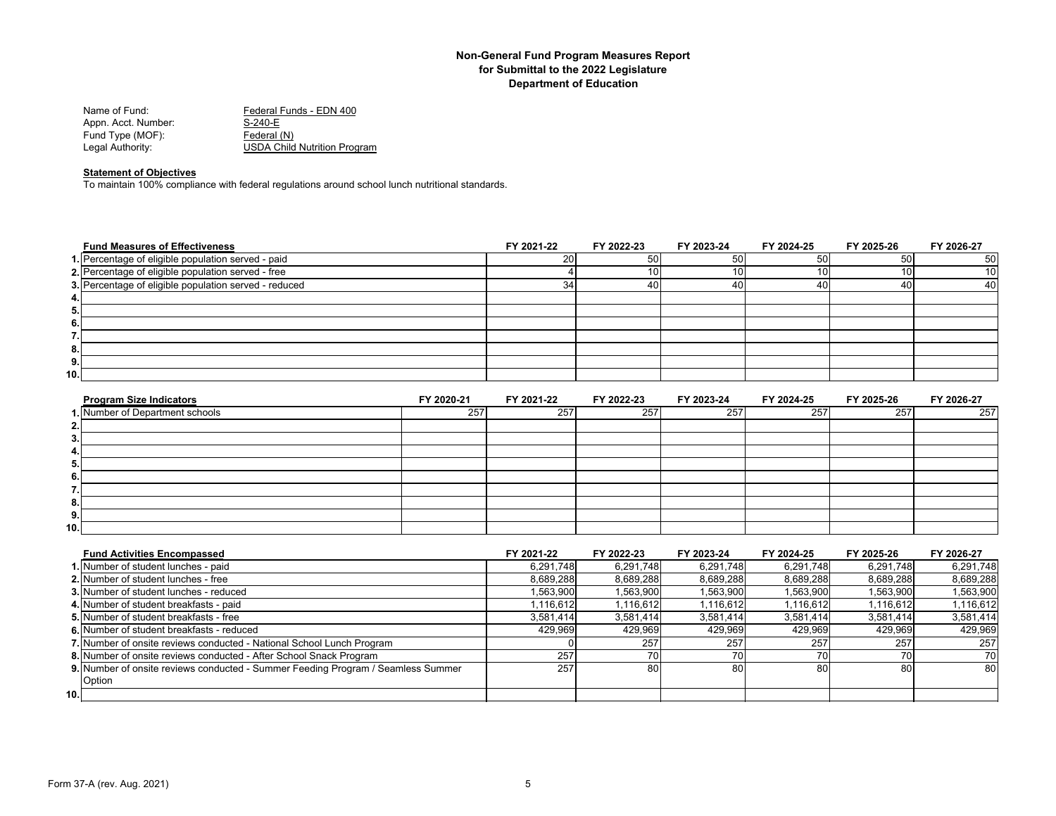# Non-General Fund Program Measures Report
## for Submittal to the 2022 Legislature
## Department of Education

Name of Fund: Federal Funds - EDN 400
Appn. Acct. Number: S-240-E
Fund Type (MOF): Federal (N)
Legal Authority: USDA Child Nutrition Program

**Statement of Objectives**

To maintain 100% compliance with federal regulations around school lunch nutritional standards.

| | Fund Measures of Effectiveness | FY 2021-22 | FY 2022-23 | FY 2023-24 | FY 2024-25 | FY 2025-26 | FY 2026-27 |
|---|---|---|---|---|---|---|---|
| 1. | Percentage of eligible population served - paid | 20 | 50 | 50 | 50 | 50 | 50 |
| 2. | Percentage of eligible population served - free | 4 | 10 | 10 | 10 | 10 | 10 |
| 3. | Percentage of eligible population served - reduced | 34 | 40 | 40 | 40 | 40 | 40 |
| 4. | | | | | | | |
| 5. | | | | | | | |
| 6. | | | | | | | |
| 7. | | | | | | | |
| 8. | | | | | | | |
| 9. | | | | | | | |
| 10. | | | | | | | |

| | Program Size Indicators | FY 2020-21 | FY 2021-22 | FY 2022-23 | FY 2023-24 | FY 2024-25 | FY 2025-26 | FY 2026-27 |
|---|---|---|---|---|---|---|---|---|
| 1. | Number of Department schools | 257 | 257 | 257 | 257 | 257 | 257 | 257 |
| 2. | | | | | | | | |
| 3. | | | | | | | | |
| 4. | | | | | | | | |
| 5. | | | | | | | | |
| 6. | | | | | | | | |
| 7. | | | | | | | | |
| 8. | | | | | | | | |
| 9. | | | | | | | | |
| 10. | | | | | | | | |

| | Fund Activities Encompassed | FY 2021-22 | FY 2022-23 | FY 2023-24 | FY 2024-25 | FY 2025-26 | FY 2026-27 |
|---|---|---|---|---|---|---|---|
| 1. | Number of student lunches - paid | 6,291,748 | 6,291,748 | 6,291,748 | 6,291,748 | 6,291,748 | 6,291,748 |
| 2. | Number of student lunches - free | 8,689,288 | 8,689,288 | 8,689,288 | 8,689,288 | 8,689,288 | 8,689,288 |
| 3. | Number of student lunches - reduced | 1,563,900 | 1,563,900 | 1,563,900 | 1,563,900 | 1,563,900 | 1,563,900 |
| 4. | Number of student breakfasts - paid | 1,116,612 | 1,116,612 | 1,116,612 | 1,116,612 | 1,116,612 | 1,116,612 |
| 5. | Number of student breakfasts - free | 3,581,414 | 3,581,414 | 3,581,414 | 3,581,414 | 3,581,414 | 3,581,414 |
| 6. | Number of student breakfasts - reduced | 429,969 | 429,969 | 429,969 | 429,969 | 429,969 | 429,969 |
| 7. | Number of onsite reviews conducted - National School Lunch Program | 0 | 257 | 257 | 257 | 257 | 257 |
| 8. | Number of onsite reviews conducted - After School Snack Program | 257 | 70 | 70 | 70 | 70 | 70 |
| 9. | Number of onsite reviews conducted - Summer Feeding Program / Seamless Summer Option | 257 | 80 | 80 | 80 | 80 | 80 |
| 10. | | | | | | | |

Form 37-A (rev. Aug. 2021)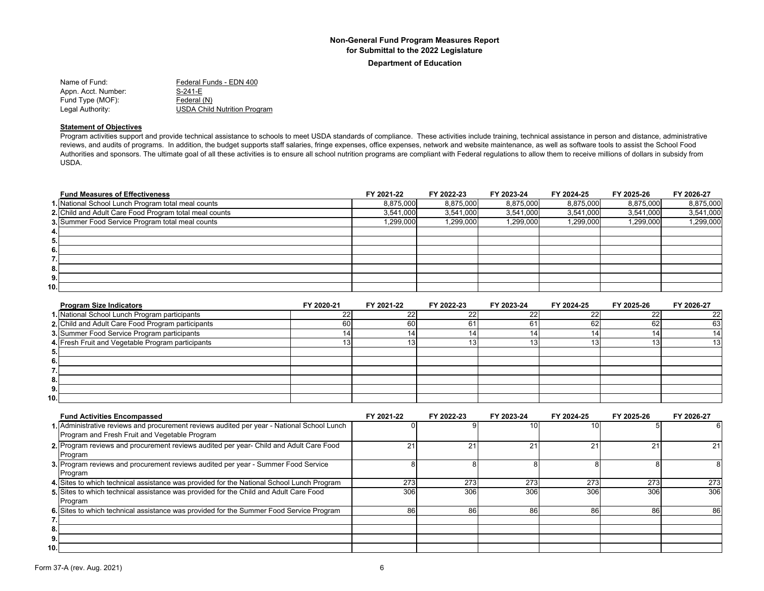## Non-General Fund Program Measures Report
## for Submittal to the 2022 Legislature
### Department of Education

Name of Fund: Federal Funds - EDN 400
Appn. Acct. Number: S-241-E
Fund Type (MOF): Federal (N)
Legal Authority: USDA Child Nutrition Program

**Statement of Objectives**

Program activities support and provide technical assistance to schools to meet USDA standards of compliance. These activities include training, technical assistance in person and distance, administrative reviews, and audits of programs. In addition, the budget supports staff salaries, fringe expenses, office expenses, network and website maintenance, as well as software tools to assist the School Food Authorities and sponsors. The ultimate goal of all these activities is to ensure all school nutrition programs are compliant with Federal regulations to allow them to receive millions of dollars in subsidy from USDA.

| | Fund Measures of Effectiveness | FY 2021-22 | FY 2022-23 | FY 2023-24 | FY 2024-25 | FY 2025-26 | FY 2026-27 |
|---|---|---|---|---|---|---|---|
| 1. | National School Lunch Program total meal counts | 8,875,000 | 8,875,000 | 8,875,000 | 8,875,000 | 8,875,000 | 8,875,000 |
| 2. | Child and Adult Care Food Program total meal counts | 3,541,000 | 3,541,000 | 3,541,000 | 3,541,000 | 3,541,000 | 3,541,000 |
| 3. | Summer Food Service Program total meal counts | 1,299,000 | 1,299,000 | 1,299,000 | 1,299,000 | 1,299,000 | 1,299,000 |
| 4. | | | | | | | |
| 5. | | | | | | | |
| 6. | | | | | | | |
| 7. | | | | | | | |
| 8. | | | | | | | |
| 9. | | | | | | | |
| 10. | | | | | | | |

| | Program Size Indicators | FY 2020-21 | FY 2021-22 | FY 2022-23 | FY 2023-24 | FY 2024-25 | FY 2025-26 | FY 2026-27 |
|---|---|---|---|---|---|---|---|---|
| 1. | National School Lunch Program participants | 22 | 22 | 22 | 22 | 22 | 22 | 22 |
| 2. | Child and Adult Care Food Program participants | 60 | 60 | 61 | 61 | 62 | 62 | 63 |
| 3. | Summer Food Service Program participants | 14 | 14 | 14 | 14 | 14 | 14 | 14 |
| 4. | Fresh Fruit and Vegetable Program participants | 13 | 13 | 13 | 13 | 13 | 13 | 13 |
| 5. | | | | | | | | |
| 6. | | | | | | | | |
| 7. | | | | | | | | |
| 8. | | | | | | | | |
| 9. | | | | | | | | |
| 10. | | | | | | | | |

| | Fund Activities Encompassed | FY 2021-22 | FY 2022-23 | FY 2023-24 | FY 2024-25 | FY 2025-26 | FY 2026-27 |
|---|---|---|---|---|---|---|---|
| 1. | Administrative reviews and procurement reviews audited per year - National School Lunch Program and Fresh Fruit and Vegetable Program | 0 | 9 | 10 | 10 | 5 | 6 |
| 2. | Program reviews and procurement reviews audited per year- Child and Adult Care Food Program | 21 | 21 | 21 | 21 | 21 | 21 |
| 3. | Program reviews and procurement reviews audited per year - Summer Food Service Program | 8 | 8 | 8 | 8 | 8 | 8 |
| 4. | Sites to which technical assistance was provided for the National School Lunch Program | 273 | 273 | 273 | 273 | 273 | 273 |
| 5. | Sites to which technical assistance was provided for the Child and Adult Care Food Program | 306 | 306 | 306 | 306 | 306 | 306 |
| 6. | Sites to which technical assistance was provided for the Summer Food Service Program | 86 | 86 | 86 | 86 | 86 | 86 |
| 7. | | | | | | | |
| 8. | | | | | | | |
| 9. | | | | | | | |
| 10. | | | | | | | |

Form 37-A (rev. Aug. 2021)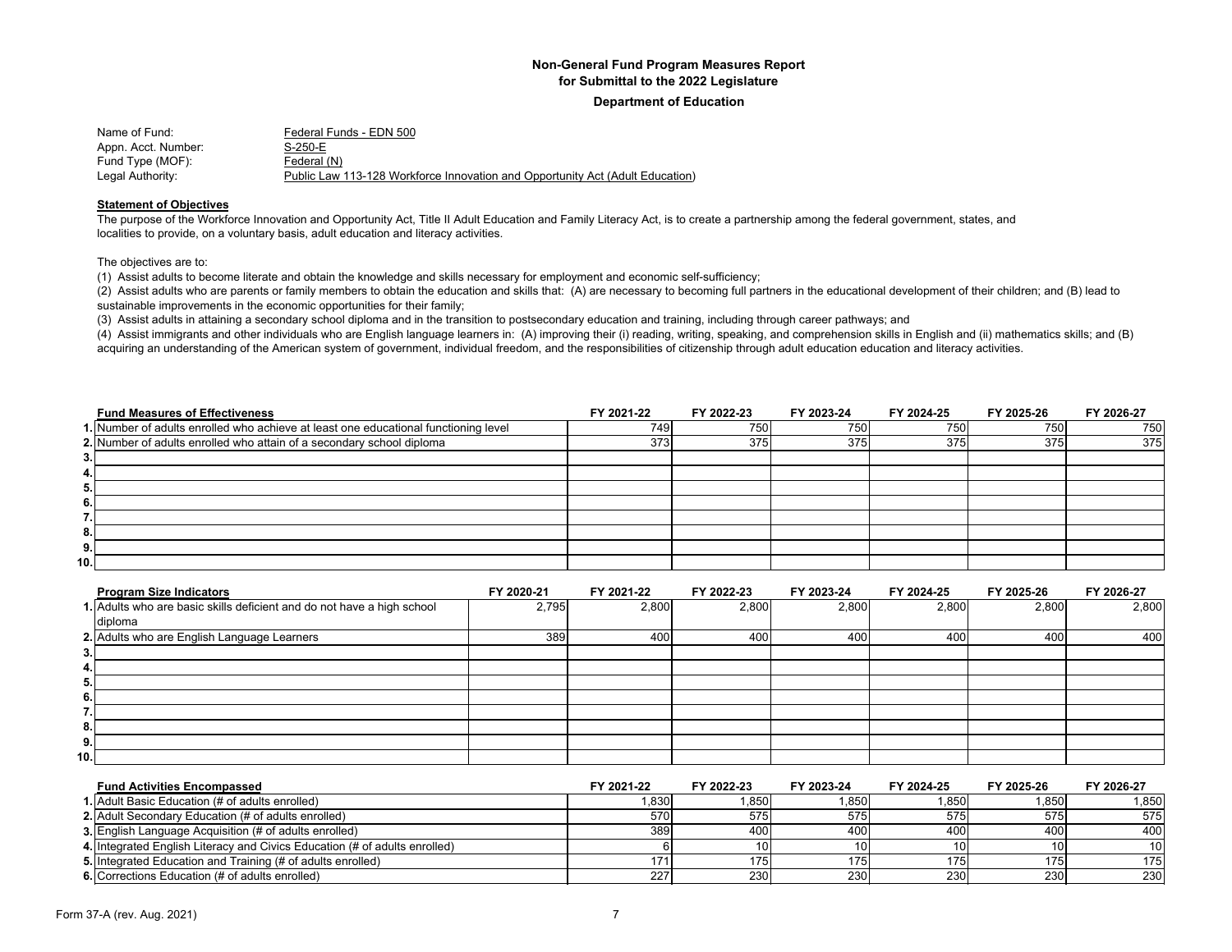# Non-General Fund Program Measures Report
## for Submittal to the 2022 Legislature
### Department of Education

Name of Fund: Federal Funds - EDN 500
Appn. Acct. Number: S-250-E
Fund Type (MOF): Federal (N)
Legal Authority: Public Law 113-128 Workforce Innovation and Opportunity Act (Adult Education)

**Statement of Objectives**

The purpose of the Workforce Innovation and Opportunity Act, Title II Adult Education and Family Literacy Act, is to create a partnership among the federal government, states, and localities to provide, on a voluntary basis, adult education and literacy activities.

The objectives are to:

(1) Assist adults to become literate and obtain the knowledge and skills necessary for employment and economic self-sufficiency;

(2) Assist adults who are parents or family members to obtain the education and skills that: (A) are necessary to becoming full partners in the educational development of their children; and (B) lead to sustainable improvements in the economic opportunities for their family;

(3) Assist adults in attaining a secondary school diploma and in the transition to postsecondary education and training, including through career pathways; and

(4) Assist immigrants and other individuals who are English language learners in: (A) improving their (i) reading, writing, speaking, and comprehension skills in English and (ii) mathematics skills; and (B) acquiring an understanding of the American system of government, individual freedom, and the responsibilities of citizenship through adult education education and literacy activities.

| | Fund Measures of Effectiveness | FY 2021-22 | FY 2022-23 | FY 2023-24 | FY 2024-25 | FY 2025-26 | FY 2026-27 |
|---|---|---|---|---|---|---|---|
| 1. | Number of adults enrolled who achieve at least one educational functioning level | 749 | 750 | 750 | 750 | 750 | 750 |
| 2. | Number of adults enrolled who attain of a secondary school diploma | 373 | 375 | 375 | 375 | 375 | 375 |
| 3. | | | | | | | |
| 4. | | | | | | | |
| 5. | | | | | | | |
| 6. | | | | | | | |
| 7. | | | | | | | |
| 8. | | | | | | | |
| 9. | | | | | | | |
| 10. | | | | | | | |

| | Program Size Indicators | FY 2020-21 | FY 2021-22 | FY 2022-23 | FY 2023-24 | FY 2024-25 | FY 2025-26 | FY 2026-27 |
|---|---|---|---|---|---|---|---|---|
| 1. | Adults who are basic skills deficient and do not have a high school diploma | 2,795 | 2,800 | 2,800 | 2,800 | 2,800 | 2,800 | 2,800 |
| 2. | Adults who are English Language Learners | 389 | 400 | 400 | 400 | 400 | 400 | 400 |
| 3. | | | | | | | | |
| 4. | | | | | | | | |
| 5. | | | | | | | | |
| 6. | | | | | | | | |
| 7. | | | | | | | | |
| 8. | | | | | | | | |
| 9. | | | | | | | | |
| 10. | | | | | | | | |

| | Fund Activities Encompassed | FY 2021-22 | FY 2022-23 | FY 2023-24 | FY 2024-25 | FY 2025-26 | FY 2026-27 |
|---|---|---|---|---|---|---|---|
| 1. | Adult Basic Education (# of adults enrolled) | 1,830 | 1,850 | 1,850 | 1,850 | 1,850 | 1,850 |
| 2. | Adult Secondary Education (# of adults enrolled) | 570 | 575 | 575 | 575 | 575 | 575 |
| 3. | English Language Acquisition (# of adults enrolled) | 389 | 400 | 400 | 400 | 400 | 400 |
| 4. | Integrated English Literacy and Civics Education (# of adults enrolled) | 6 | 10 | 10 | 10 | 10 | 10 |
| 5. | Integrated Education and Training (# of adults enrolled) | 171 | 175 | 175 | 175 | 175 | 175 |
| 6. | Corrections Education (# of adults enrolled) | 227 | 230 | 230 | 230 | 230 | 230 |

Form 37-A (rev. Aug. 2021)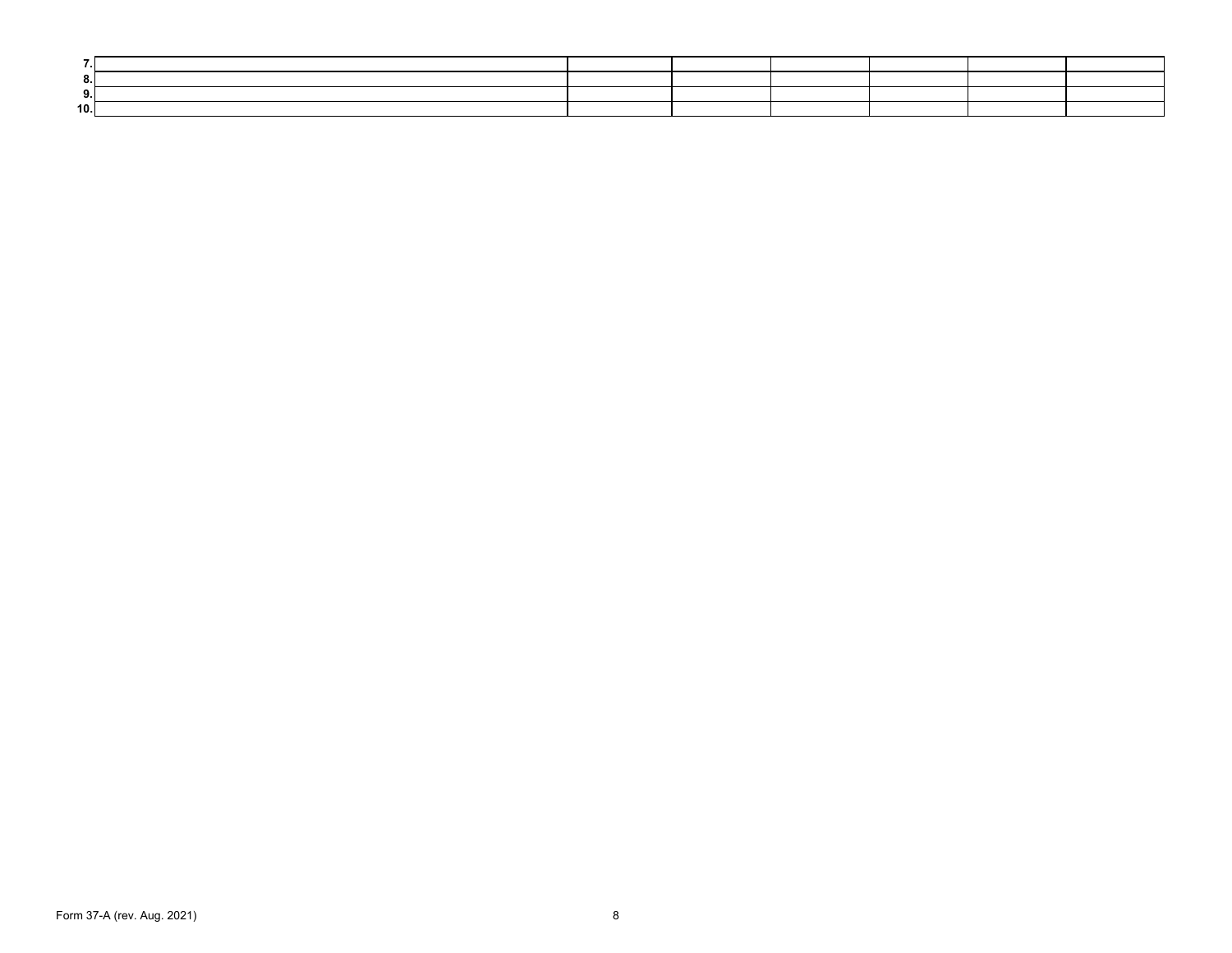| | | | | | | | |
|---|---|---|---|---|---|---|---|
| 7. | | | | | | | |
| 8. | | | | | | | |
| 9. | | | | | | | |
| 10. | | | | | | | |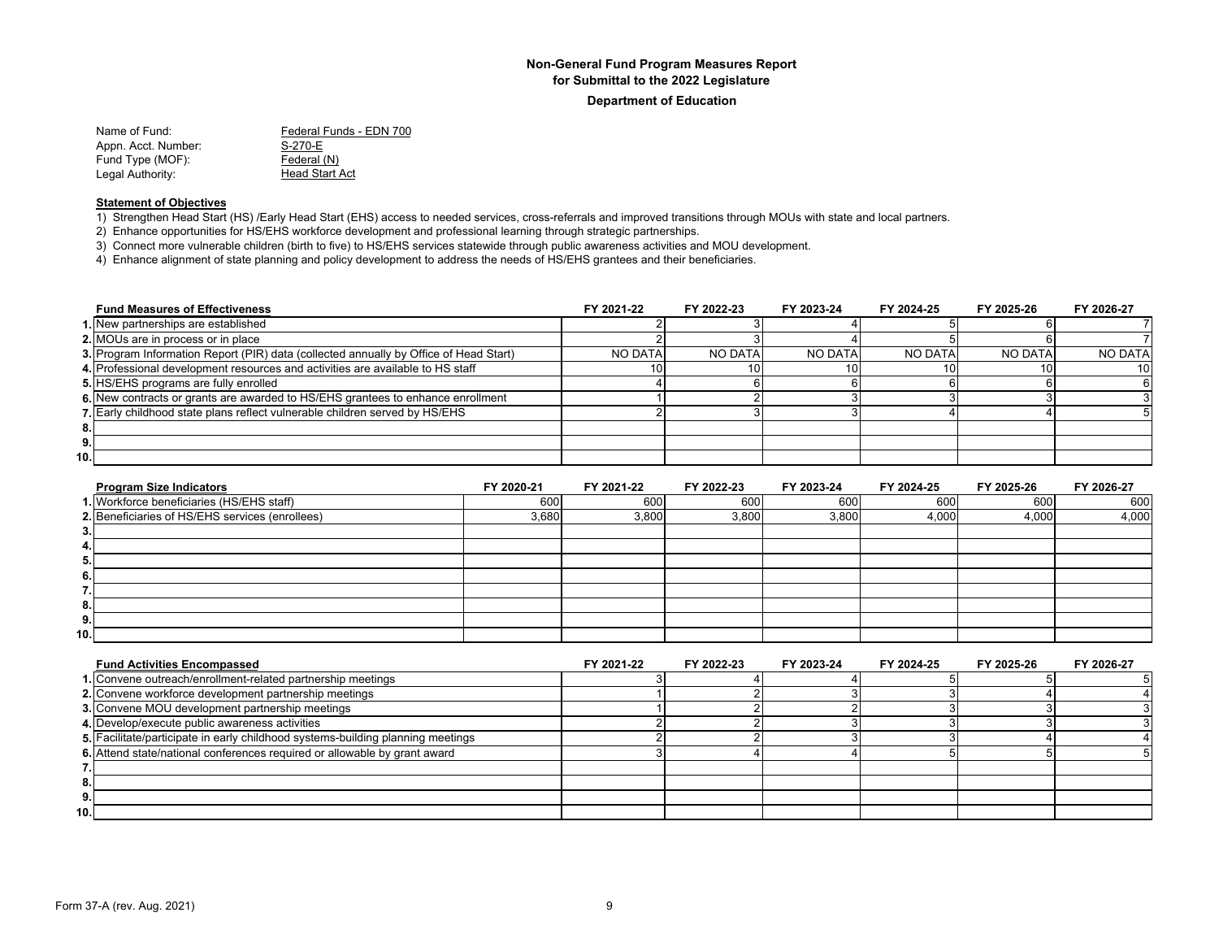# Non-General Fund Program Measures Report
## for Submittal to the 2022 Legislature
### Department of Education

Name of Fund: Federal Funds - EDN 700
Appn. Acct. Number: S-270-E
Fund Type (MOF): Federal (N)
Legal Authority: Head Start Act

**Statement of Objectives**

1) Strengthen Head Start (HS) /Early Head Start (EHS) access to needed services, cross-referrals and improved transitions through MOUs with state and local partners.
2) Enhance opportunities for HS/EHS workforce development and professional learning through strategic partnerships.
3) Connect more vulnerable children (birth to five) to HS/EHS services statewide through public awareness activities and MOU development.
4) Enhance alignment of state planning and policy development to address the needs of HS/EHS grantees and their beneficiaries.

| | Fund Measures of Effectiveness | FY 2021-22 | FY 2022-23 | FY 2023-24 | FY 2024-25 | FY 2025-26 | FY 2026-27 |
|---|---|---|---|---|---|---|---|
| 1. | New partnerships are established | 2 | 3 | 4 | 5 | 6 | 7 |
| 2. | MOUs are in process or in place | 2 | 3 | 4 | 5 | 6 | 7 |
| 3. | Program Information Report (PIR) data (collected annually by Office of Head Start) | NO DATA | NO DATA | NO DATA | NO DATA | NO DATA | NO DATA |
| 4. | Professional development resources and activities are available to HS staff | 10 | 10 | 10 | 10 | 10 | 10 |
| 5. | HS/EHS programs are fully enrolled | 4 | 6 | 6 | 6 | 6 | 6 |
| 6. | New contracts or grants are awarded to HS/EHS grantees to enhance enrollment | 1 | 2 | 3 | 3 | 3 | 3 |
| 7. | Early childhood state plans reflect vulnerable children served by HS/EHS | 2 | 3 | 3 | 4 | 4 | 5 |
| 8. | | | | | | | |
| 9. | | | | | | | |
| 10. | | | | | | | |

| | Program Size Indicators | FY 2020-21 | FY 2021-22 | FY 2022-23 | FY 2023-24 | FY 2024-25 | FY 2025-26 | FY 2026-27 |
|---|---|---|---|---|---|---|---|---|
| 1. | Workforce beneficiaries (HS/EHS staff) | 600 | 600 | 600 | 600 | 600 | 600 | 600 |
| 2. | Beneficiaries of HS/EHS services (enrollees) | 3,680 | 3,800 | 3,800 | 3,800 | 4,000 | 4,000 | 4,000 |
| 3. | | | | | | | | |
| 4. | | | | | | | | |
| 5. | | | | | | | | |
| 6. | | | | | | | | |
| 7. | | | | | | | | |
| 8. | | | | | | | | |
| 9. | | | | | | | | |
| 10. | | | | | | | | |

| | Fund Activities Encompassed | FY 2021-22 | FY 2022-23 | FY 2023-24 | FY 2024-25 | FY 2025-26 | FY 2026-27 |
|---|---|---|---|---|---|---|---|
| 1. | Convene outreach/enrollment-related partnership meetings | 3 | 4 | 4 | 5 | 5 | 5 |
| 2. | Convene workforce development partnership meetings | 1 | 2 | 3 | 3 | 4 | 4 |
| 3. | Convene MOU development partnership meetings | 1 | 2 | 2 | 3 | 3 | 3 |
| 4. | Develop/execute public awareness activities | 2 | 2 | 3 | 3 | 3 | 3 |
| 5. | Facilitate/participate in early childhood systems-building planning meetings | 2 | 2 | 3 | 3 | 4 | 4 |
| 6. | Attend state/national conferences required or allowable by grant award | 3 | 4 | 4 | 5 | 5 | 5 |
| 7. | | | | | | | |
| 8. | | | | | | | |
| 9. | | | | | | | |
| 10. | | | | | | | |

Form 37-A (rev. Aug. 2021)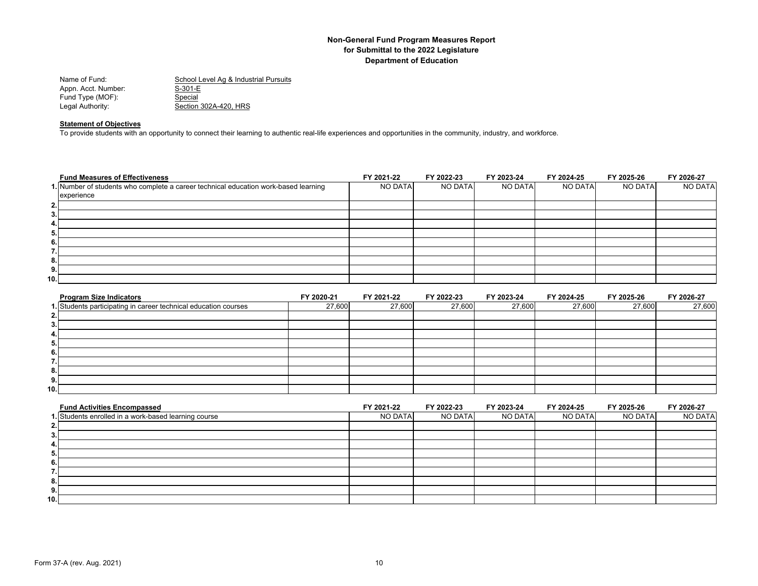# Non-General Fund Program Measures Report
## for Submittal to the 2022 Legislature
## Department of Education

Name of Fund: School Level Ag & Industrial Pursuits
Appn. Acct. Number: S-301-E
Fund Type (MOF): Special
Legal Authority: Section 302A-420, HRS

**Statement of Objectives**

To provide students with an opportunity to connect their learning to authentic real-life experiences and opportunities in the community, industry, and workforce.

| | Fund Measures of Effectiveness | FY 2021-22 | FY 2022-23 | FY 2023-24 | FY 2024-25 | FY 2025-26 | FY 2026-27 |
|---|---|---|---|---|---|---|---|
| 1. | Number of students who complete a career technical education work-based learning experience | NO DATA | NO DATA | NO DATA | NO DATA | NO DATA | NO DATA |
| 2. | | | | | | | |
| 3. | | | | | | | |
| 4. | | | | | | | |
| 5. | | | | | | | |
| 6. | | | | | | | |
| 7. | | | | | | | |
| 8. | | | | | | | |
| 9. | | | | | | | |
| 10. | | | | | | | |

| | Program Size Indicators | FY 2020-21 | FY 2021-22 | FY 2022-23 | FY 2023-24 | FY 2024-25 | FY 2025-26 | FY 2026-27 |
|---|---|---|---|---|---|---|---|---|
| 1. | Students participating in career technical education courses | 27,600 | 27,600 | 27,600 | 27,600 | 27,600 | 27,600 | 27,600 |
| 2. | | | | | | | | |
| 3. | | | | | | | | |
| 4. | | | | | | | | |
| 5. | | | | | | | | |
| 6. | | | | | | | | |
| 7. | | | | | | | | |
| 8. | | | | | | | | |
| 9. | | | | | | | | |
| 10. | | | | | | | | |

| | Fund Activities Encompassed | FY 2021-22 | FY 2022-23 | FY 2023-24 | FY 2024-25 | FY 2025-26 | FY 2026-27 |
|---|---|---|---|---|---|---|---|
| 1. | Students enrolled in a work-based learning course | NO DATA | NO DATA | NO DATA | NO DATA | NO DATA | NO DATA |
| 2. | | | | | | | |
| 3. | | | | | | | |
| 4. | | | | | | | |
| 5. | | | | | | | |
| 6. | | | | | | | |
| 7. | | | | | | | |
| 8. | | | | | | | |
| 9. | | | | | | | |
| 10. | | | | | | | |

Form 37-A (rev. Aug. 2021)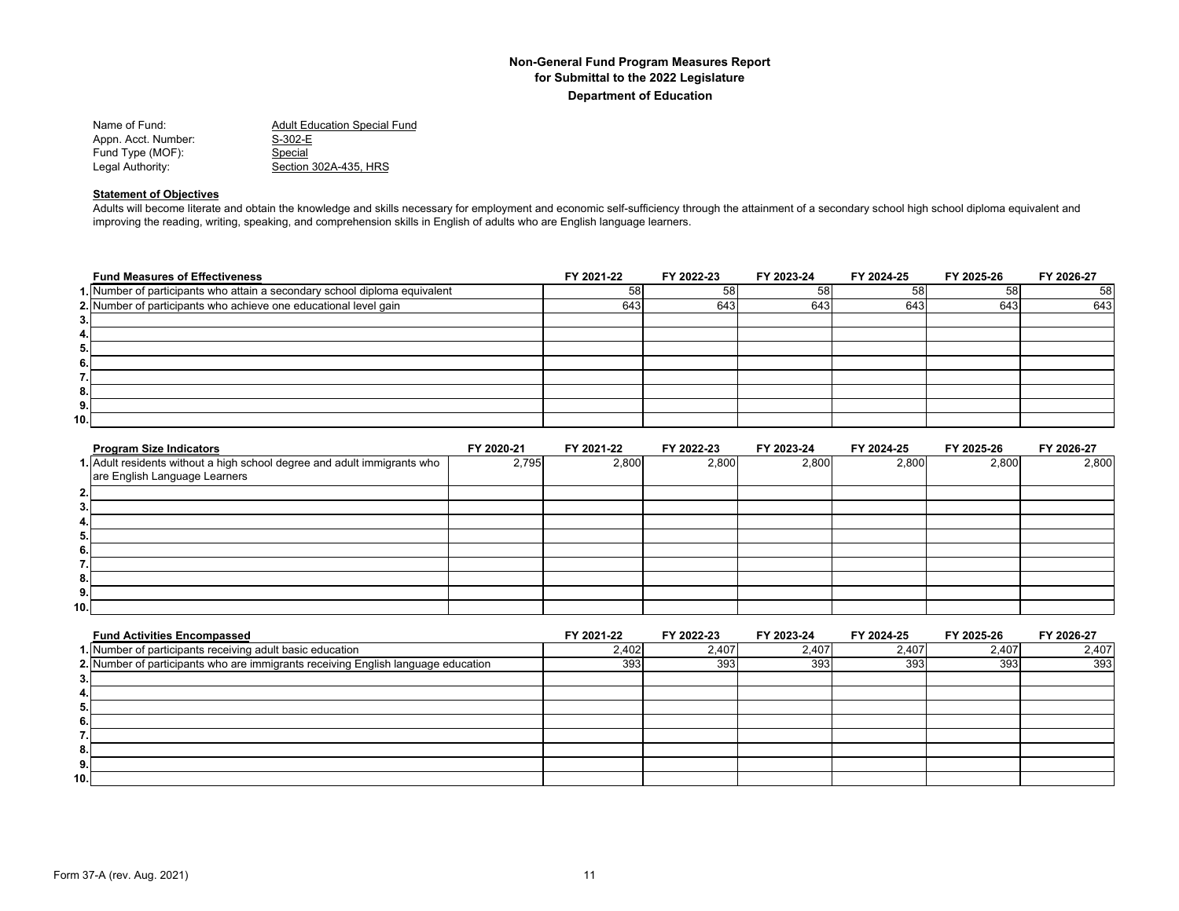**Non-General Fund Program Measures Report**
**for Submittal to the 2022 Legislature**
**Department of Education**

Name of Fund: Adult Education Special Fund
Appn. Acct. Number: S-302-E
Fund Type (MOF): Special
Legal Authority: Section 302A-435, HRS

**Statement of Objectives**

Adults will become literate and obtain the knowledge and skills necessary for employment and economic self-sufficiency through the attainment of a secondary school high school diploma equivalent and improving the reading, writing, speaking, and comprehension skills in English of adults who are English language learners.

| | Fund Measures of Effectiveness | FY 2021-22 | FY 2022-23 | FY 2023-24 | FY 2024-25 | FY 2025-26 | FY 2026-27 |
|---|---|---|---|---|---|---|---|
| 1. | Number of participants who attain a secondary school diploma equivalent | 58 | 58 | 58 | 58 | 58 | 58 |
| 2. | Number of participants who achieve one educational level gain | 643 | 643 | 643 | 643 | 643 | 643 |
| 3. | | | | | | | |
| 4. | | | | | | | |
| 5. | | | | | | | |
| 6. | | | | | | | |
| 7. | | | | | | | |
| 8. | | | | | | | |
| 9. | | | | | | | |
| 10. | | | | | | | |

| | Program Size Indicators | FY 2020-21 | FY 2021-22 | FY 2022-23 | FY 2023-24 | FY 2024-25 | FY 2025-26 | FY 2026-27 |
|---|---|---|---|---|---|---|---|---|
| 1. | Adult residents without a high school degree and adult immigrants who are English Language Learners | 2,795 | 2,800 | 2,800 | 2,800 | 2,800 | 2,800 | 2,800 |
| 2. | | | | | | | | |
| 3. | | | | | | | | |
| 4. | | | | | | | | |
| 5. | | | | | | | | |
| 6. | | | | | | | | |
| 7. | | | | | | | | |
| 8. | | | | | | | | |
| 9. | | | | | | | | |
| 10. | | | | | | | | |

| | Fund Activities Encompassed | FY 2021-22 | FY 2022-23 | FY 2023-24 | FY 2024-25 | FY 2025-26 | FY 2026-27 |
|---|---|---|---|---|---|---|---|
| 1. | Number of participants receiving adult basic education | 2,402 | 2,407 | 2,407 | 2,407 | 2,407 | 2,407 |
| 2. | Number of participants who are immigrants receiving English language education | 393 | 393 | 393 | 393 | 393 | 393 |
| 3. | | | | | | | |
| 4. | | | | | | | |
| 5. | | | | | | | |
| 6. | | | | | | | |
| 7. | | | | | | | |
| 8. | | | | | | | |
| 9. | | | | | | | |
| 10. | | | | | | | |

Form 37-A (rev. Aug. 2021)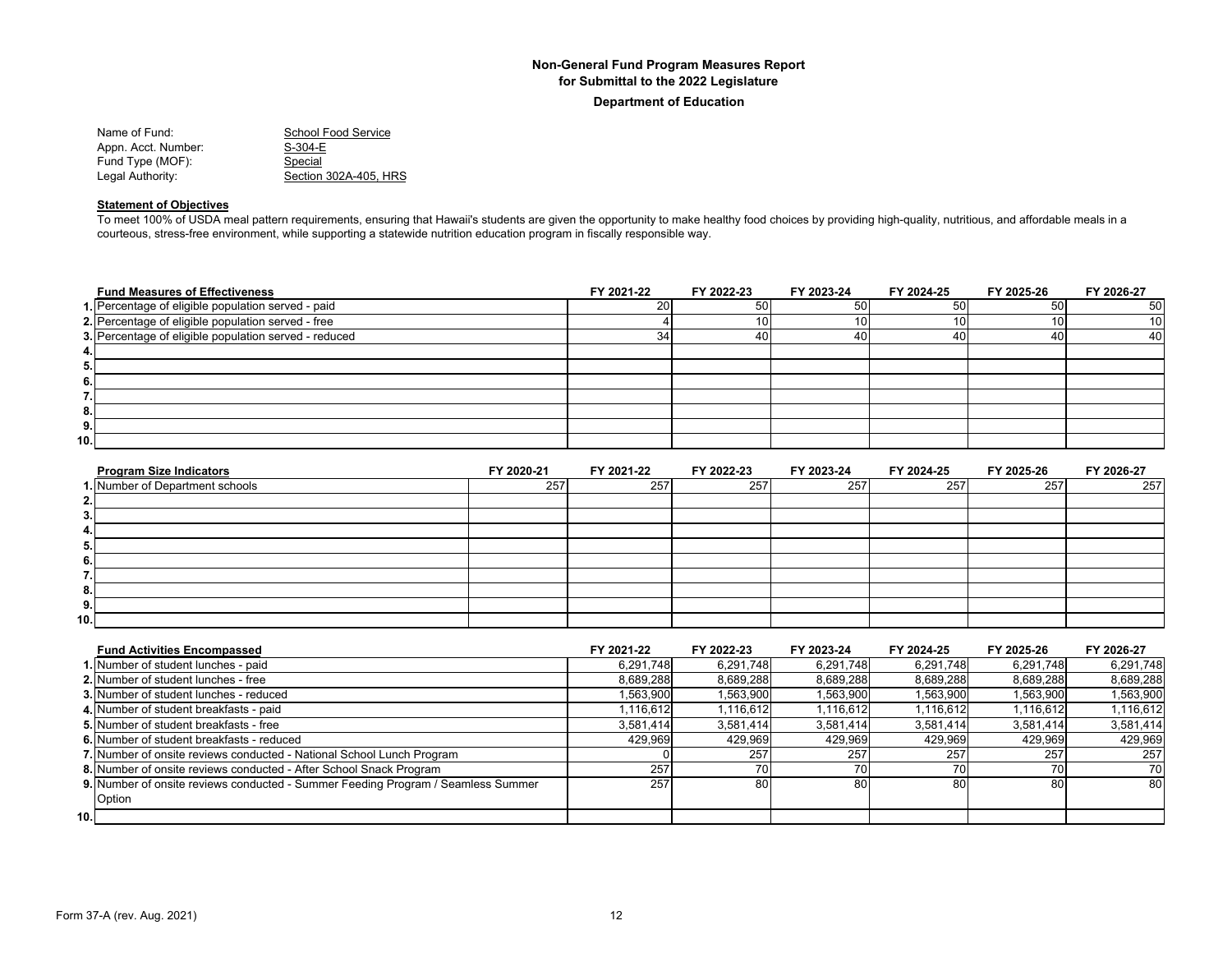# Non-General Fund Program Measures Report
## for Submittal to the 2022 Legislature
### Department of Education

Name of Fund: School Food Service
Appn. Acct. Number: S-304-E
Fund Type (MOF): Special
Legal Authority: Section 302A-405, HRS

**Statement of Objectives**

To meet 100% of USDA meal pattern requirements, ensuring that Hawaii's students are given the opportunity to make healthy food choices by providing high-quality, nutritious, and affordable meals in a courteous, stress-free environment, while supporting a statewide nutrition education program in fiscally responsible way.

| | Fund Measures of Effectiveness | FY 2021-22 | FY 2022-23 | FY 2023-24 | FY 2024-25 | FY 2025-26 | FY 2026-27 |
|---|---|---|---|---|---|---|---|
| 1. | Percentage of eligible population served - paid | 20 | 50 | 50 | 50 | 50 | 50 |
| 2. | Percentage of eligible population served - free | 4 | 10 | 10 | 10 | 10 | 10 |
| 3. | Percentage of eligible population served - reduced | 34 | 40 | 40 | 40 | 40 | 40 |
| 4. | | | | | | | |
| 5. | | | | | | | |
| 6. | | | | | | | |
| 7. | | | | | | | |
| 8. | | | | | | | |
| 9. | | | | | | | |
| 10. | | | | | | | |

| | Program Size Indicators | FY 2020-21 | FY 2021-22 | FY 2022-23 | FY 2023-24 | FY 2024-25 | FY 2025-26 | FY 2026-27 |
|---|---|---|---|---|---|---|---|---|
| 1. | Number of Department schools | 257 | 257 | 257 | 257 | 257 | 257 | 257 |
| 2. | | | | | | | | |
| 3. | | | | | | | | |
| 4. | | | | | | | | |
| 5. | | | | | | | | |
| 6. | | | | | | | | |
| 7. | | | | | | | | |
| 8. | | | | | | | | |
| 9. | | | | | | | | |
| 10. | | | | | | | | |

| | Fund Activities Encompassed | FY 2021-22 | FY 2022-23 | FY 2023-24 | FY 2024-25 | FY 2025-26 | FY 2026-27 |
|---|---|---|---|---|---|---|---|
| 1. | Number of student lunches - paid | 6,291,748 | 6,291,748 | 6,291,748 | 6,291,748 | 6,291,748 | 6,291,748 |
| 2. | Number of student lunches - free | 8,689,288 | 8,689,288 | 8,689,288 | 8,689,288 | 8,689,288 | 8,689,288 |
| 3. | Number of student lunches - reduced | 1,563,900 | 1,563,900 | 1,563,900 | 1,563,900 | 1,563,900 | 1,563,900 |
| 4. | Number of student breakfasts - paid | 1,116,612 | 1,116,612 | 1,116,612 | 1,116,612 | 1,116,612 | 1,116,612 |
| 5. | Number of student breakfasts - free | 3,581,414 | 3,581,414 | 3,581,414 | 3,581,414 | 3,581,414 | 3,581,414 |
| 6. | Number of student breakfasts - reduced | 429,969 | 429,969 | 429,969 | 429,969 | 429,969 | 429,969 |
| 7. | Number of onsite reviews conducted - National School Lunch Program | 0 | 257 | 257 | 257 | 257 | 257 |
| 8. | Number of onsite reviews conducted - After School Snack Program | 257 | 70 | 70 | 70 | 70 | 70 |
| 9. | Number of onsite reviews conducted - Summer Feeding Program / Seamless Summer Option | 257 | 80 | 80 | 80 | 80 | 80 |
| 10. | | | | | | | |

Form 37-A (rev. Aug. 2021)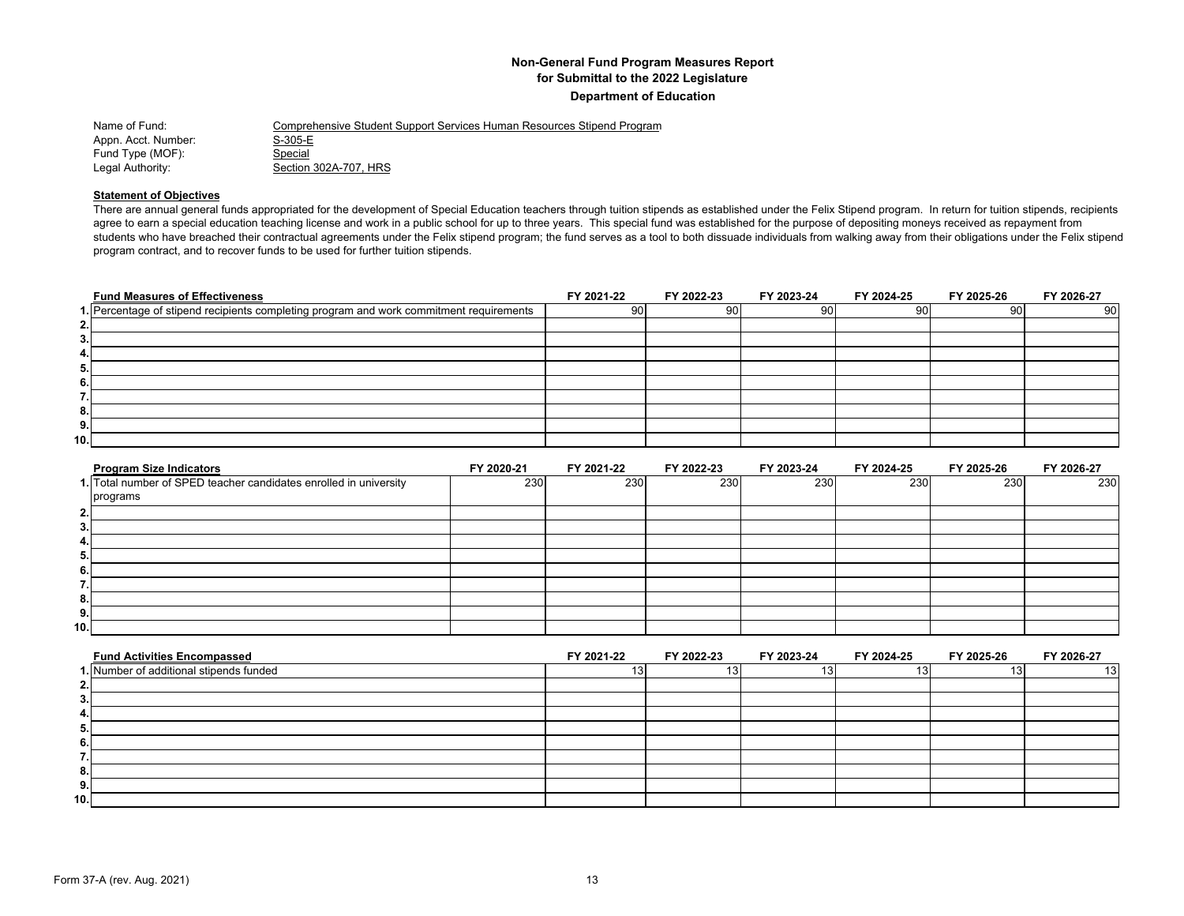**Non-General Fund Program Measures Report**
**for Submittal to the 2022 Legislature**
**Department of Education**

Name of Fund: Comprehensive Student Support Services Human Resources Stipend Program
Appn. Acct. Number: S-305-E
Fund Type (MOF): Special
Legal Authority: Section 302A-707, HRS

**Statement of Objectives**

There are annual general funds appropriated for the development of Special Education teachers through tuition stipends as established under the Felix Stipend program. In return for tuition stipends, recipients agree to earn a special education teaching license and work in a public school for up to three years. This special fund was established for the purpose of depositing moneys received as repayment from students who have breached their contractual agreements under the Felix stipend program; the fund serves as a tool to both dissuade individuals from walking away from their obligations under the Felix stipend program contract, and to recover funds to be used for further tuition stipends.

| | Fund Measures of Effectiveness | FY 2021-22 | FY 2022-23 | FY 2023-24 | FY 2024-25 | FY 2025-26 | FY 2026-27 |
|---|---|---|---|---|---|---|---|
| 1. | Percentage of stipend recipients completing program and work commitment requirements | 90 | 90 | 90 | 90 | 90 | 90 |
| 2. | | | | | | | |
| 3. | | | | | | | |
| 4. | | | | | | | |
| 5. | | | | | | | |
| 6. | | | | | | | |
| 7. | | | | | | | |
| 8. | | | | | | | |
| 9. | | | | | | | |
| 10. | | | | | | | |

| | Program Size Indicators | FY 2020-21 | FY 2021-22 | FY 2022-23 | FY 2023-24 | FY 2024-25 | FY 2025-26 | FY 2026-27 |
|---|---|---|---|---|---|---|---|---|
| 1. | Total number of SPED teacher candidates enrolled in university programs | 230 | 230 | 230 | 230 | 230 | 230 | 230 |
| 2. | | | | | | | | |
| 3. | | | | | | | | |
| 4. | | | | | | | | |
| 5. | | | | | | | | |
| 6. | | | | | | | | |
| 7. | | | | | | | | |
| 8. | | | | | | | | |
| 9. | | | | | | | | |
| 10. | | | | | | | | |

| | Fund Activities Encompassed | FY 2021-22 | FY 2022-23 | FY 2023-24 | FY 2024-25 | FY 2025-26 | FY 2026-27 |
|---|---|---|---|---|---|---|---|
| 1. | Number of additional stipends funded | 13 | 13 | 13 | 13 | 13 | 13 |
| 2. | | | | | | | |
| 3. | | | | | | | |
| 4. | | | | | | | |
| 5. | | | | | | | |
| 6. | | | | | | | |
| 7. | | | | | | | |
| 8. | | | | | | | |
| 9. | | | | | | | |
| 10. | | | | | | | |

Form 37-A (rev. Aug. 2021)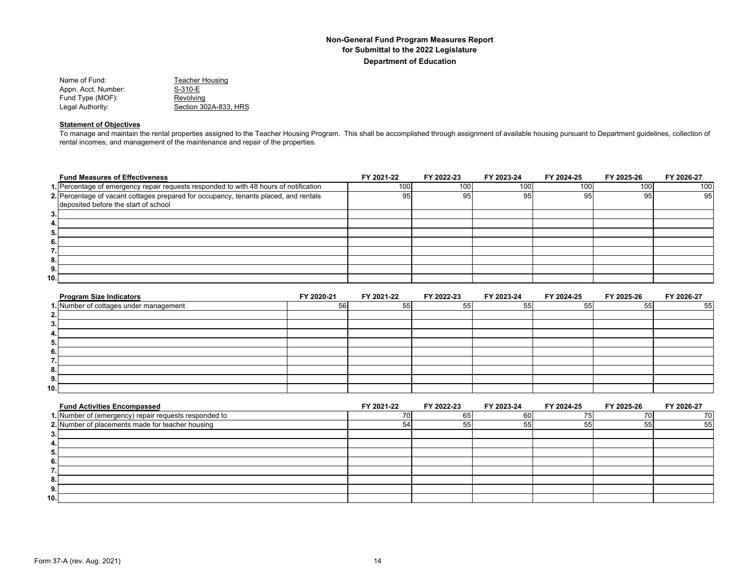**Non-General Fund Program Measures Report**
**for Submittal to the 2022 Legislature**
**Department of Education**

Name of Fund: Teacher Housing
Appn. Acct. Number: S-310-E
Fund Type (MOF): Revolving
Legal Authority: Section 302A-833, HRS

**Statement of Objectives**

To manage and maintain the rental properties assigned to the Teacher Housing Program. This shall be accomplished through assignment of available housing pursuant to Department guidelines, collection of rental incomes, and management of the maintenance and repair of the properties.

| | Fund Measures of Effectiveness | FY 2021-22 | FY 2022-23 | FY 2023-24 | FY 2024-25 | FY 2025-26 | FY 2026-27 |
|---|---|---|---|---|---|---|---|
| 1. | Percentage of emergency repair requests responded to with 48 hours of notification | 100 | 100 | 100 | 100 | 100 | 100 |
| 2. | Percentage of vacant cottages prepared for occupancy, tenants placed, and rentals deposited before the start of school | 95 | 95 | 95 | 95 | 95 | 95 |
| 3. | | | | | | | |
| 4. | | | | | | | |
| 5. | | | | | | | |
| 6. | | | | | | | |
| 7. | | | | | | | |
| 8. | | | | | | | |
| 9. | | | | | | | |
| 10. | | | | | | | |

| | Program Size Indicators | FY 2020-21 | FY 2021-22 | FY 2022-23 | FY 2023-24 | FY 2024-25 | FY 2025-26 | FY 2026-27 |
|---|---|---|---|---|---|---|---|---|
| 1. | Number of cottages under management | 56 | 55 | 55 | 55 | 55 | 55 | 55 |
| 2. | | | | | | | | |
| 3. | | | | | | | | |
| 4. | | | | | | | | |
| 5. | | | | | | | | |
| 6. | | | | | | | | |
| 7. | | | | | | | | |
| 8. | | | | | | | | |
| 9. | | | | | | | | |
| 10. | | | | | | | | |

| | Fund Activities Encompassed | FY 2021-22 | FY 2022-23 | FY 2023-24 | FY 2024-25 | FY 2025-26 | FY 2026-27 |
|---|---|---|---|---|---|---|---|
| 1. | Number of (emergency) repair requests responded to | 70 | 65 | 60 | 75 | 70 | 70 |
| 2. | Number of placements made for teacher housing | 54 | 55 | 55 | 55 | 55 | 55 |
| 3. | | | | | | | |
| 4. | | | | | | | |
| 5. | | | | | | | |
| 6. | | | | | | | |
| 7. | | | | | | | |
| 8. | | | | | | | |
| 9. | | | | | | | |
| 10. | | | | | | | |

Form 37-A (rev. Aug. 2021)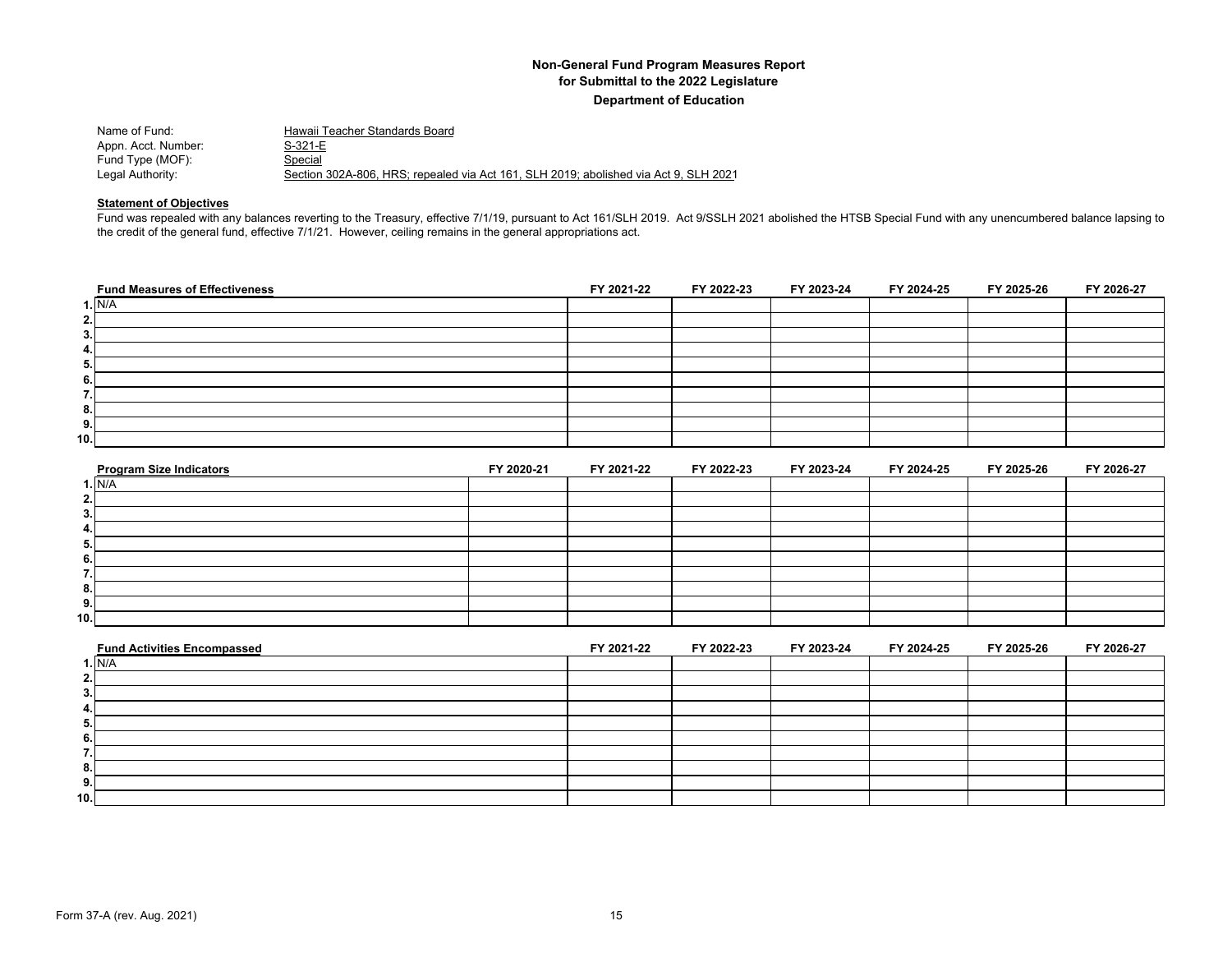**Non-General Fund Program Measures Report**
**for Submittal to the 2022 Legislature**
**Department of Education**

Name of Fund: Hawaii Teacher Standards Board
Appn. Acct. Number: S-321-E
Fund Type (MOF): Special
Legal Authority: Section 302A-806, HRS; repealed via Act 161, SLH 2019; abolished via Act 9, SLH 2021

**Statement of Objectives**

Fund was repealed with any balances reverting to the Treasury, effective 7/1/19, pursuant to Act 161/SLH 2019. Act 9/SSLH 2021 abolished the HTSB Special Fund with any unencumbered balance lapsing to the credit of the general fund, effective 7/1/21. However, ceiling remains in the general appropriations act.

| | Fund Measures of Effectiveness | FY 2021-22 | FY 2022-23 | FY 2023-24 | FY 2024-25 | FY 2025-26 | FY 2026-27 |
|---|---|---|---|---|---|---|---|
| 1. | N/A | | | | | | |
| 2. | | | | | | | |
| 3. | | | | | | | |
| 4. | | | | | | | |
| 5. | | | | | | | |
| 6. | | | | | | | |
| 7. | | | | | | | |
| 8. | | | | | | | |
| 9. | | | | | | | |
| 10. | | | | | | | |

| | Program Size Indicators | FY 2020-21 | FY 2021-22 | FY 2022-23 | FY 2023-24 | FY 2024-25 | FY 2025-26 | FY 2026-27 |
|---|---|---|---|---|---|---|---|---|
| 1. | N/A | | | | | | | |
| 2. | | | | | | | | |
| 3. | | | | | | | | |
| 4. | | | | | | | | |
| 5. | | | | | | | | |
| 6. | | | | | | | | |
| 7. | | | | | | | | |
| 8. | | | | | | | | |
| 9. | | | | | | | | |
| 10. | | | | | | | | |

| | Fund Activities Encompassed | FY 2021-22 | FY 2022-23 | FY 2023-24 | FY 2024-25 | FY 2025-26 | FY 2026-27 |
|---|---|---|---|---|---|---|---|
| 1. | N/A | | | | | | |
| 2. | | | | | | | |
| 3. | | | | | | | |
| 4. | | | | | | | |
| 5. | | | | | | | |
| 6. | | | | | | | |
| 7. | | | | | | | |
| 8. | | | | | | | |
| 9. | | | | | | | |
| 10. | | | | | | | |

Form 37-A (rev. Aug. 2021)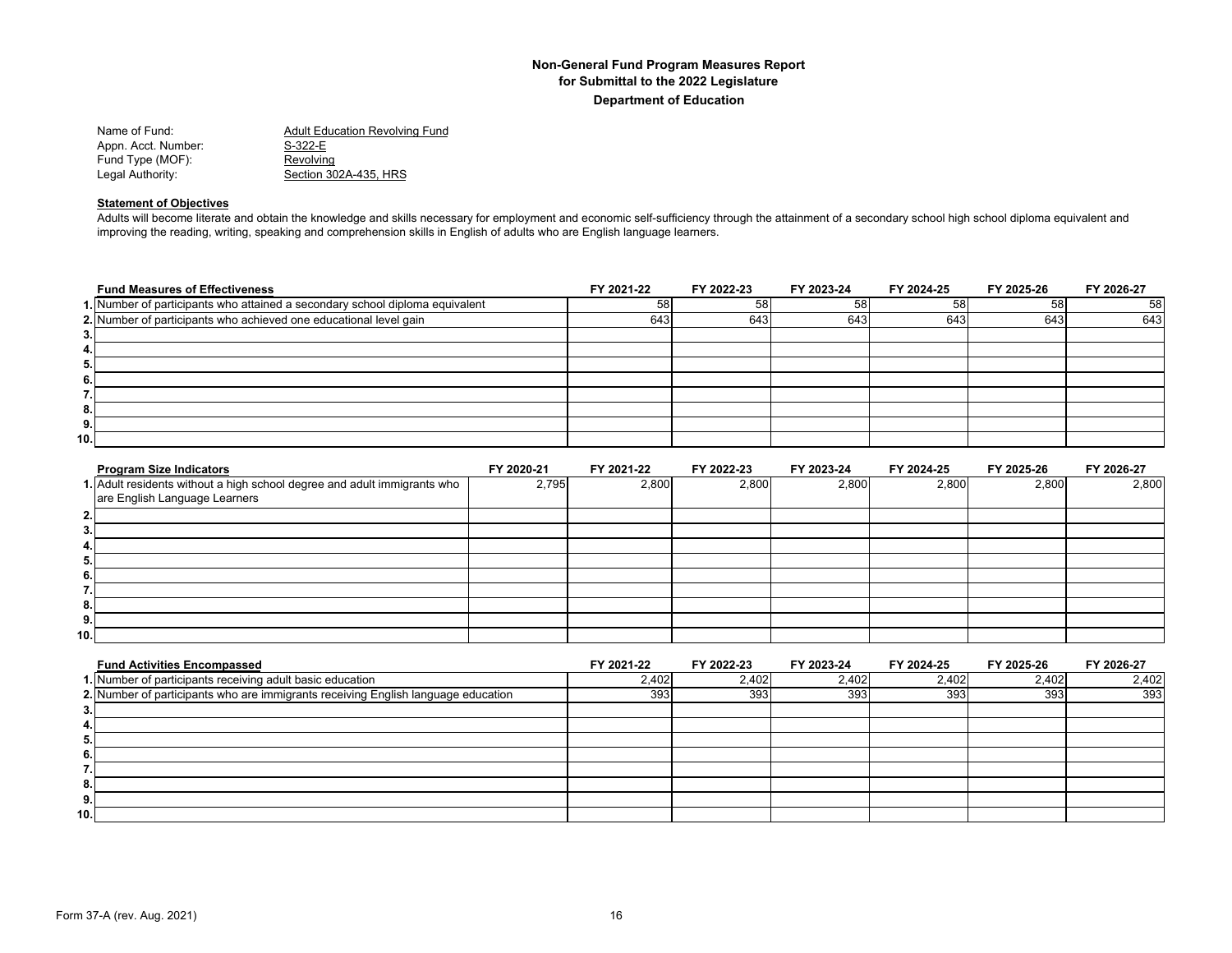# Non-General Fund Program Measures Report
## for Submittal to the 2022 Legislature
### Department of Education

Name of Fund: Adult Education Revolving Fund
Appn. Acct. Number: S-322-E
Fund Type (MOF): Revolving
Legal Authority: Section 302A-435, HRS

**Statement of Objectives**

Adults will become literate and obtain the knowledge and skills necessary for employment and economic self-sufficiency through the attainment of a secondary school high school diploma equivalent and improving the reading, writing, speaking and comprehension skills in English of adults who are English language learners.

| | Fund Measures of Effectiveness | FY 2021-22 | FY 2022-23 | FY 2023-24 | FY 2024-25 | FY 2025-26 | FY 2026-27 |
|---|---|---|---|---|---|---|---|
| 1. | Number of participants who attained a secondary school diploma equivalent | 58 | 58 | 58 | 58 | 58 | 58 |
| 2. | Number of participants who achieved one educational level gain | 643 | 643 | 643 | 643 | 643 | 643 |
| 3. | | | | | | | |
| 4. | | | | | | | |
| 5. | | | | | | | |
| 6. | | | | | | | |
| 7. | | | | | | | |
| 8. | | | | | | | |
| 9. | | | | | | | |
| 10. | | | | | | | |

| | Program Size Indicators | FY 2020-21 | FY 2021-22 | FY 2022-23 | FY 2023-24 | FY 2024-25 | FY 2025-26 | FY 2026-27 |
|---|---|---|---|---|---|---|---|---|
| 1. | Adult residents without a high school degree and adult immigrants who are English Language Learners | 2,795 | 2,800 | 2,800 | 2,800 | 2,800 | 2,800 | 2,800 |
| 2. | | | | | | | | |
| 3. | | | | | | | | |
| 4. | | | | | | | | |
| 5. | | | | | | | | |
| 6. | | | | | | | | |
| 7. | | | | | | | | |
| 8. | | | | | | | | |
| 9. | | | | | | | | |
| 10. | | | | | | | | |

| | Fund Activities Encompassed | FY 2021-22 | FY 2022-23 | FY 2023-24 | FY 2024-25 | FY 2025-26 | FY 2026-27 |
|---|---|---|---|---|---|---|---|
| 1. | Number of participants receiving adult basic education | 2,402 | 2,402 | 2,402 | 2,402 | 2,402 | 2,402 |
| 2. | Number of participants who are immigrants receiving English language education | 393 | 393 | 393 | 393 | 393 | 393 |
| 3. | | | | | | | |
| 4. | | | | | | | |
| 5. | | | | | | | |
| 6. | | | | | | | |
| 7. | | | | | | | |
| 8. | | | | | | | |
| 9. | | | | | | | |
| 10. | | | | | | | |

Form 37-A (rev. Aug. 2021)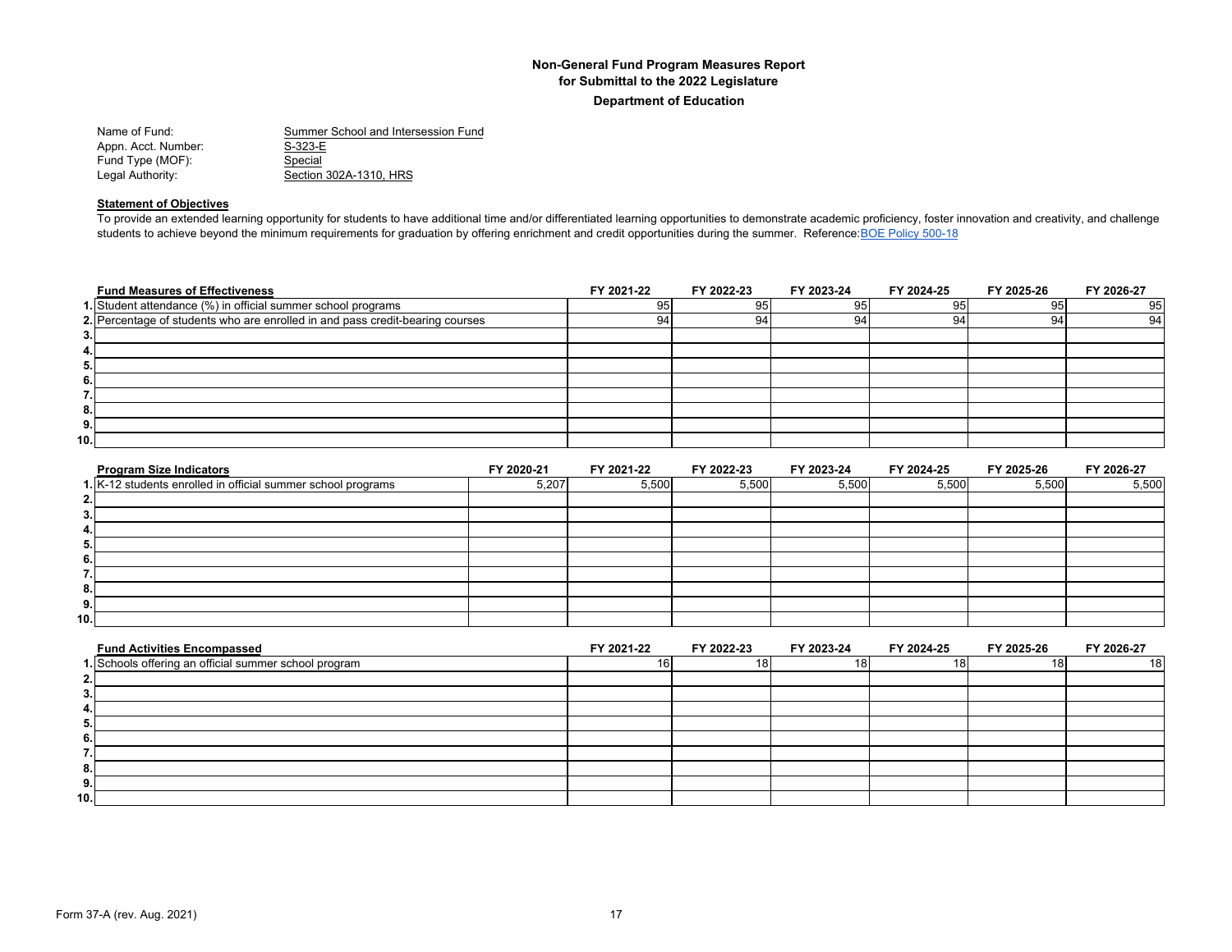## Non-General Fund Program Measures Report
## for Submittal to the 2022 Legislature
## Department of Education

Name of Fund: Summer School and Intersession Fund
Appn. Acct. Number: S-323-E
Fund Type (MOF): Special
Legal Authority: Section 302A-1310, HRS

**Statement of Objectives**

To provide an extended learning opportunity for students to have additional time and/or differentiated learning opportunities to demonstrate academic proficiency, foster innovation and creativity, and challenge students to achieve beyond the minimum requirements for graduation by offering enrichment and credit opportunities during the summer. Reference:BOE Policy 500-18

| | Fund Measures of Effectiveness | FY 2021-22 | FY 2022-23 | FY 2023-24 | FY 2024-25 | FY 2025-26 | FY 2026-27 |
|---|---|---|---|---|---|---|---|
| 1. | Student attendance (%) in official summer school programs | 95 | 95 | 95 | 95 | 95 | 95 |
| 2. | Percentage of students who are enrolled in and pass credit-bearing courses | 94 | 94 | 94 | 94 | 94 | 94 |
| 3. | | | | | | | |
| 4. | | | | | | | |
| 5. | | | | | | | |
| 6. | | | | | | | |
| 7. | | | | | | | |
| 8. | | | | | | | |
| 9. | | | | | | | |
| 10. | | | | | | | |

| | Program Size Indicators | FY 2020-21 | FY 2021-22 | FY 2022-23 | FY 2023-24 | FY 2024-25 | FY 2025-26 | FY 2026-27 |
|---|---|---|---|---|---|---|---|---|
| 1. | K-12 students enrolled in official summer school programs | 5,207 | 5,500 | 5,500 | 5,500 | 5,500 | 5,500 | 5,500 |
| 2. | | | | | | | | |
| 3. | | | | | | | | |
| 4. | | | | | | | | |
| 5. | | | | | | | | |
| 6. | | | | | | | | |
| 7. | | | | | | | | |
| 8. | | | | | | | | |
| 9. | | | | | | | | |
| 10. | | | | | | | | |

| | Fund Activities Encompassed | FY 2021-22 | FY 2022-23 | FY 2023-24 | FY 2024-25 | FY 2025-26 | FY 2026-27 |
|---|---|---|---|---|---|---|---|
| 1. | Schools offering an official summer school program | 16 | 18 | 18 | 18 | 18 | 18 |
| 2. | | | | | | | |
| 3. | | | | | | | |
| 4. | | | | | | | |
| 5. | | | | | | | |
| 6. | | | | | | | |
| 7. | | | | | | | |
| 8. | | | | | | | |
| 9. | | | | | | | |
| 10. | | | | | | | |

Form 37-A (rev. Aug. 2021)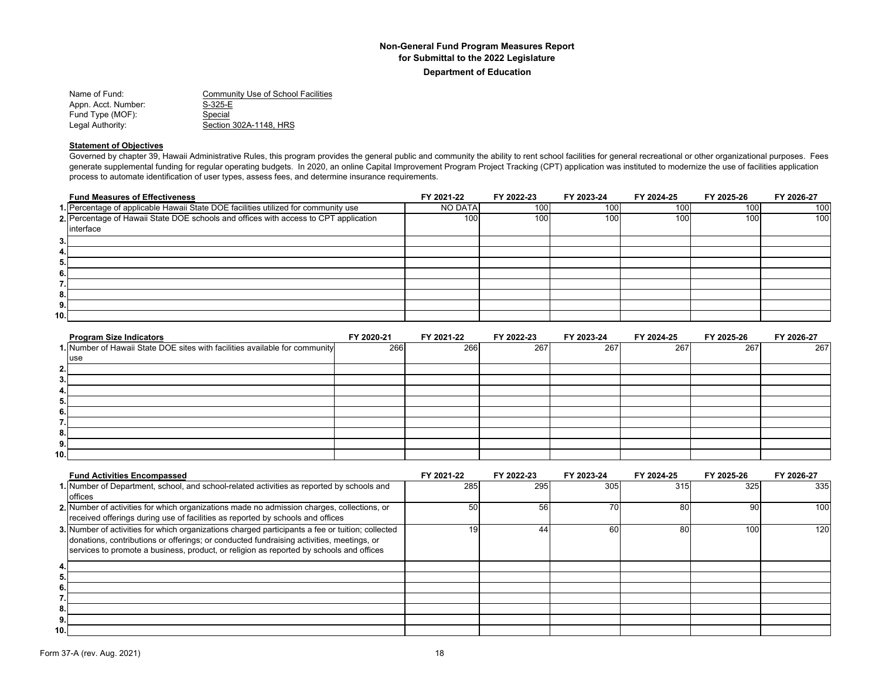**Non-General Fund Program Measures Report**
**for Submittal to the 2022 Legislature**
**Department of Education**

Name of Fund: Community Use of School Facilities
Appn. Acct. Number: S-325-E
Fund Type (MOF): Special
Legal Authority: Section 302A-1148, HRS

**Statement of Objectives**

Governed by chapter 39, Hawaii Administrative Rules, this program provides the general public and community the ability to rent school facilities for general recreational or other organizational purposes. Fees generate supplemental funding for regular operating budgets. In 2020, an online Capital Improvement Program Project Tracking (CPT) application was instituted to modernize the use of facilities application process to automate identification of user types, assess fees, and determine insurance requirements.

| | Fund Measures of Effectiveness | FY 2021-22 | FY 2022-23 | FY 2023-24 | FY 2024-25 | FY 2025-26 | FY 2026-27 |
|---|---|---|---|---|---|---|---|
| 1. | Percentage of applicable Hawaii State DOE facilities utilized for community use | NO DATA | 100 | 100 | 100 | 100 | 100 |
| 2. | Percentage of Hawaii State DOE schools and offices with access to CPT application interface | 100 | 100 | 100 | 100 | 100 | 100 |
| 3. | | | | | | | |
| 4. | | | | | | | |
| 5. | | | | | | | |
| 6. | | | | | | | |
| 7. | | | | | | | |
| 8. | | | | | | | |
| 9. | | | | | | | |
| 10. | | | | | | | |

| | Program Size Indicators | FY 2020-21 | FY 2021-22 | FY 2022-23 | FY 2023-24 | FY 2024-25 | FY 2025-26 | FY 2026-27 |
|---|---|---|---|---|---|---|---|---|
| 1. | Number of Hawaii State DOE sites with facilities available for community use | 266 | 266 | 267 | 267 | 267 | 267 | 267 |
| 2. | | | | | | | | |
| 3. | | | | | | | | |
| 4. | | | | | | | | |
| 5. | | | | | | | | |
| 6. | | | | | | | | |
| 7. | | | | | | | | |
| 8. | | | | | | | | |
| 9. | | | | | | | | |
| 10. | | | | | | | | |

| | Fund Activities Encompassed | FY 2021-22 | FY 2022-23 | FY 2023-24 | FY 2024-25 | FY 2025-26 | FY 2026-27 |
|---|---|---|---|---|---|---|---|
| 1. | Number of Department, school, and school-related activities as reported by schools and offices | 285 | 295 | 305 | 315 | 325 | 335 |
| 2. | Number of activities for which organizations made no admission charges, collections, or received offerings during use of facilities as reported by schools and offices | 50 | 56 | 70 | 80 | 90 | 100 |
| 3. | Number of activities for which organizations charged participants a fee or tuition; collected donations, contributions or offerings; or conducted fundraising activities, meetings, or services to promote a business, product, or religion as reported by schools and offices | 19 | 44 | 60 | 80 | 100 | 120 |
| 4. | | | | | | | |
| 5. | | | | | | | |
| 6. | | | | | | | |
| 7. | | | | | | | |
| 8. | | | | | | | |
| 9. | | | | | | | |
| 10. | | | | | | | |

Form 37-A (rev. Aug. 2021)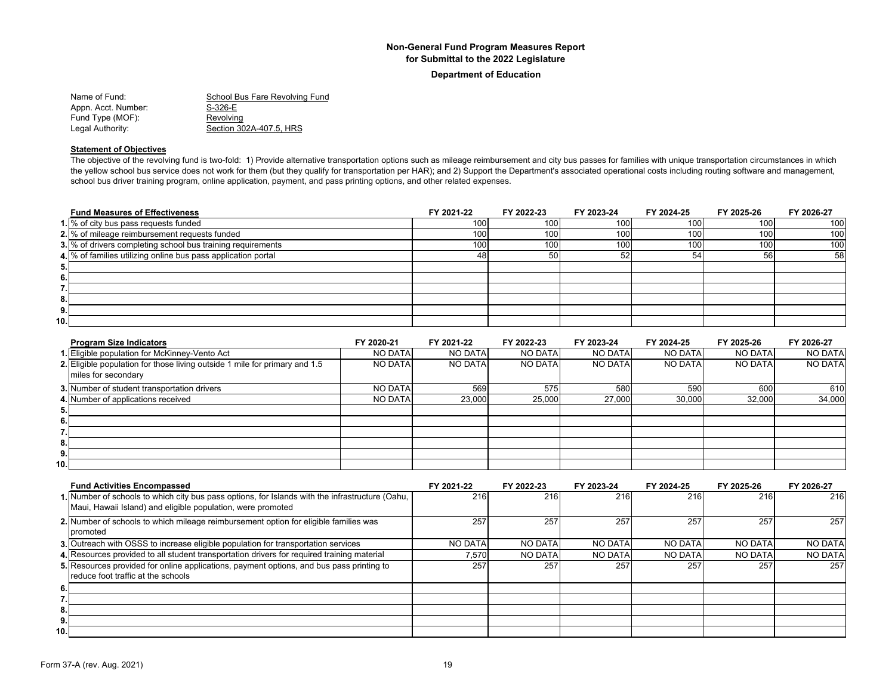**Non-General Fund Program Measures Report**
**for Submittal to the 2022 Legislature**

**Department of Education**

Name of Fund: School Bus Fare Revolving Fund
Appn. Acct. Number: S-326-E
Fund Type (MOF): Revolving
Legal Authority: Section 302A-407.5, HRS

**Statement of Objectives**

The objective of the revolving fund is two-fold: 1) Provide alternative transportation options such as mileage reimbursement and city bus passes for families with unique transportation circumstances in which the yellow school bus service does not work for them (but they qualify for transportation per HAR); and 2) Support the Department's associated operational costs including routing software and management, school bus driver training program, online application, payment, and pass printing options, and other related expenses.

| | Fund Measures of Effectiveness | FY 2021-22 | FY 2022-23 | FY 2023-24 | FY 2024-25 | FY 2025-26 | FY 2026-27 |
|---|---|---|---|---|---|---|---|
| 1. | % of city bus pass requests funded | 100 | 100 | 100 | 100 | 100 | 100 |
| 2. | % of mileage reimbursement requests funded | 100 | 100 | 100 | 100 | 100 | 100 |
| 3. | % of drivers completing school bus training requirements | 100 | 100 | 100 | 100 | 100 | 100 |
| 4. | % of families utilizing online bus pass application portal | 48 | 50 | 52 | 54 | 56 | 58 |
| 5. | | | | | | | |
| 6. | | | | | | | |
| 7. | | | | | | | |
| 8. | | | | | | | |
| 9. | | | | | | | |
| 10. | | | | | | | |

| | Program Size Indicators | FY 2020-21 | FY 2021-22 | FY 2022-23 | FY 2023-24 | FY 2024-25 | FY 2025-26 | FY 2026-27 |
|---|---|---|---|---|---|---|---|---|
| 1. | Eligible population for McKinney-Vento Act | NO DATA | NO DATA | NO DATA | NO DATA | NO DATA | NO DATA | NO DATA |
| 2. | Eligible population for those living outside 1 mile for primary and 1.5 miles for secondary | NO DATA | NO DATA | NO DATA | NO DATA | NO DATA | NO DATA | NO DATA |
| 3. | Number of student transportation drivers | NO DATA | 569 | 575 | 580 | 590 | 600 | 610 |
| 4. | Number of applications received | NO DATA | 23,000 | 25,000 | 27,000 | 30,000 | 32,000 | 34,000 |
| 5. | | | | | | | | |
| 6. | | | | | | | | |
| 7. | | | | | | | | |
| 8. | | | | | | | | |
| 9. | | | | | | | | |
| 10. | | | | | | | | |

| | Fund Activities Encompassed | FY 2021-22 | FY 2022-23 | FY 2023-24 | FY 2024-25 | FY 2025-26 | FY 2026-27 |
|---|---|---|---|---|---|---|---|
| 1. | Number of schools to which city bus pass options, for Islands with the infrastructure (Oahu, Maui, Hawaii Island) and eligible population, were promoted | 216 | 216 | 216 | 216 | 216 | 216 |
| 2. | Number of schools to which mileage reimbursement option for eligible families was promoted | 257 | 257 | 257 | 257 | 257 | 257 |
| 3. | Outreach with OSSS to increase eligible population for transportation services | NO DATA | NO DATA | NO DATA | NO DATA | NO DATA | NO DATA |
| 4. | Resources provided to all student transportation drivers for required training material | 7,570 | NO DATA | NO DATA | NO DATA | NO DATA | NO DATA |
| 5. | Resources provided for online applications, payment options, and bus pass printing to reduce foot traffic at the schools | 257 | 257 | 257 | 257 | 257 | 257 |
| 6. | | | | | | | |
| 7. | | | | | | | |
| 8. | | | | | | | |
| 9. | | | | | | | |
| 10. | | | | | | | |

Form 37-A (rev. Aug. 2021)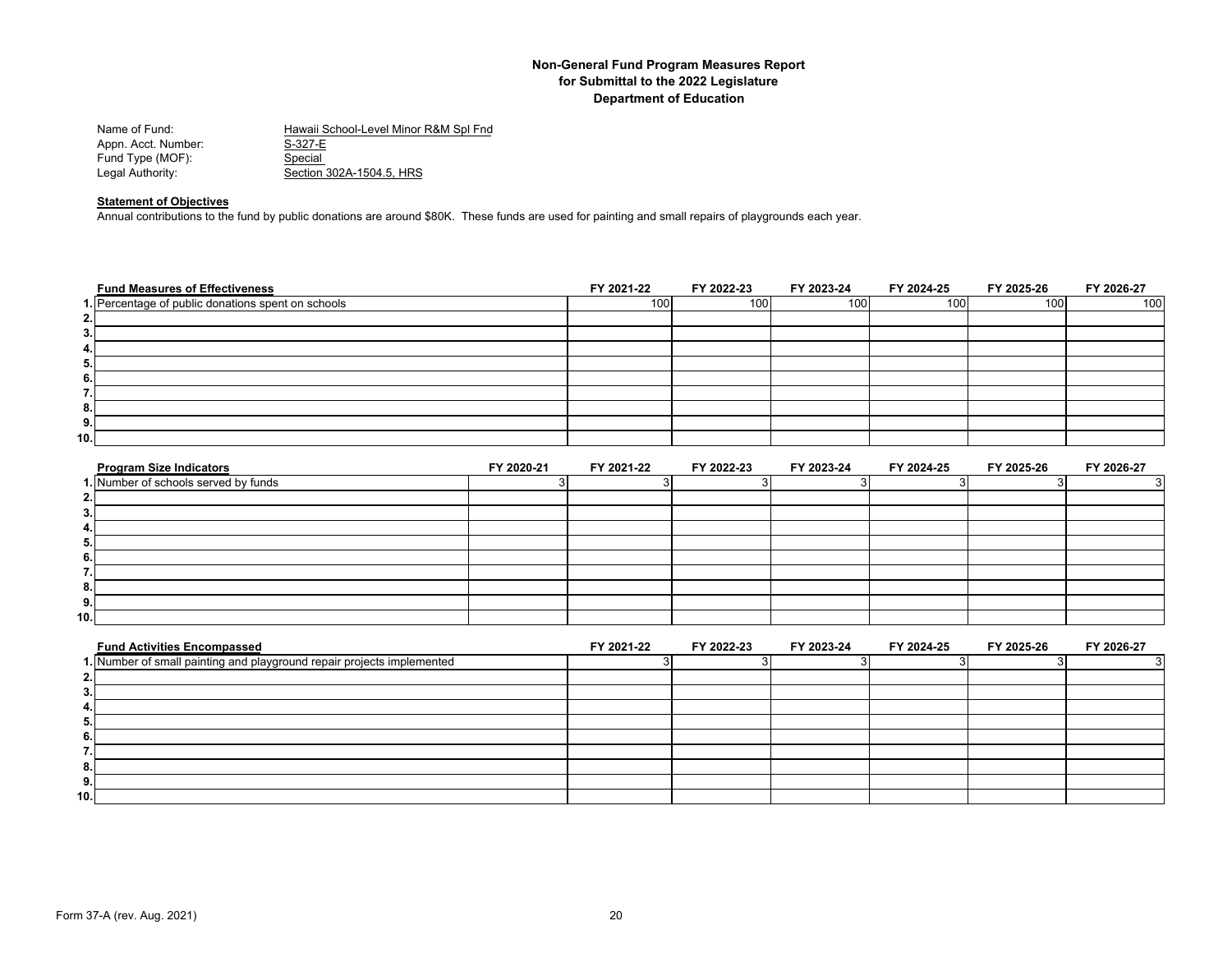**Non-General Fund Program Measures Report**
**for Submittal to the 2022 Legislature**
**Department of Education**

Name of Fund: Hawaii School-Level Minor R&M Spl Fnd
Appn. Acct. Number: S-327-E
Fund Type (MOF): Special
Legal Authority: Section 302A-1504.5, HRS

**Statement of Objectives**

Annual contributions to the fund by public donations are around $80K. These funds are used for painting and small repairs of playgrounds each year.

| | Fund Measures of Effectiveness | FY 2021-22 | FY 2022-23 | FY 2023-24 | FY 2024-25 | FY 2025-26 | FY 2026-27 |
|---|---|---|---|---|---|---|---|
| 1. | Percentage of public donations spent on schools | 100 | 100 | 100 | 100 | 100 | 100 |
| 2. | | | | | | | |
| 3. | | | | | | | |
| 4. | | | | | | | |
| 5. | | | | | | | |
| 6. | | | | | | | |
| 7. | | | | | | | |
| 8. | | | | | | | |
| 9. | | | | | | | |
| 10. | | | | | | | |

| | Program Size Indicators | FY 2020-21 | FY 2021-22 | FY 2022-23 | FY 2023-24 | FY 2024-25 | FY 2025-26 | FY 2026-27 |
|---|---|---|---|---|---|---|---|---|
| 1. | Number of schools served by funds | 3 | 3 | 3 | 3 | 3 | 3 | 3 |
| 2. | | | | | | | | |
| 3. | | | | | | | | |
| 4. | | | | | | | | |
| 5. | | | | | | | | |
| 6. | | | | | | | | |
| 7. | | | | | | | | |
| 8. | | | | | | | | |
| 9. | | | | | | | | |
| 10. | | | | | | | | |

| | Fund Activities Encompassed | FY 2021-22 | FY 2022-23 | FY 2023-24 | FY 2024-25 | FY 2025-26 | FY 2026-27 |
|---|---|---|---|---|---|---|---|
| 1. | Number of small painting and playground repair projects implemented | 3 | 3 | 3 | 3 | 3 | 3 |
| 2. | | | | | | | |
| 3. | | | | | | | |
| 4. | | | | | | | |
| 5. | | | | | | | |
| 6. | | | | | | | |
| 7. | | | | | | | |
| 8. | | | | | | | |
| 9. | | | | | | | |
| 10. | | | | | | | |

Form 37-A (rev. Aug. 2021)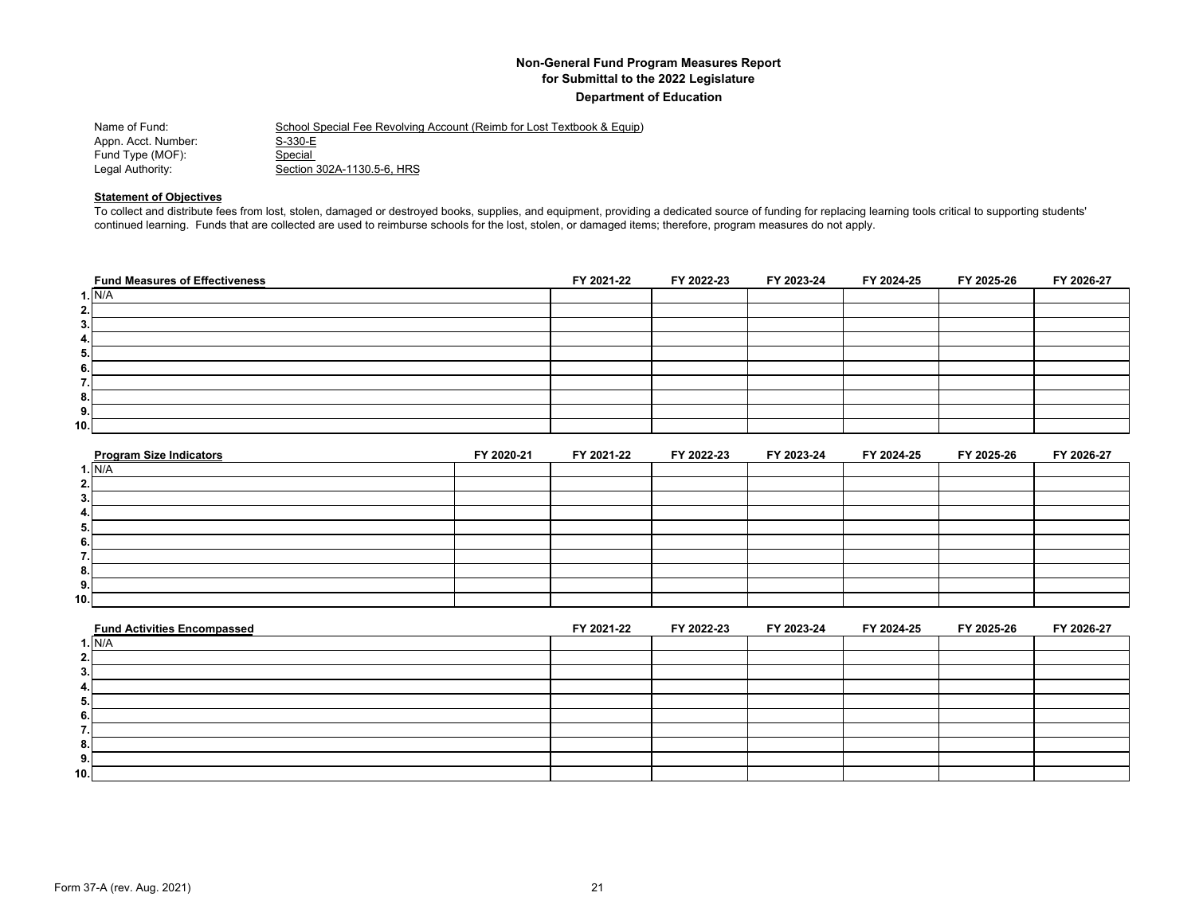**Non-General Fund Program Measures Report**
**for Submittal to the 2022 Legislature**
**Department of Education**

Name of Fund: School Special Fee Revolving Account (Reimb for Lost Textbook & Equip)
Appn. Acct. Number: S-330-E
Fund Type (MOF): Special
Legal Authority: Section 302A-1130.5-6, HRS

**Statement of Objectives**

To collect and distribute fees from lost, stolen, damaged or destroyed books, supplies, and equipment, providing a dedicated source of funding for replacing learning tools critical to supporting students' continued learning. Funds that are collected are used to reimburse schools for the lost, stolen, or damaged items; therefore, program measures do not apply.

| | Fund Measures of Effectiveness | FY 2021-22 | FY 2022-23 | FY 2023-24 | FY 2024-25 | FY 2025-26 | FY 2026-27 |
|---|---|---|---|---|---|---|---|
| 1. | N/A | | | | | | |
| 2. | | | | | | | |
| 3. | | | | | | | |
| 4. | | | | | | | |
| 5. | | | | | | | |
| 6. | | | | | | | |
| 7. | | | | | | | |
| 8. | | | | | | | |
| 9. | | | | | | | |
| 10. | | | | | | | |

| | Program Size Indicators | FY 2020-21 | FY 2021-22 | FY 2022-23 | FY 2023-24 | FY 2024-25 | FY 2025-26 | FY 2026-27 |
|---|---|---|---|---|---|---|---|---|
| 1. | N/A | | | | | | | |
| 2. | | | | | | | | |
| 3. | | | | | | | | |
| 4. | | | | | | | | |
| 5. | | | | | | | | |
| 6. | | | | | | | | |
| 7. | | | | | | | | |
| 8. | | | | | | | | |
| 9. | | | | | | | | |
| 10. | | | | | | | | |

| | Fund Activities Encompassed | FY 2021-22 | FY 2022-23 | FY 2023-24 | FY 2024-25 | FY 2025-26 | FY 2026-27 |
|---|---|---|---|---|---|---|---|
| 1. | N/A | | | | | | |
| 2. | | | | | | | |
| 3. | | | | | | | |
| 4. | | | | | | | |
| 5. | | | | | | | |
| 6. | | | | | | | |
| 7. | | | | | | | |
| 8. | | | | | | | |
| 9. | | | | | | | |
| 10. | | | | | | | |

Form 37-A (rev. Aug. 2021)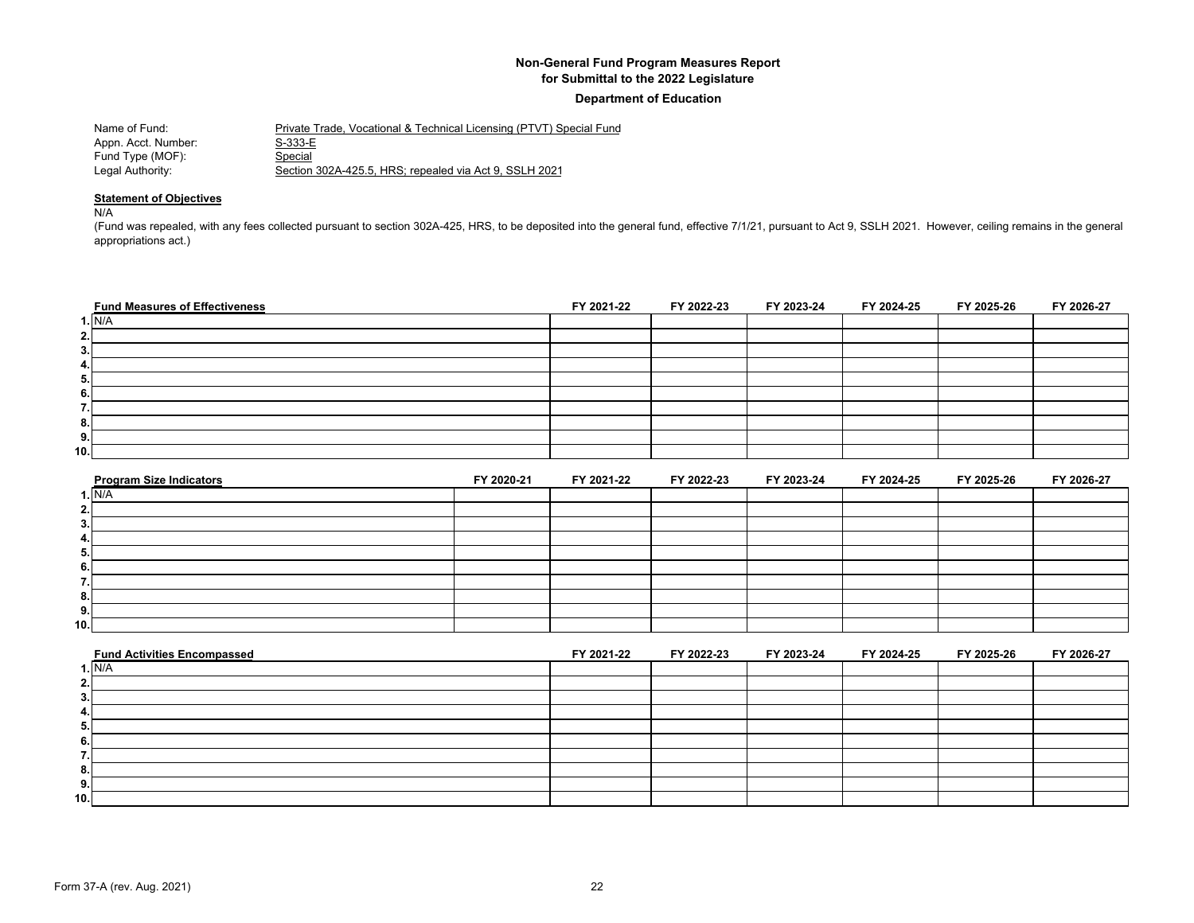**Non-General Fund Program Measures Report**
**for Submittal to the 2022 Legislature**
**Department of Education**

Name of Fund: Private Trade, Vocational & Technical Licensing (PTVT) Special Fund
Appn. Acct. Number: S-333-E
Fund Type (MOF): Special
Legal Authority: Section 302A-425.5, HRS; repealed via Act 9, SSLH 2021

**Statement of Objectives**

N/A

(Fund was repealed, with any fees collected pursuant to section 302A-425, HRS, to be deposited into the general fund, effective 7/1/21, pursuant to Act 9, SSLH 2021. However, ceiling remains in the general appropriations act.)

| | Fund Measures of Effectiveness | FY 2021-22 | FY 2022-23 | FY 2023-24 | FY 2024-25 | FY 2025-26 | FY 2026-27 |
|---|---|---|---|---|---|---|---|
| 1. | N/A | | | | | | |
| 2. | | | | | | | |
| 3. | | | | | | | |
| 4. | | | | | | | |
| 5. | | | | | | | |
| 6. | | | | | | | |
| 7. | | | | | | | |
| 8. | | | | | | | |
| 9. | | | | | | | |
| 10. | | | | | | | |

| | Program Size Indicators | FY 2020-21 | FY 2021-22 | FY 2022-23 | FY 2023-24 | FY 2024-25 | FY 2025-26 | FY 2026-27 |
|---|---|---|---|---|---|---|---|---|
| 1. | N/A | | | | | | | |
| 2. | | | | | | | | |
| 3. | | | | | | | | |
| 4. | | | | | | | | |
| 5. | | | | | | | | |
| 6. | | | | | | | | |
| 7. | | | | | | | | |
| 8. | | | | | | | | |
| 9. | | | | | | | | |
| 10. | | | | | | | | |

| | Fund Activities Encompassed | FY 2021-22 | FY 2022-23 | FY 2023-24 | FY 2024-25 | FY 2025-26 | FY 2026-27 |
|---|---|---|---|---|---|---|---|
| 1. | N/A | | | | | | |
| 2. | | | | | | | |
| 3. | | | | | | | |
| 4. | | | | | | | |
| 5. | | | | | | | |
| 6. | | | | | | | |
| 7. | | | | | | | |
| 8. | | | | | | | |
| 9. | | | | | | | |
| 10. | | | | | | | |

Form 37-A (rev. Aug. 2021)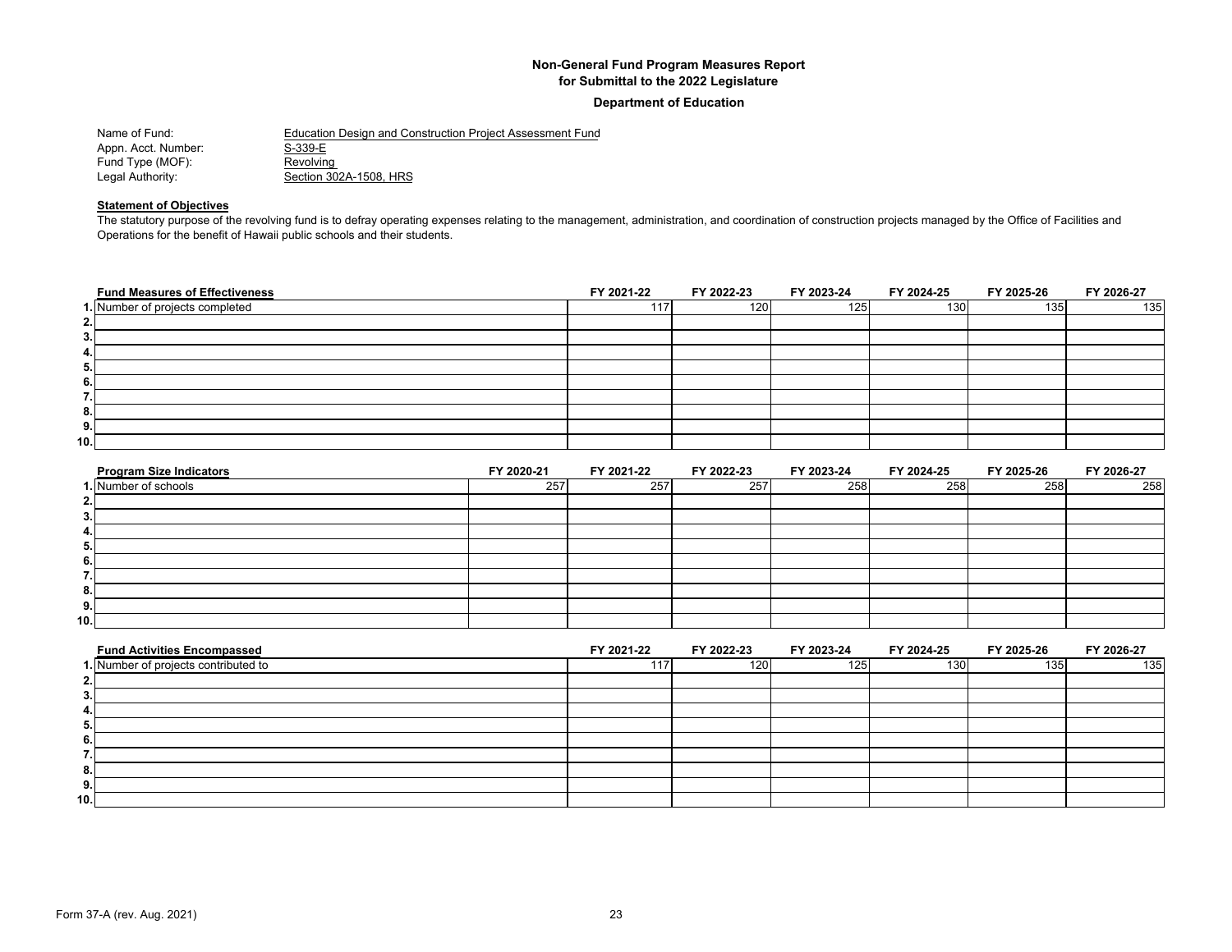**Non-General Fund Program Measures Report**
**for Submittal to the 2022 Legislature**

**Department of Education**

Name of Fund: Education Design and Construction Project Assessment Fund
Appn. Acct. Number: S-339-E
Fund Type (MOF): Revolving
Legal Authority: Section 302A-1508, HRS

**Statement of Objectives**

The statutory purpose of the revolving fund is to defray operating expenses relating to the management, administration, and coordination of construction projects managed by the Office of Facilities and Operations for the benefit of Hawaii public schools and their students.

| | Fund Measures of Effectiveness | FY 2021-22 | FY 2022-23 | FY 2023-24 | FY 2024-25 | FY 2025-26 | FY 2026-27 |
|---|---|---|---|---|---|---|---|
| 1. | Number of projects completed | 117 | 120 | 125 | 130 | 135 | 135 |
| 2. | | | | | | | |
| 3. | | | | | | | |
| 4. | | | | | | | |
| 5. | | | | | | | |
| 6. | | | | | | | |
| 7. | | | | | | | |
| 8. | | | | | | | |
| 9. | | | | | | | |
| 10. | | | | | | | |

| | Program Size Indicators | FY 2020-21 | FY 2021-22 | FY 2022-23 | FY 2023-24 | FY 2024-25 | FY 2025-26 | FY 2026-27 |
|---|---|---|---|---|---|---|---|---|
| 1. | Number of schools | 257 | 257 | 257 | 258 | 258 | 258 | 258 |
| 2. | | | | | | | | |
| 3. | | | | | | | | |
| 4. | | | | | | | | |
| 5. | | | | | | | | |
| 6. | | | | | | | | |
| 7. | | | | | | | | |
| 8. | | | | | | | | |
| 9. | | | | | | | | |
| 10. | | | | | | | | |

| | Fund Activities Encompassed | FY 2021-22 | FY 2022-23 | FY 2023-24 | FY 2024-25 | FY 2025-26 | FY 2026-27 |
|---|---|---|---|---|---|---|---|
| 1. | Number of projects contributed to | 117 | 120 | 125 | 130 | 135 | 135 |
| 2. | | | | | | | |
| 3. | | | | | | | |
| 4. | | | | | | | |
| 5. | | | | | | | |
| 6. | | | | | | | |
| 7. | | | | | | | |
| 8. | | | | | | | |
| 9. | | | | | | | |
| 10. | | | | | | | |

Form 37-A (rev. Aug. 2021)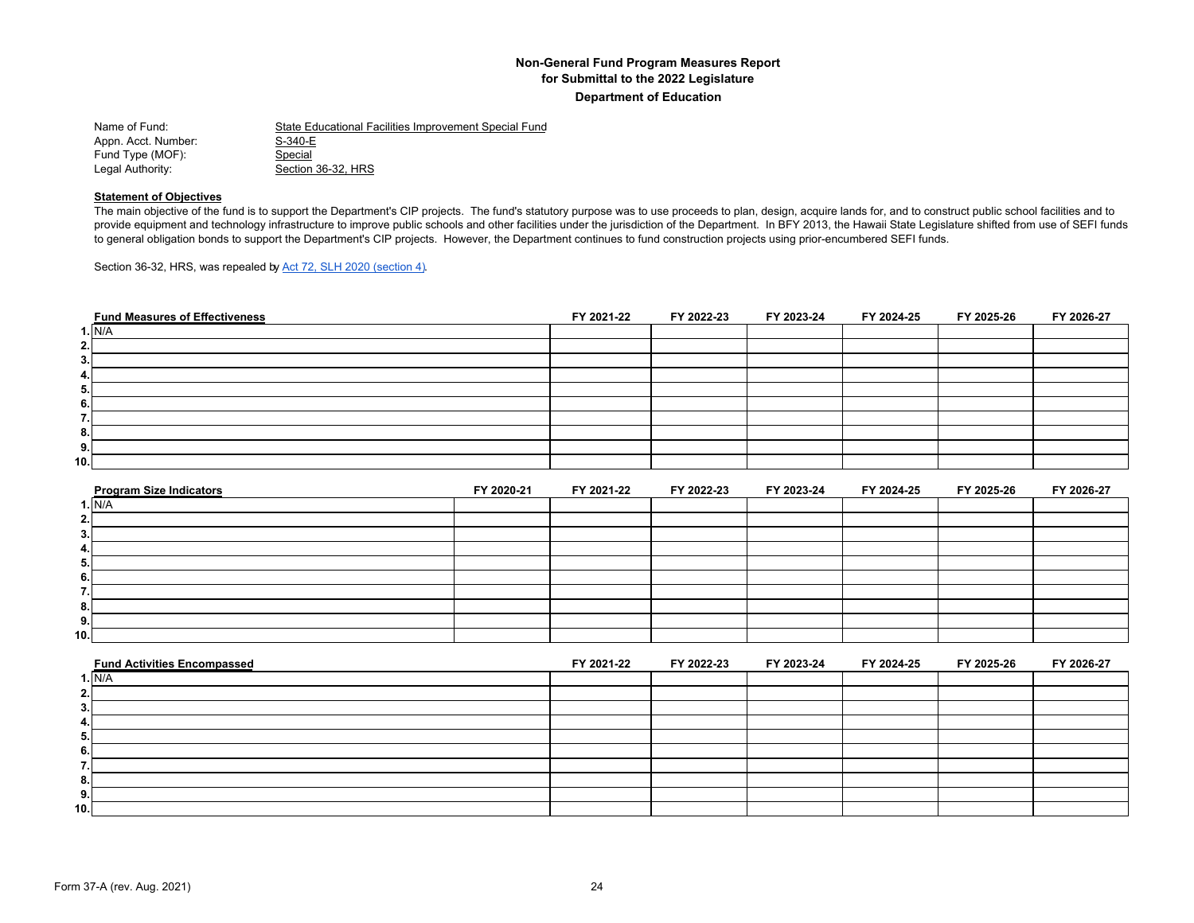**Non-General Fund Program Measures Report**
**for Submittal to the 2022 Legislature**
**Department of Education**

Name of Fund: State Educational Facilities Improvement Special Fund
Appn. Acct. Number: S-340-E
Fund Type (MOF): Special
Legal Authority: Section 36-32, HRS

**Statement of Objectives**

The main objective of the fund is to support the Department's CIP projects. The fund's statutory purpose was to use proceeds to plan, design, acquire lands for, and to construct public school facilities and to provide equipment and technology infrastructure to improve public schools and other facilities under the jurisdiction of the Department. In BFY 2013, the Hawaii State Legislature shifted from use of SEFI funds to general obligation bonds to support the Department's CIP projects. However, the Department continues to fund construction projects using prior-encumbered SEFI funds.

Section 36-32, HRS, was repealed by Act 72, SLH 2020 (section 4).

| | Fund Measures of Effectiveness | FY 2021-22 | FY 2022-23 | FY 2023-24 | FY 2024-25 | FY 2025-26 | FY 2026-27 |
|---|---|---|---|---|---|---|---|
| 1. | N/A | | | | | | |
| 2. | | | | | | | |
| 3. | | | | | | | |
| 4. | | | | | | | |
| 5. | | | | | | | |
| 6. | | | | | | | |
| 7. | | | | | | | |
| 8. | | | | | | | |
| 9. | | | | | | | |
| 10. | | | | | | | |

| | Program Size Indicators | FY 2020-21 | FY 2021-22 | FY 2022-23 | FY 2023-24 | FY 2024-25 | FY 2025-26 | FY 2026-27 |
|---|---|---|---|---|---|---|---|---|
| 1. | N/A | | | | | | | |
| 2. | | | | | | | | |
| 3. | | | | | | | | |
| 4. | | | | | | | | |
| 5. | | | | | | | | |
| 6. | | | | | | | | |
| 7. | | | | | | | | |
| 8. | | | | | | | | |
| 9. | | | | | | | | |
| 10. | | | | | | | | |

| | Fund Activities Encompassed | FY 2021-22 | FY 2022-23 | FY 2023-24 | FY 2024-25 | FY 2025-26 | FY 2026-27 |
|---|---|---|---|---|---|---|---|
| 1. | N/A | | | | | | |
| 2. | | | | | | | |
| 3. | | | | | | | |
| 4. | | | | | | | |
| 5. | | | | | | | |
| 6. | | | | | | | |
| 7. | | | | | | | |
| 8. | | | | | | | |
| 9. | | | | | | | |
| 10. | | | | | | | |

Form 37-A (rev. Aug. 2021)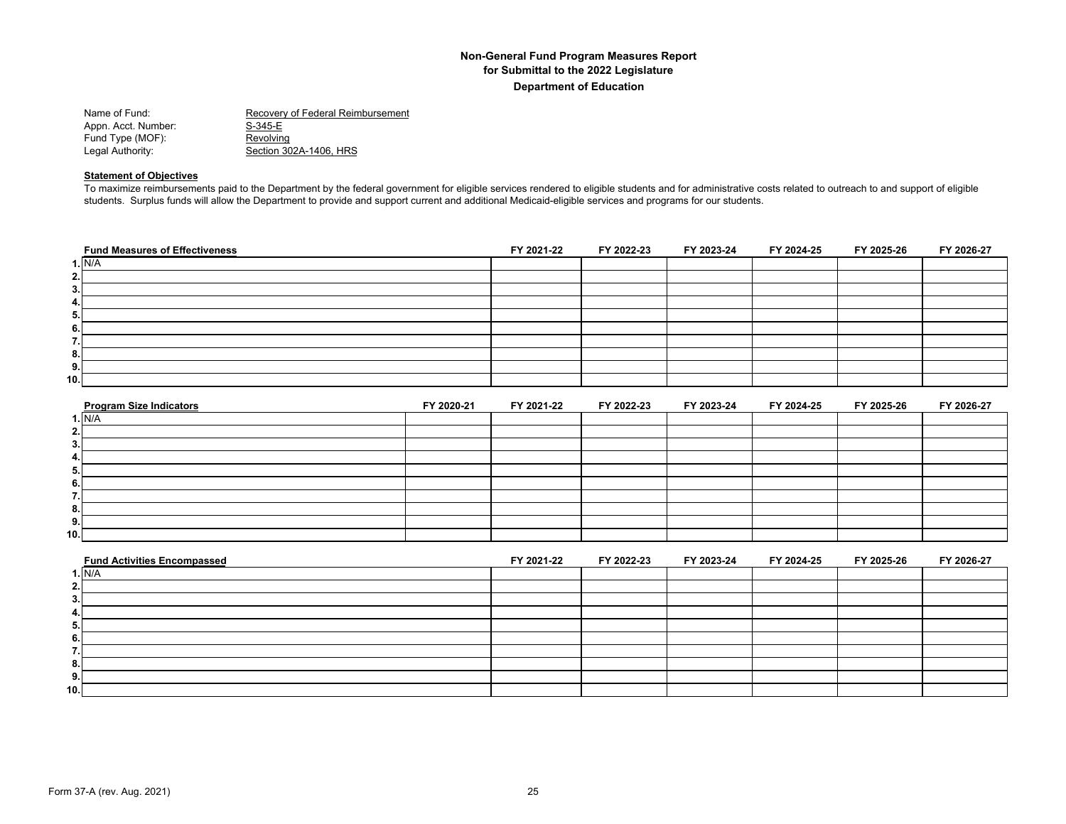**Non-General Fund Program Measures Report**
**for Submittal to the 2022 Legislature**
**Department of Education**

Name of Fund: Recovery of Federal Reimbursement
Appn. Acct. Number: S-345-E
Fund Type (MOF): Revolving
Legal Authority: Section 302A-1406, HRS

**Statement of Objectives**

To maximize reimbursements paid to the Department by the federal government for eligible services rendered to eligible students and for administrative costs related to outreach to and support of eligible students. Surplus funds will allow the Department to provide and support current and additional Medicaid-eligible services and programs for our students.

| | Fund Measures of Effectiveness | FY 2021-22 | FY 2022-23 | FY 2023-24 | FY 2024-25 | FY 2025-26 | FY 2026-27 |
|---|---|---|---|---|---|---|---|
| 1. | N/A | | | | | | |
| 2. | | | | | | | |
| 3. | | | | | | | |
| 4. | | | | | | | |
| 5. | | | | | | | |
| 6. | | | | | | | |
| 7. | | | | | | | |
| 8. | | | | | | | |
| 9. | | | | | | | |
| 10. | | | | | | | |

| | Program Size Indicators | FY 2020-21 | FY 2021-22 | FY 2022-23 | FY 2023-24 | FY 2024-25 | FY 2025-26 | FY 2026-27 |
|---|---|---|---|---|---|---|---|---|
| 1. | N/A | | | | | | | |
| 2. | | | | | | | | |
| 3. | | | | | | | | |
| 4. | | | | | | | | |
| 5. | | | | | | | | |
| 6. | | | | | | | | |
| 7. | | | | | | | | |
| 8. | | | | | | | | |
| 9. | | | | | | | | |
| 10. | | | | | | | | |

| | Fund Activities Encompassed | FY 2021-22 | FY 2022-23 | FY 2023-24 | FY 2024-25 | FY 2025-26 | FY 2026-27 |
|---|---|---|---|---|---|---|---|
| 1. | N/A | | | | | | |
| 2. | | | | | | | |
| 3. | | | | | | | |
| 4. | | | | | | | |
| 5. | | | | | | | |
| 6. | | | | | | | |
| 7. | | | | | | | |
| 8. | | | | | | | |
| 9. | | | | | | | |
| 10. | | | | | | | |

Form 37-A (rev. Aug. 2021)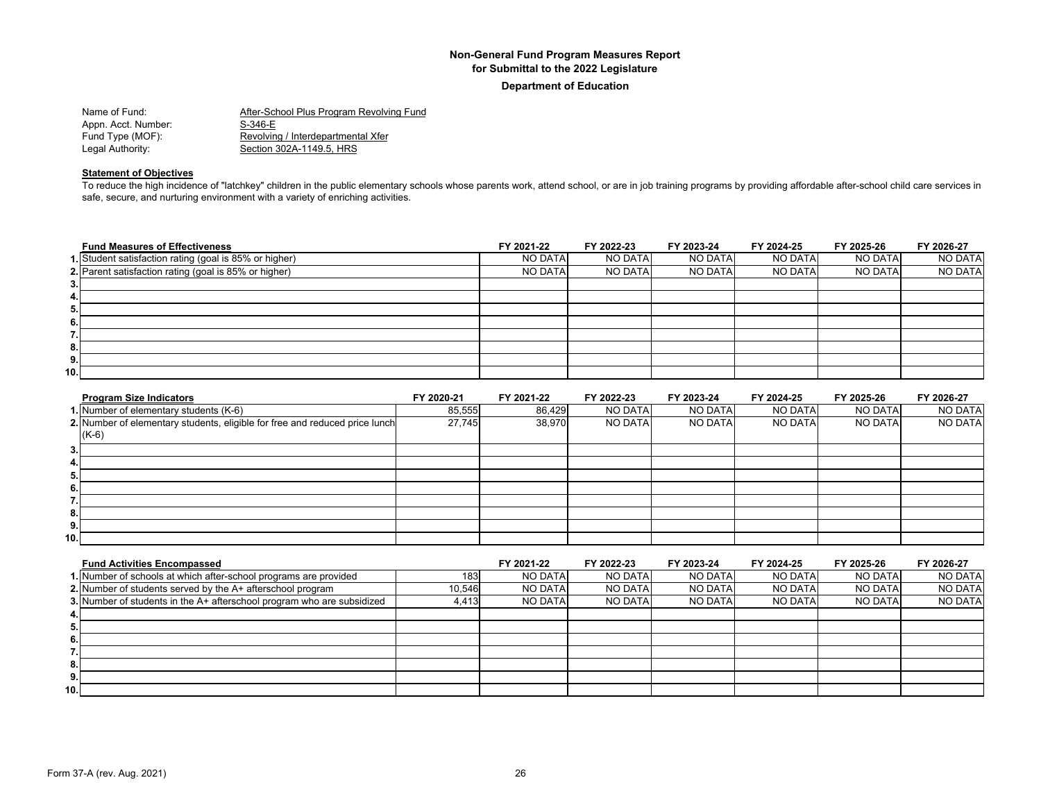**Non-General Fund Program Measures Report**
**for Submittal to the 2022 Legislature**
**Department of Education**

Name of Fund: After-School Plus Program Revolving Fund
Appn. Acct. Number: S-346-E
Fund Type (MOF): Revolving / Interdepartmental Xfer
Legal Authority: Section 302A-1149.5, HRS

**Statement of Objectives**

To reduce the high incidence of "latchkey" children in the public elementary schools whose parents work, attend school, or are in job training programs by providing affordable after-school child care services in safe, secure, and nurturing environment with a variety of enriching activities.

| | Fund Measures of Effectiveness | FY 2021-22 | FY 2022-23 | FY 2023-24 | FY 2024-25 | FY 2025-26 | FY 2026-27 |
|---|---|---|---|---|---|---|---|
| 1. | Student satisfaction rating (goal is 85% or higher) | NO DATA | NO DATA | NO DATA | NO DATA | NO DATA | NO DATA |
| 2. | Parent satisfaction rating (goal is 85% or higher) | NO DATA | NO DATA | NO DATA | NO DATA | NO DATA | NO DATA |
| 3. | | | | | | | |
| 4. | | | | | | | |
| 5. | | | | | | | |
| 6. | | | | | | | |
| 7. | | | | | | | |
| 8. | | | | | | | |
| 9. | | | | | | | |
| 10. | | | | | | | |

| | Program Size Indicators | FY 2020-21 | FY 2021-22 | FY 2022-23 | FY 2023-24 | FY 2024-25 | FY 2025-26 | FY 2026-27 |
|---|---|---|---|---|---|---|---|---|
| 1. | Number of elementary students (K-6) | 85,555 | 86,429 | NO DATA | NO DATA | NO DATA | NO DATA | NO DATA |
| 2. | Number of elementary students, eligible for free and reduced price lunch (K-6) | 27,745 | 38,970 | NO DATA | NO DATA | NO DATA | NO DATA | NO DATA |
| 3. | | | | | | | | |
| 4. | | | | | | | | |
| 5. | | | | | | | | |
| 6. | | | | | | | | |
| 7. | | | | | | | | |
| 8. | | | | | | | | |
| 9. | | | | | | | | |
| 10. | | | | | | | | |

| | Fund Activities Encompassed | | FY 2021-22 | FY 2022-23 | FY 2023-24 | FY 2024-25 | FY 2025-26 | FY 2026-27 |
|---|---|---|---|---|---|---|---|---|
| 1. | Number of schools at which after-school programs are provided | 183 | NO DATA | NO DATA | NO DATA | NO DATA | NO DATA | NO DATA |
| 2. | Number of students served by the A+ afterschool program | 10,546 | NO DATA | NO DATA | NO DATA | NO DATA | NO DATA | NO DATA |
| 3. | Number of students in the A+ afterschool program who are subsidized | 4,413 | NO DATA | NO DATA | NO DATA | NO DATA | NO DATA | NO DATA |
| 4. | | | | | | | | |
| 5. | | | | | | | | |
| 6. | | | | | | | | |
| 7. | | | | | | | | |
| 8. | | | | | | | | |
| 9. | | | | | | | | |
| 10. | | | | | | | | |

Form 37-A (rev. Aug. 2021)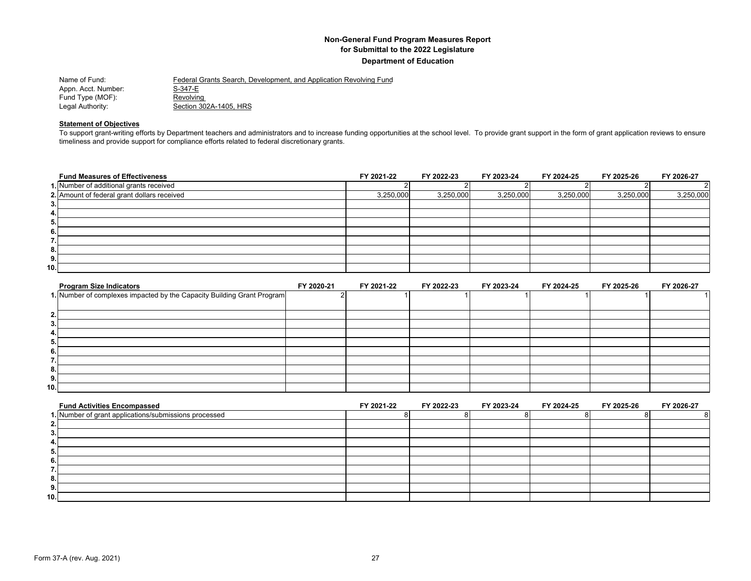**Non-General Fund Program Measures Report**
**for Submittal to the 2022 Legislature**
**Department of Education**

Name of Fund: Federal Grants Search, Development, and Application Revolving Fund
Appn. Acct. Number: S-347-E
Fund Type (MOF): Revolving
Legal Authority: Section 302A-1405, HRS

**Statement of Objectives**

To support grant-writing efforts by Department teachers and administrators and to increase funding opportunities at the school level. To provide grant support in the form of grant application reviews to ensure timeliness and provide support for compliance efforts related to federal discretionary grants.

| | Fund Measures of Effectiveness | FY 2021-22 | FY 2022-23 | FY 2023-24 | FY 2024-25 | FY 2025-26 | FY 2026-27 |
|---|---|---|---|---|---|---|---|
| 1. | Number of additional grants received | 2 | 2 | 2 | 2 | 2 | 2 |
| 2. | Amount of federal grant dollars received | 3,250,000 | 3,250,000 | 3,250,000 | 3,250,000 | 3,250,000 | 3,250,000 |
| 3. | | | | | | | |
| 4. | | | | | | | |
| 5. | | | | | | | |
| 6. | | | | | | | |
| 7. | | | | | | | |
| 8. | | | | | | | |
| 9. | | | | | | | |
| 10. | | | | | | | |

| | Program Size Indicators | FY 2020-21 | FY 2021-22 | FY 2022-23 | FY 2023-24 | FY 2024-25 | FY 2025-26 | FY 2026-27 |
|---|---|---|---|---|---|---|---|---|
| 1. | Number of complexes impacted by the Capacity Building Grant Program | 2 | 1 | 1 | 1 | 1 | 1 | 1 |
| 2. | | | | | | | | |
| 3. | | | | | | | | |
| 4. | | | | | | | | |
| 5. | | | | | | | | |
| 6. | | | | | | | | |
| 7. | | | | | | | | |
| 8. | | | | | | | | |
| 9. | | | | | | | | |
| 10. | | | | | | | | |

| | Fund Activities Encompassed | FY 2021-22 | FY 2022-23 | FY 2023-24 | FY 2024-25 | FY 2025-26 | FY 2026-27 |
|---|---|---|---|---|---|---|---|
| 1. | Number of grant applications/submissions processed | 8 | 8 | 8 | 8 | 8 | 8 |
| 2. | | | | | | | |
| 3. | | | | | | | |
| 4. | | | | | | | |
| 5. | | | | | | | |
| 6. | | | | | | | |
| 7. | | | | | | | |
| 8. | | | | | | | |
| 9. | | | | | | | |
| 10. | | | | | | | |

Form 37-A (rev. Aug. 2021)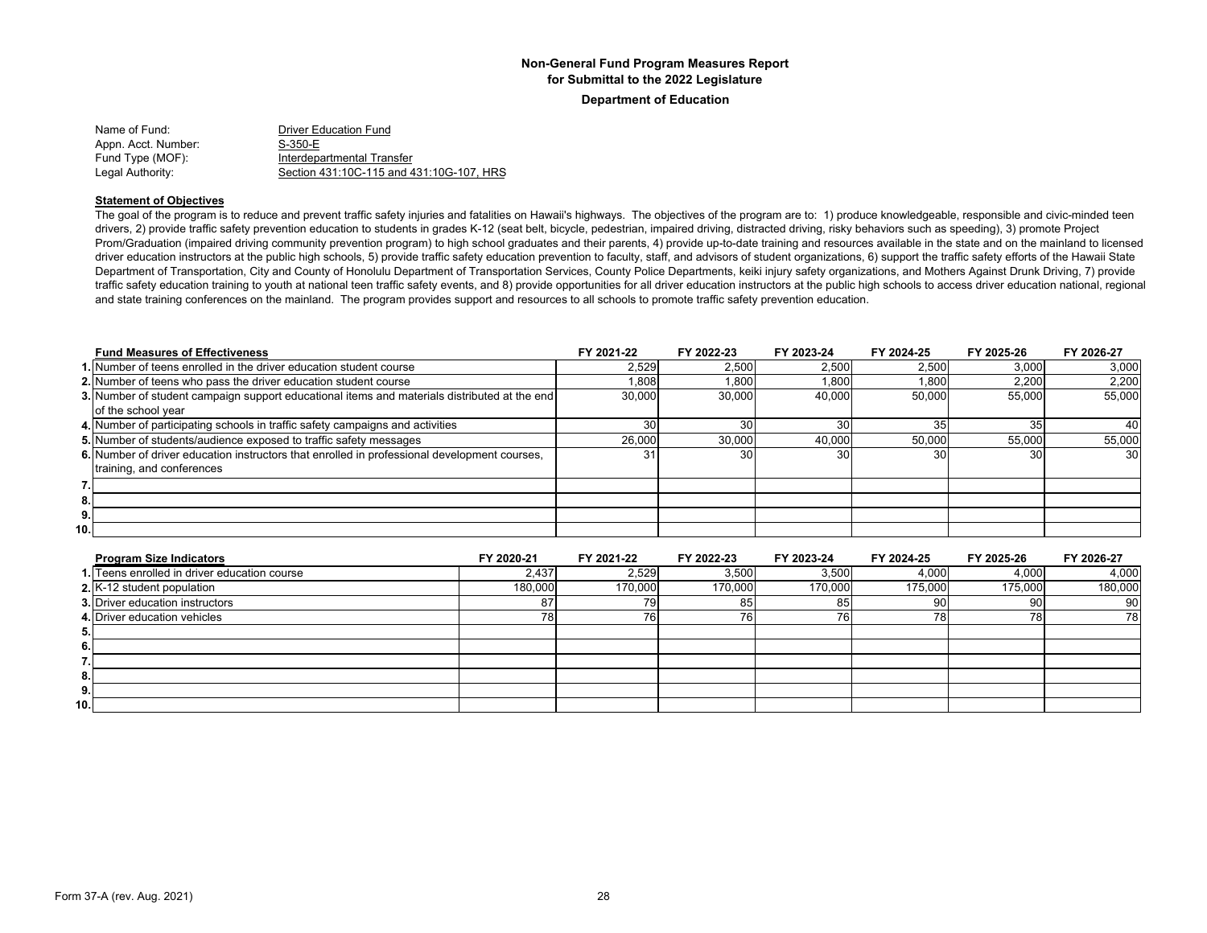## Non-General Fund Program Measures Report
## for Submittal to the 2022 Legislature
### Department of Education

| | |
|---|---|
| Name of Fund: | Driver Education Fund |
| Appn. Acct. Number: | S-350-E |
| Fund Type (MOF): | Interdepartmental Transfer |
| Legal Authority: | Section 431:10C-115 and 431:10G-107, HRS |

**Statement of Objectives**

The goal of the program is to reduce and prevent traffic safety injuries and fatalities on Hawaii's highways. The objectives of the program are to: 1) produce knowledgeable, responsible and civic-minded teen drivers, 2) provide traffic safety prevention education to students in grades K-12 (seat belt, bicycle, pedestrian, impaired driving, distracted driving, risky behaviors such as speeding), 3) promote Project Prom/Graduation (impaired driving community prevention program) to high school graduates and their parents, 4) provide up-to-date training and resources available in the state and on the mainland to licensed driver education instructors at the public high schools, 5) provide traffic safety education prevention to faculty, staff, and advisors of student organizations, 6) support the traffic safety efforts of the Hawaii State Department of Transportation, City and County of Honolulu Department of Transportation Services, County Police Departments, keiki injury safety organizations, and Mothers Against Drunk Driving, 7) provide traffic safety education training to youth at national teen traffic safety events, and 8) provide opportunities for all driver education instructors at the public high schools to access driver education national, regional and state training conferences on the mainland. The program provides support and resources to all schools to promote traffic safety prevention education.

| | Fund Measures of Effectiveness | FY 2021-22 | FY 2022-23 | FY 2023-24 | FY 2024-25 | FY 2025-26 | FY 2026-27 |
|---|---|---|---|---|---|---|---|
| 1. | Number of teens enrolled in the driver education student course | 2,529 | 2,500 | 2,500 | 2,500 | 3,000 | 3,000 |
| 2. | Number of teens who pass the driver education student course | 1,808 | 1,800 | 1,800 | 1,800 | 2,200 | 2,200 |
| 3. | Number of student campaign support educational items and materials distributed at the end of the school year | 30,000 | 30,000 | 40,000 | 50,000 | 55,000 | 55,000 |
| 4. | Number of participating schools in traffic safety campaigns and activities | 30 | 30 | 30 | 35 | 35 | 40 |
| 5. | Number of students/audience exposed to traffic safety messages | 26,000 | 30,000 | 40,000 | 50,000 | 55,000 | 55,000 |
| 6. | Number of driver education instructors that enrolled in professional development courses, training, and conferences | 31 | 30 | 30 | 30 | 30 | 30 |
| 7. | | | | | | | |
| 8. | | | | | | | |
| 9. | | | | | | | |
| 10. | | | | | | | |

| | Program Size Indicators | FY 2020-21 | FY 2021-22 | FY 2022-23 | FY 2023-24 | FY 2024-25 | FY 2025-26 | FY 2026-27 |
|---|---|---|---|---|---|---|---|---|
| 1. | Teens enrolled in driver education course | 2,437 | 2,529 | 3,500 | 3,500 | 4,000 | 4,000 | 4,000 |
| 2. | K-12 student population | 180,000 | 170,000 | 170,000 | 170,000 | 175,000 | 175,000 | 180,000 |
| 3. | Driver education instructors | 87 | 79 | 85 | 85 | 90 | 90 | 90 |
| 4. | Driver education vehicles | 78 | 76 | 76 | 76 | 78 | 78 | 78 |
| 5. | | | | | | | | |
| 6. | | | | | | | | |
| 7. | | | | | | | | |
| 8. | | | | | | | | |
| 9. | | | | | | | | |
| 10. | | | | | | | | |

Form 37-A (rev. Aug. 2021)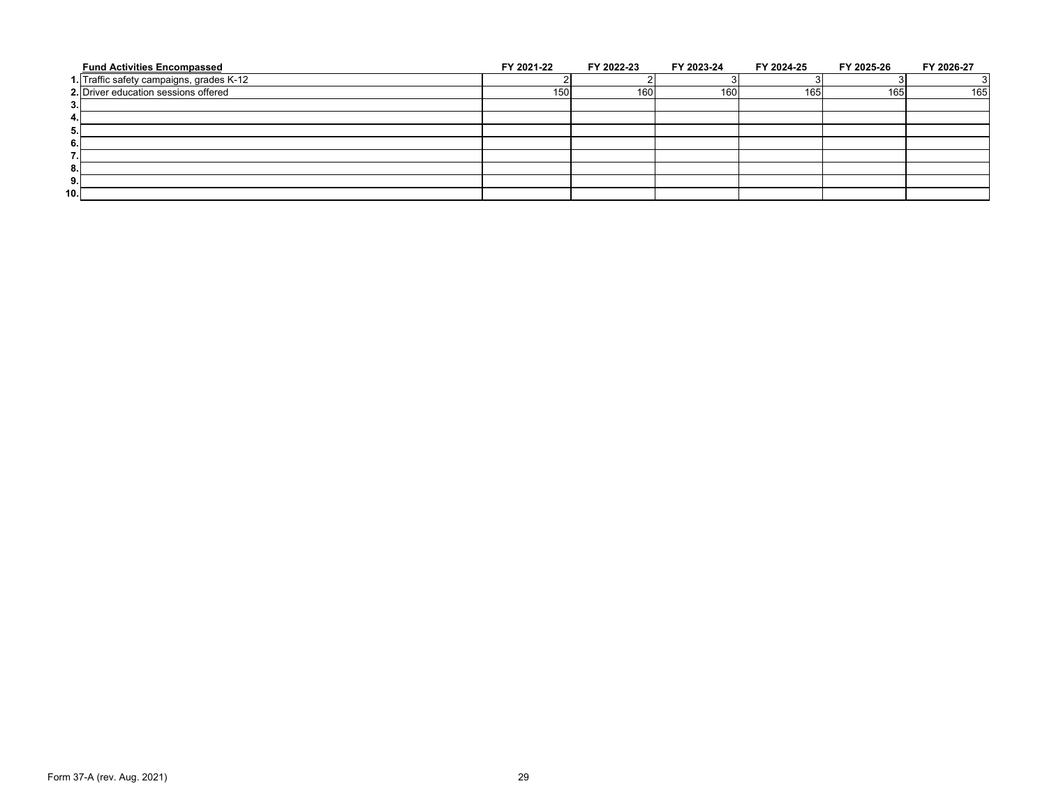| | Fund Activities Encompassed | FY 2021-22 | FY 2022-23 | FY 2023-24 | FY 2024-25 | FY 2025-26 | FY 2026-27 |
|---|---|---|---|---|---|---|---|
| 1. | Traffic safety campaigns, grades K-12 | 2 | 2 | 3 | 3 | 3 | 3 |
| 2. | Driver education sessions offered | 150 | 160 | 160 | 165 | 165 | 165 |
| 3. | | | | | | | |
| 4. | | | | | | | |
| 5. | | | | | | | |
| 6. | | | | | | | |
| 7. | | | | | | | |
| 8. | | | | | | | |
| 9. | | | | | | | |
| 10. | | | | | | | |

Form 37-A (rev. Aug. 2021)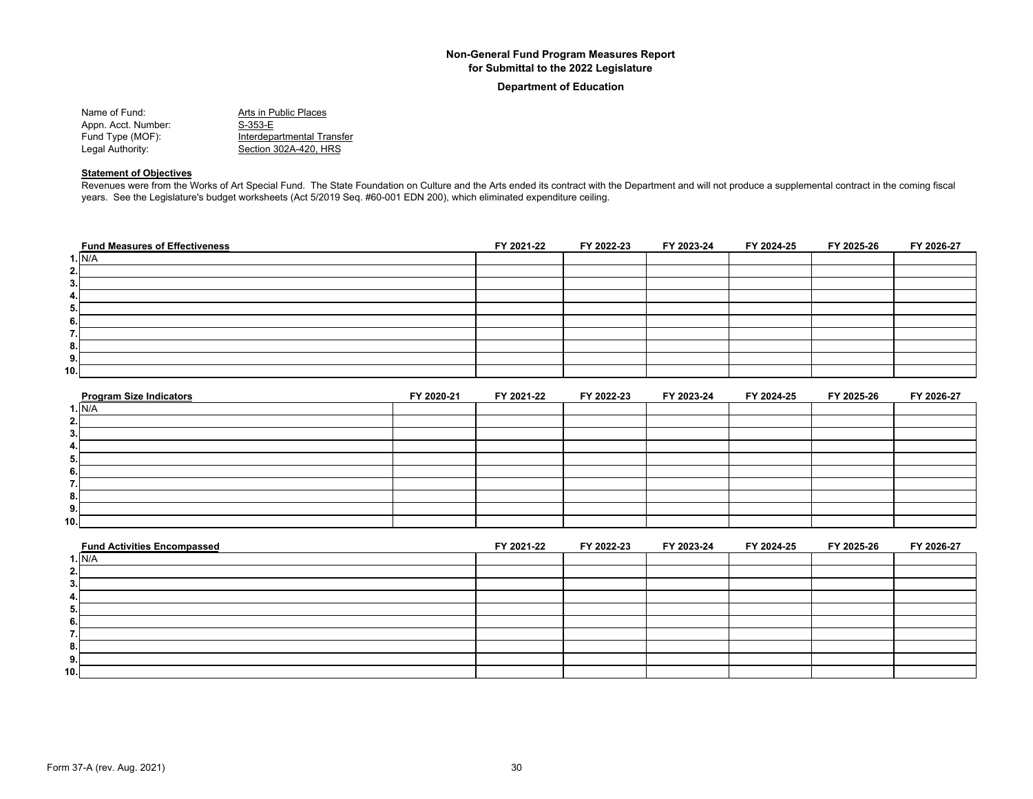# Non-General Fund Program Measures Report for Submittal to the 2022 Legislature

## Department of Education

Name of Fund: Arts in Public Places
Appn. Acct. Number: S-353-E
Fund Type (MOF): Interdepartmental Transfer
Legal Authority: Section 302A-420, HRS

**Statement of Objectives**

Revenues were from the Works of Art Special Fund. The State Foundation on Culture and the Arts ended its contract with the Department and will not produce a supplemental contract in the coming fiscal years. See the Legislature's budget worksheets (Act 5/2019 Seq. #60-001 EDN 200), which eliminated expenditure ceiling.

| | Fund Measures of Effectiveness | FY 2021-22 | FY 2022-23 | FY 2023-24 | FY 2024-25 | FY 2025-26 | FY 2026-27 |
|---|---|---|---|---|---|---|---|
| 1. | N/A | | | | | | |
| 2. | | | | | | | |
| 3. | | | | | | | |
| 4. | | | | | | | |
| 5. | | | | | | | |
| 6. | | | | | | | |
| 7. | | | | | | | |
| 8. | | | | | | | |
| 9. | | | | | | | |
| 10. | | | | | | | |

| | Program Size Indicators | FY 2020-21 | FY 2021-22 | FY 2022-23 | FY 2023-24 | FY 2024-25 | FY 2025-26 | FY 2026-27 |
|---|---|---|---|---|---|---|---|---|
| 1. | N/A | | | | | | | |
| 2. | | | | | | | | |
| 3. | | | | | | | | |
| 4. | | | | | | | | |
| 5. | | | | | | | | |
| 6. | | | | | | | | |
| 7. | | | | | | | | |
| 8. | | | | | | | | |
| 9. | | | | | | | | |
| 10. | | | | | | | | |

| | Fund Activities Encompassed | FY 2021-22 | FY 2022-23 | FY 2023-24 | FY 2024-25 | FY 2025-26 | FY 2026-27 |
|---|---|---|---|---|---|---|---|
| 1. | N/A | | | | | | |
| 2. | | | | | | | |
| 3. | | | | | | | |
| 4. | | | | | | | |
| 5. | | | | | | | |
| 6. | | | | | | | |
| 7. | | | | | | | |
| 8. | | | | | | | |
| 9. | | | | | | | |
| 10. | | | | | | | |

Form 37-A (rev. Aug. 2021)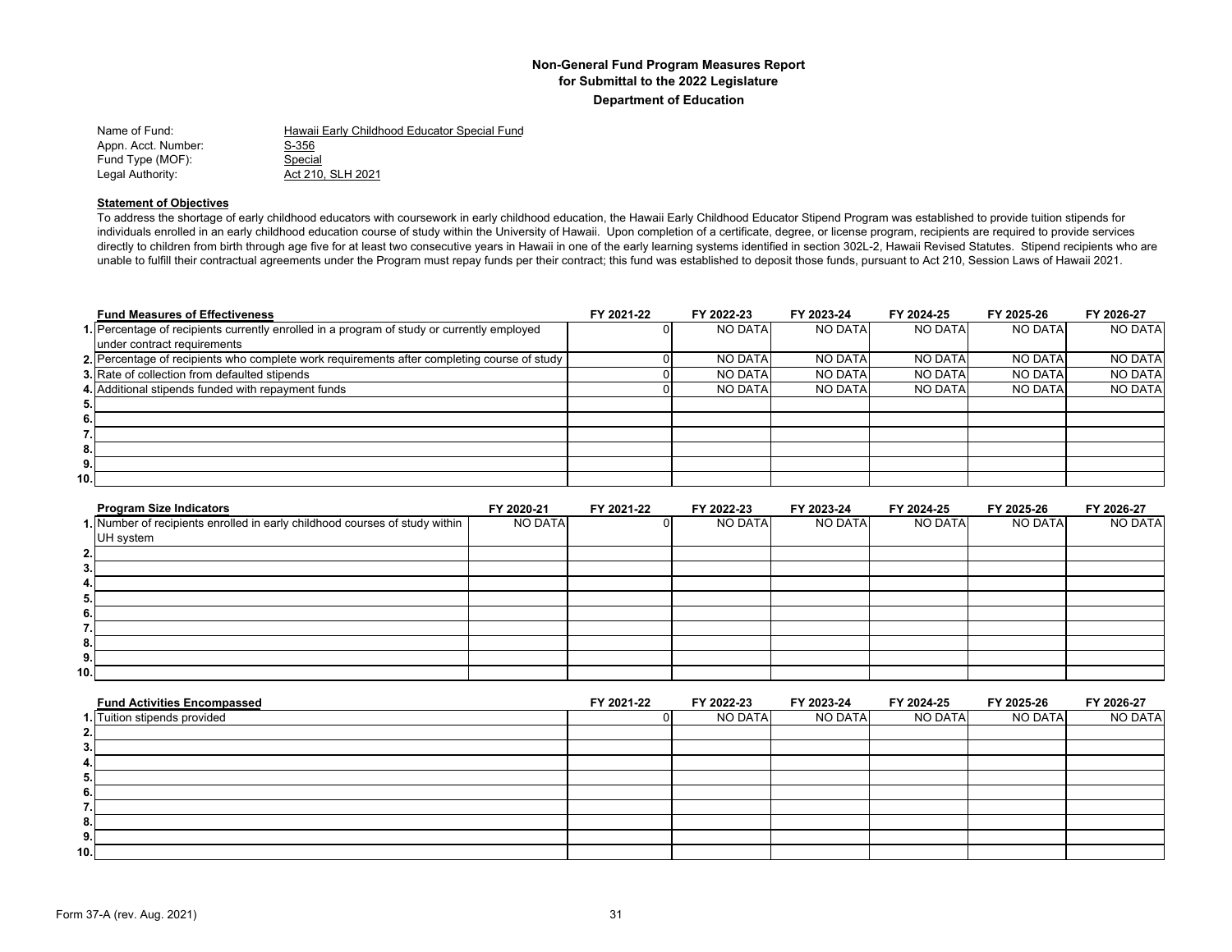**Non-General Fund Program Measures Report**
**for Submittal to the 2022 Legislature**
**Department of Education**

Name of Fund: Hawaii Early Childhood Educator Special Fund
Appn. Acct. Number: S-356
Fund Type (MOF): Special
Legal Authority: Act 210, SLH 2021

**Statement of Objectives**

To address the shortage of early childhood educators with coursework in early childhood education, the Hawaii Early Childhood Educator Stipend Program was established to provide tuition stipends for individuals enrolled in an early childhood education course of study within the University of Hawaii. Upon completion of a certificate, degree, or license program, recipients are required to provide services directly to children from birth through age five for at least two consecutive years in Hawaii in one of the early learning systems identified in section 302L-2, Hawaii Revised Statutes. Stipend recipients who are unable to fulfill their contractual agreements under the Program must repay funds per their contract; this fund was established to deposit those funds, pursuant to Act 210, Session Laws of Hawaii 2021.

| | Fund Measures of Effectiveness | FY 2021-22 | FY 2022-23 | FY 2023-24 | FY 2024-25 | FY 2025-26 | FY 2026-27 |
|---|---|---|---|---|---|---|---|
| 1. | Percentage of recipients currently enrolled in a program of study or currently employed under contract requirements | 0 | NO DATA | NO DATA | NO DATA | NO DATA | NO DATA |
| 2. | Percentage of recipients who complete work requirements after completing course of study | 0 | NO DATA | NO DATA | NO DATA | NO DATA | NO DATA |
| 3. | Rate of collection from defaulted stipends | 0 | NO DATA | NO DATA | NO DATA | NO DATA | NO DATA |
| 4. | Additional stipends funded with repayment funds | 0 | NO DATA | NO DATA | NO DATA | NO DATA | NO DATA |
| 5. | | | | | | | |
| 6. | | | | | | | |
| 7. | | | | | | | |
| 8. | | | | | | | |
| 9. | | | | | | | |
| 10. | | | | | | | |

| | Program Size Indicators | FY 2020-21 | FY 2021-22 | FY 2022-23 | FY 2023-24 | FY 2024-25 | FY 2025-26 | FY 2026-27 |
|---|---|---|---|---|---|---|---|---|
| 1. | Number of recipients enrolled in early childhood courses of study within UH system | NO DATA | 0 | NO DATA | NO DATA | NO DATA | NO DATA | NO DATA |
| 2. | | | | | | | | |
| 3. | | | | | | | | |
| 4. | | | | | | | | |
| 5. | | | | | | | | |
| 6. | | | | | | | | |
| 7. | | | | | | | | |
| 8. | | | | | | | | |
| 9. | | | | | | | | |
| 10. | | | | | | | | |

| | Fund Activities Encompassed | FY 2021-22 | FY 2022-23 | FY 2023-24 | FY 2024-25 | FY 2025-26 | FY 2026-27 |
|---|---|---|---|---|---|---|---|
| 1. | Tuition stipends provided | 0 | NO DATA | NO DATA | NO DATA | NO DATA | NO DATA |
| 2. | | | | | | | |
| 3. | | | | | | | |
| 4. | | | | | | | |
| 5. | | | | | | | |
| 6. | | | | | | | |
| 7. | | | | | | | |
| 8. | | | | | | | |
| 9. | | | | | | | |
| 10. | | | | | | | |

Form 37-A (rev. Aug. 2021)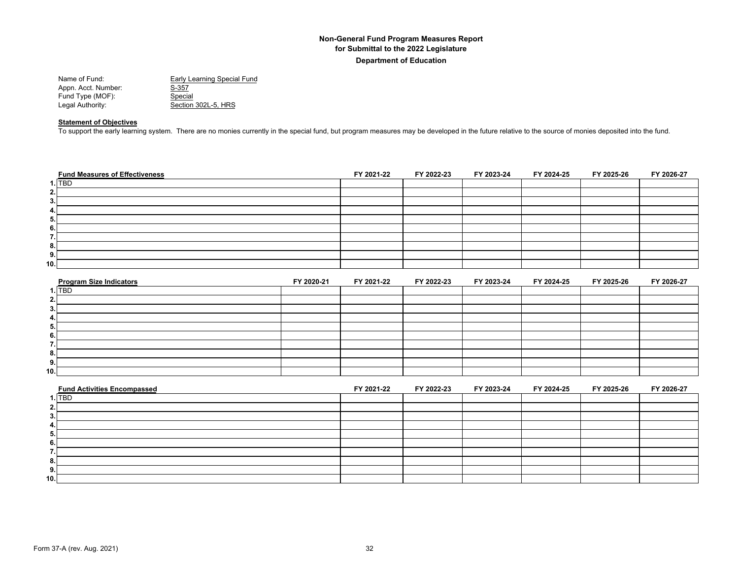**Non-General Fund Program Measures Report**
**for Submittal to the 2022 Legislature**
**Department of Education**

Name of Fund: Early Learning Special Fund
Appn. Acct. Number: S-357
Fund Type (MOF): Special
Legal Authority: Section 302L-5, HRS

**Statement of Objectives**

To support the early learning system. There are no monies currently in the special fund, but program measures may be developed in the future relative to the source of monies deposited into the fund.

| | Fund Measures of Effectiveness | FY 2021-22 | FY 2022-23 | FY 2023-24 | FY 2024-25 | FY 2025-26 | FY 2026-27 |
|---|---|---|---|---|---|---|---|
| 1. | TBD | | | | | | |
| 2. | | | | | | | |
| 3. | | | | | | | |
| 4. | | | | | | | |
| 5. | | | | | | | |
| 6. | | | | | | | |
| 7. | | | | | | | |
| 8. | | | | | | | |
| 9. | | | | | | | |
| 10. | | | | | | | |

| | Program Size Indicators | FY 2020-21 | FY 2021-22 | FY 2022-23 | FY 2023-24 | FY 2024-25 | FY 2025-26 | FY 2026-27 |
|---|---|---|---|---|---|---|---|---|
| 1. | TBD | | | | | | | |
| 2. | | | | | | | | |
| 3. | | | | | | | | |
| 4. | | | | | | | | |
| 5. | | | | | | | | |
| 6. | | | | | | | | |
| 7. | | | | | | | | |
| 8. | | | | | | | | |
| 9. | | | | | | | | |
| 10. | | | | | | | | |

| | Fund Activities Encompassed | FY 2021-22 | FY 2022-23 | FY 2023-24 | FY 2024-25 | FY 2025-26 | FY 2026-27 |
|---|---|---|---|---|---|---|---|
| 1. | TBD | | | | | | |
| 2. | | | | | | | |
| 3. | | | | | | | |
| 4. | | | | | | | |
| 5. | | | | | | | |
| 6. | | | | | | | |
| 7. | | | | | | | |
| 8. | | | | | | | |
| 9. | | | | | | | |
| 10. | | | | | | | |

Form 37-A (rev. Aug. 2021)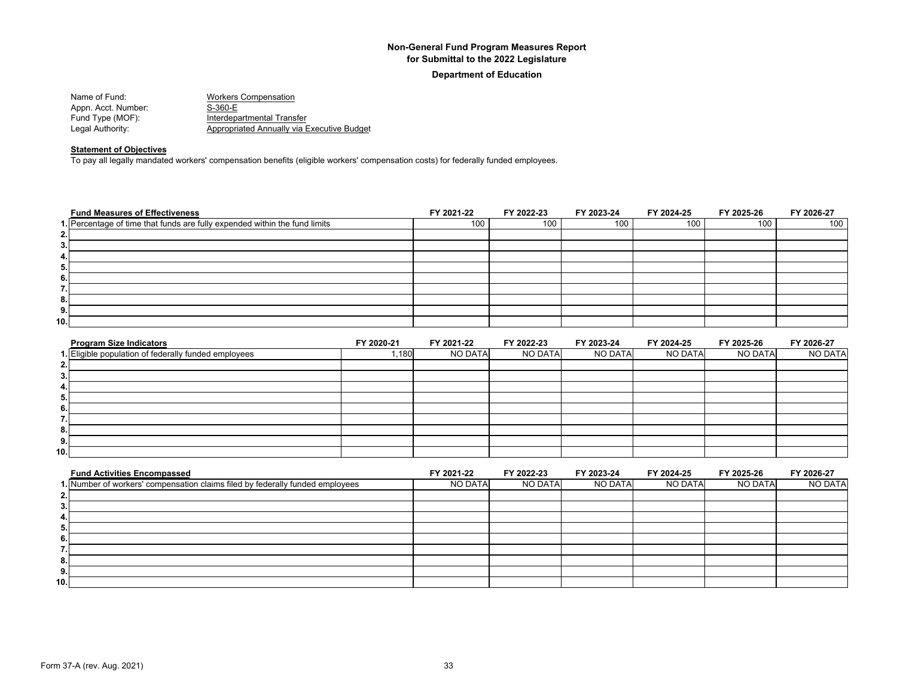**Non-General Fund Program Measures Report**
**for Submittal to the 2022 Legislature**

**Department of Education**

Name of Fund: Workers Compensation
Appn. Acct. Number: S-360-E
Fund Type (MOF): Interdepartmental Transfer
Legal Authority: Appropriated Annually via Executive Budget

**Statement of Objectives**

To pay all legally mandated workers' compensation benefits (eligible workers' compensation costs) for federally funded employees.

| | Fund Measures of Effectiveness | FY 2021-22 | FY 2022-23 | FY 2023-24 | FY 2024-25 | FY 2025-26 | FY 2026-27 |
|---|---|---|---|---|---|---|---|
| 1. | Percentage of time that funds are fully expended within the fund limits | 100 | 100 | 100 | 100 | 100 | 100 |
| 2. | | | | | | | |
| 3. | | | | | | | |
| 4. | | | | | | | |
| 5. | | | | | | | |
| 6. | | | | | | | |
| 7. | | | | | | | |
| 8. | | | | | | | |
| 9. | | | | | | | |
| 10. | | | | | | | |

| | Program Size Indicators | FY 2020-21 | FY 2021-22 | FY 2022-23 | FY 2023-24 | FY 2024-25 | FY 2025-26 | FY 2026-27 |
|---|---|---|---|---|---|---|---|---|
| 1. | Eligible population of federally funded employees | 1,180 | NO DATA | NO DATA | NO DATA | NO DATA | NO DATA | NO DATA |
| 2. | | | | | | | | |
| 3. | | | | | | | | |
| 4. | | | | | | | | |
| 5. | | | | | | | | |
| 6. | | | | | | | | |
| 7. | | | | | | | | |
| 8. | | | | | | | | |
| 9. | | | | | | | | |
| 10. | | | | | | | | |

| | Fund Activities Encompassed | FY 2021-22 | FY 2022-23 | FY 2023-24 | FY 2024-25 | FY 2025-26 | FY 2026-27 |
|---|---|---|---|---|---|---|---|
| 1. | Number of workers' compensation claims filed by federally funded employees | NO DATA | NO DATA | NO DATA | NO DATA | NO DATA | NO DATA |
| 2. | | | | | | | |
| 3. | | | | | | | |
| 4. | | | | | | | |
| 5. | | | | | | | |
| 6. | | | | | | | |
| 7. | | | | | | | |
| 8. | | | | | | | |
| 9. | | | | | | | |
| 10. | | | | | | | |

Form 37-A (rev. Aug. 2021)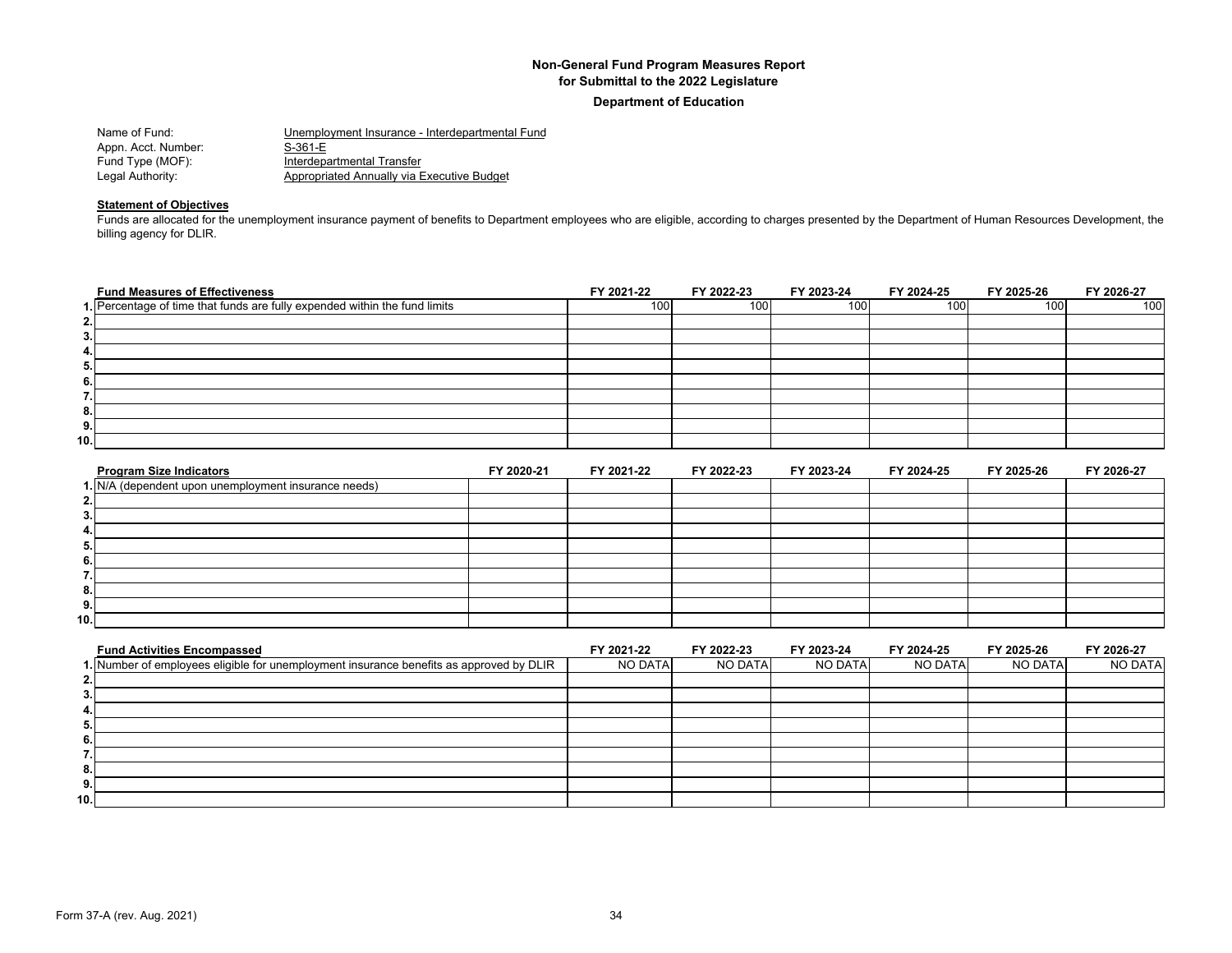# Non-General Fund Program Measures Report
## for Submittal to the 2022 Legislature
### Department of Education

Name of Fund: Unemployment Insurance - Interdepartmental Fund
Appn. Acct. Number: S-361-E
Fund Type (MOF): Interdepartmental Transfer
Legal Authority: Appropriated Annually via Executive Budget

**Statement of Objectives**

Funds are allocated for the unemployment insurance payment of benefits to Department employees who are eligible, according to charges presented by the Department of Human Resources Development, the billing agency for DLIR.

| | Fund Measures of Effectiveness | FY 2021-22 | FY 2022-23 | FY 2023-24 | FY 2024-25 | FY 2025-26 | FY 2026-27 |
|---|---|---|---|---|---|---|---|
| 1. | Percentage of time that funds are fully expended within the fund limits | 100 | 100 | 100 | 100 | 100 | 100 |
| 2. | | | | | | | |
| 3. | | | | | | | |
| 4. | | | | | | | |
| 5. | | | | | | | |
| 6. | | | | | | | |
| 7. | | | | | | | |
| 8. | | | | | | | |
| 9. | | | | | | | |
| 10. | | | | | | | |

| | Program Size Indicators | FY 2020-21 | FY 2021-22 | FY 2022-23 | FY 2023-24 | FY 2024-25 | FY 2025-26 | FY 2026-27 |
|---|---|---|---|---|---|---|---|---|
| 1. | N/A (dependent upon unemployment insurance needs) | | | | | | | |
| 2. | | | | | | | | |
| 3. | | | | | | | | |
| 4. | | | | | | | | |
| 5. | | | | | | | | |
| 6. | | | | | | | | |
| 7. | | | | | | | | |
| 8. | | | | | | | | |
| 9. | | | | | | | | |
| 10. | | | | | | | | |

| | Fund Activities Encompassed | FY 2021-22 | FY 2022-23 | FY 2023-24 | FY 2024-25 | FY 2025-26 | FY 2026-27 |
|---|---|---|---|---|---|---|---|
| 1. | Number of employees eligible for unemployment insurance benefits as approved by DLIR | NO DATA | NO DATA | NO DATA | NO DATA | NO DATA | NO DATA |
| 2. | | | | | | | |
| 3. | | | | | | | |
| 4. | | | | | | | |
| 5. | | | | | | | |
| 6. | | | | | | | |
| 7. | | | | | | | |
| 8. | | | | | | | |
| 9. | | | | | | | |
| 10. | | | | | | | |

Form 37-A (rev. Aug. 2021)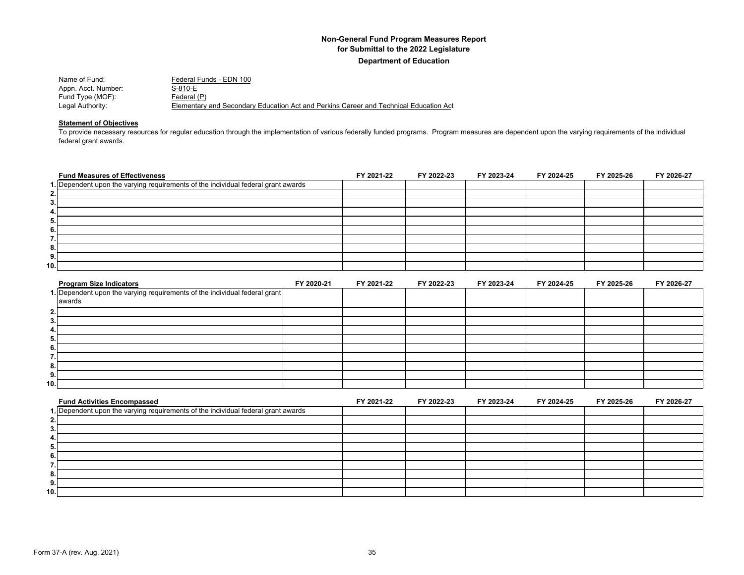## Non-General Fund Program Measures Report
## for Submittal to the 2022 Legislature
## Department of Education

Name of Fund: Federal Funds - EDN 100
Appn. Acct. Number: S-810-E
Fund Type (MOF): Federal (P)
Legal Authority: Elementary and Secondary Education Act and Perkins Career and Technical Education Act

**Statement of Objectives**

To provide necessary resources for regular education through the implementation of various federally funded programs. Program measures are dependent upon the varying requirements of the individual federal grant awards.

| | Fund Measures of Effectiveness | FY 2021-22 | FY 2022-23 | FY 2023-24 | FY 2024-25 | FY 2025-26 | FY 2026-27 |
|---|---|---|---|---|---|---|---|
| 1. | Dependent upon the varying requirements of the individual federal grant awards | | | | | | |
| 2. | | | | | | | |
| 3. | | | | | | | |
| 4. | | | | | | | |
| 5. | | | | | | | |
| 6. | | | | | | | |
| 7. | | | | | | | |
| 8. | | | | | | | |
| 9. | | | | | | | |
| 10. | | | | | | | |

| | Program Size Indicators | FY 2020-21 | FY 2021-22 | FY 2022-23 | FY 2023-24 | FY 2024-25 | FY 2025-26 | FY 2026-27 |
|---|---|---|---|---|---|---|---|---|
| 1. | Dependent upon the varying requirements of the individual federal grant awards | | | | | | | |
| 2. | | | | | | | | |
| 3. | | | | | | | | |
| 4. | | | | | | | | |
| 5. | | | | | | | | |
| 6. | | | | | | | | |
| 7. | | | | | | | | |
| 8. | | | | | | | | |
| 9. | | | | | | | | |
| 10. | | | | | | | | |

| | Fund Activities Encompassed | FY 2021-22 | FY 2022-23 | FY 2023-24 | FY 2024-25 | FY 2025-26 | FY 2026-27 |
|---|---|---|---|---|---|---|---|
| 1. | Dependent upon the varying requirements of the individual federal grant awards | | | | | | |
| 2. | | | | | | | |
| 3. | | | | | | | |
| 4. | | | | | | | |
| 5. | | | | | | | |
| 6. | | | | | | | |
| 7. | | | | | | | |
| 8. | | | | | | | |
| 9. | | | | | | | |
| 10. | | | | | | | |

Form 37-A (rev. Aug. 2021)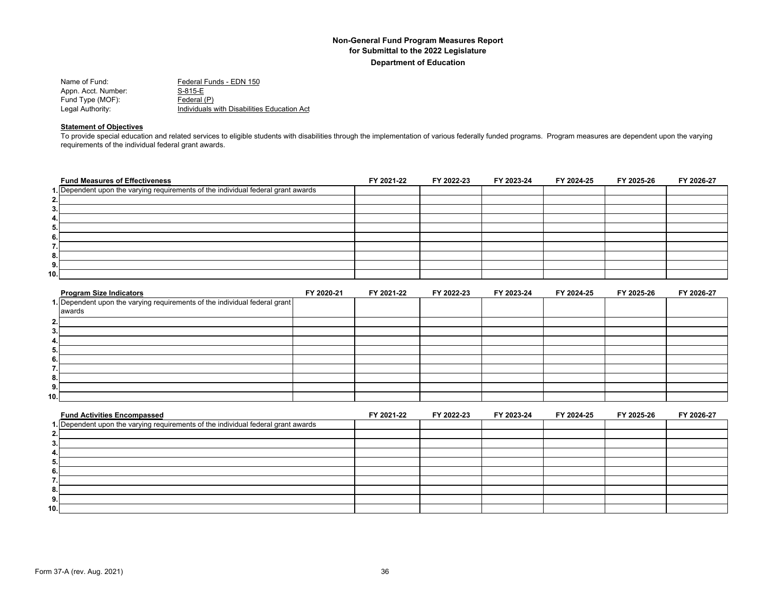**Non-General Fund Program Measures Report**
**for Submittal to the 2022 Legislature**
**Department of Education**

Name of Fund: Federal Funds - EDN 150
Appn. Acct. Number: S-815-E
Fund Type (MOF): Federal (P)
Legal Authority: Individuals with Disabilities Education Act

**Statement of Objectives**

To provide special education and related services to eligible students with disabilities through the implementation of various federally funded programs. Program measures are dependent upon the varying requirements of the individual federal grant awards.

| | Fund Measures of Effectiveness | FY 2021-22 | FY 2022-23 | FY 2023-24 | FY 2024-25 | FY 2025-26 | FY 2026-27 |
|---|---|---|---|---|---|---|---|
| 1. | Dependent upon the varying requirements of the individual federal grant awards | | | | | | |
| 2. | | | | | | | |
| 3. | | | | | | | |
| 4. | | | | | | | |
| 5. | | | | | | | |
| 6. | | | | | | | |
| 7. | | | | | | | |
| 8. | | | | | | | |
| 9. | | | | | | | |
| 10. | | | | | | | |

| | Program Size Indicators | FY 2020-21 | FY 2021-22 | FY 2022-23 | FY 2023-24 | FY 2024-25 | FY 2025-26 | FY 2026-27 |
|---|---|---|---|---|---|---|---|---|
| 1. | Dependent upon the varying requirements of the individual federal grant awards | | | | | | | |
| 2. | | | | | | | | |
| 3. | | | | | | | | |
| 4. | | | | | | | | |
| 5. | | | | | | | | |
| 6. | | | | | | | | |
| 7. | | | | | | | | |
| 8. | | | | | | | | |
| 9. | | | | | | | | |
| 10. | | | | | | | | |

| | Fund Activities Encompassed | FY 2021-22 | FY 2022-23 | FY 2023-24 | FY 2024-25 | FY 2025-26 | FY 2026-27 |
|---|---|---|---|---|---|---|---|
| 1. | Dependent upon the varying requirements of the individual federal grant awards | | | | | | |
| 2. | | | | | | | |
| 3. | | | | | | | |
| 4. | | | | | | | |
| 5. | | | | | | | |
| 6. | | | | | | | |
| 7. | | | | | | | |
| 8. | | | | | | | |
| 9. | | | | | | | |
| 10. | | | | | | | |

Form 37-A (rev. Aug. 2021)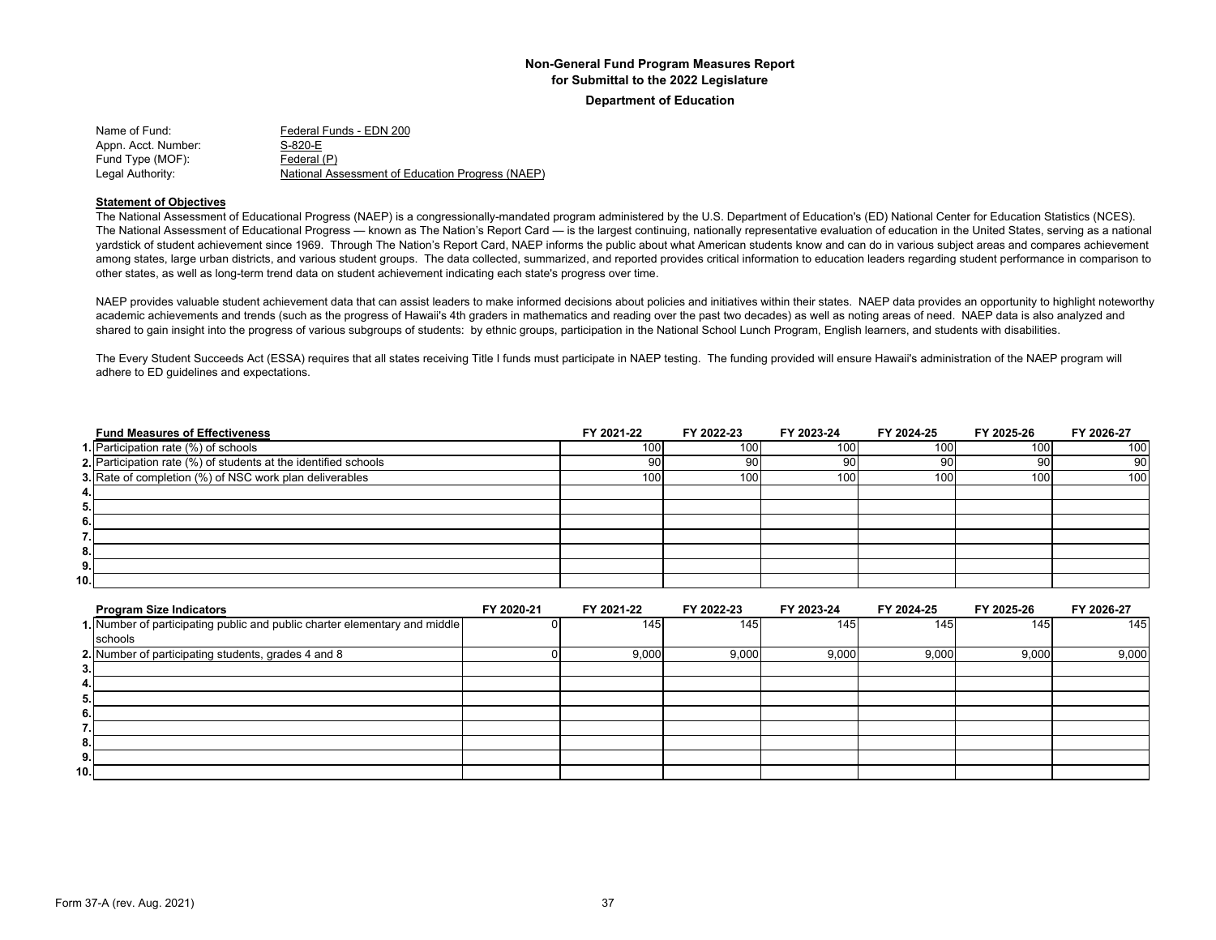**Non-General Fund Program Measures Report**
**for Submittal to the 2022 Legislature**
**Department of Education**

Name of Fund: Federal Funds - EDN 200
Appn. Acct. Number: S-820-E
Fund Type (MOF): Federal (P)
Legal Authority: National Assessment of Education Progress (NAEP)

**Statement of Objectives**

The National Assessment of Educational Progress (NAEP) is a congressionally-mandated program administered by the U.S. Department of Education's (ED) National Center for Education Statistics (NCES). The National Assessment of Educational Progress — known as The Nation's Report Card — is the largest continuing, nationally representative evaluation of education in the United States, serving as a national yardstick of student achievement since 1969. Through The Nation's Report Card, NAEP informs the public about what American students know and can do in various subject areas and compares achievement among states, large urban districts, and various student groups. The data collected, summarized, and reported provides critical information to education leaders regarding student performance in comparison to other states, as well as long-term trend data on student achievement indicating each state's progress over time.

NAEP provides valuable student achievement data that can assist leaders to make informed decisions about policies and initiatives within their states. NAEP data provides an opportunity to highlight noteworthy academic achievements and trends (such as the progress of Hawaii's 4th graders in mathematics and reading over the past two decades) as well as noting areas of need. NAEP data is also analyzed and shared to gain insight into the progress of various subgroups of students: by ethnic groups, participation in the National School Lunch Program, English learners, and students with disabilities.

The Every Student Succeeds Act (ESSA) requires that all states receiving Title I funds must participate in NAEP testing. The funding provided will ensure Hawaii's administration of the NAEP program will adhere to ED guidelines and expectations.

| | Fund Measures of Effectiveness | FY 2021-22 | FY 2022-23 | FY 2023-24 | FY 2024-25 | FY 2025-26 | FY 2026-27 |
|---|---|---|---|---|---|---|---|
| 1. | Participation rate (%) of schools | 100 | 100 | 100 | 100 | 100 | 100 |
| 2. | Participation rate (%) of students at the identified schools | 90 | 90 | 90 | 90 | 90 | 90 |
| 3. | Rate of completion (%) of NSC work plan deliverables | 100 | 100 | 100 | 100 | 100 | 100 |
| 4. | | | | | | | |
| 5. | | | | | | | |
| 6. | | | | | | | |
| 7. | | | | | | | |
| 8. | | | | | | | |
| 9. | | | | | | | |
| 10. | | | | | | | |

| | Program Size Indicators | FY 2020-21 | FY 2021-22 | FY 2022-23 | FY 2023-24 | FY 2024-25 | FY 2025-26 | FY 2026-27 |
|---|---|---|---|---|---|---|---|---|
| 1. | Number of participating public and public charter elementary and middle schools | 0 | 145 | 145 | 145 | 145 | 145 | 145 |
| 2. | Number of participating students, grades 4 and 8 | 0 | 9,000 | 9,000 | 9,000 | 9,000 | 9,000 | 9,000 |
| 3. | | | | | | | | |
| 4. | | | | | | | | |
| 5. | | | | | | | | |
| 6. | | | | | | | | |
| 7. | | | | | | | | |
| 8. | | | | | | | | |
| 9. | | | | | | | | |
| 10. | | | | | | | | |

Form 37-A (rev. Aug. 2021)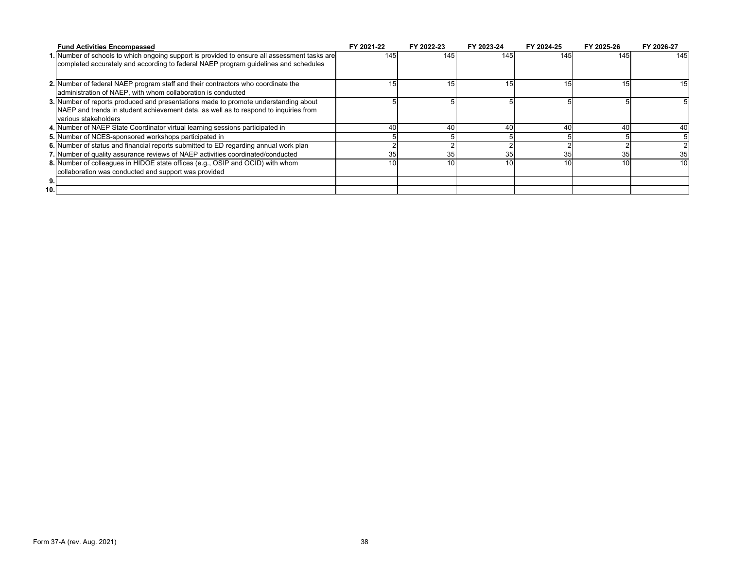| | Fund Activities Encompassed | FY 2021-22 | FY 2022-23 | FY 2023-24 | FY 2024-25 | FY 2025-26 | FY 2026-27 |
|---|---|---|---|---|---|---|---|
| 1. | Number of schools to which ongoing support is provided to ensure all assessment tasks are completed accurately and according to federal NAEP program guidelines and schedules | 145 | 145 | 145 | 145 | 145 | 145 |
| 2. | Number of federal NAEP program staff and their contractors who coordinate the administration of NAEP, with whom collaboration is conducted | 15 | 15 | 15 | 15 | 15 | 15 |
| 3. | Number of reports produced and presentations made to promote understanding about NAEP and trends in student achievement data, as well as to respond to inquiries from various stakeholders | 5 | 5 | 5 | 5 | 5 | 5 |
| 4. | Number of NAEP State Coordinator virtual learning sessions participated in | 40 | 40 | 40 | 40 | 40 | 40 |
| 5. | Number of NCES-sponsored workshops participated in | 5 | 5 | 5 | 5 | 5 | 5 |
| 6. | Number of status and financial reports submitted to ED regarding annual work plan | 2 | 2 | 2 | 2 | 2 | 2 |
| 7. | Number of quality assurance reviews of NAEP activities coordinated/conducted | 35 | 35 | 35 | 35 | 35 | 35 |
| 8. | Number of colleagues in HIDOE state offices (e.g., OSIP and OCID) with whom collaboration was conducted and support was provided | 10 | 10 | 10 | 10 | 10 | 10 |
| 9. | | | | | | | |
| 10. | | | | | | | |

Form 37-A (rev. Aug. 2021)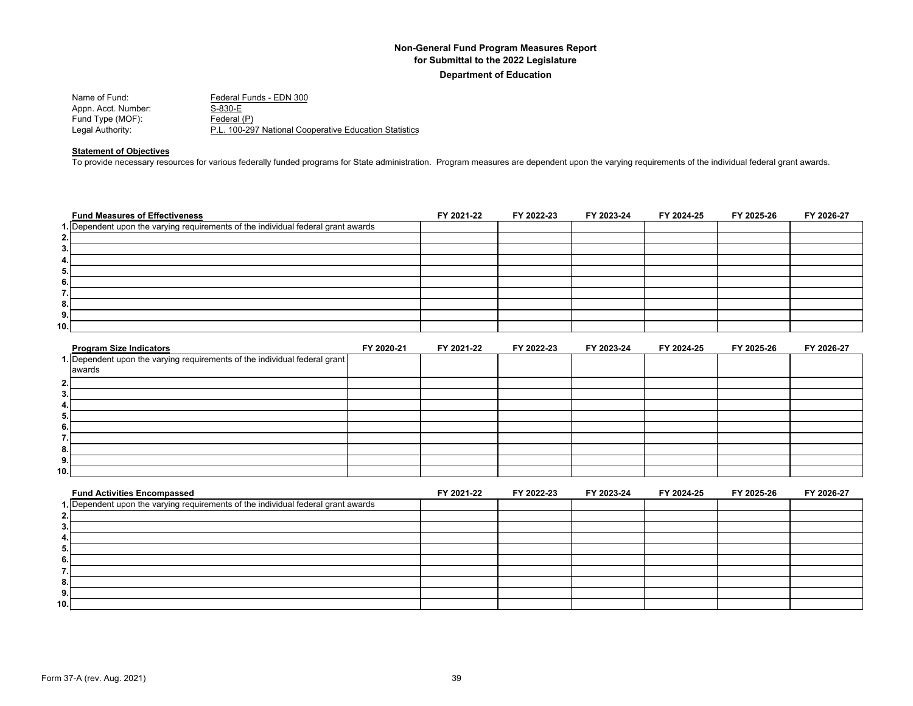**Non-General Fund Program Measures Report**
**for Submittal to the 2022 Legislature**
**Department of Education**

Name of Fund: Federal Funds - EDN 300
Appn. Acct. Number: S-830-E
Fund Type (MOF): Federal (P)
Legal Authority: P.L. 100-297 National Cooperative Education Statistics

**Statement of Objectives**

To provide necessary resources for various federally funded programs for State administration. Program measures are dependent upon the varying requirements of the individual federal grant awards.

| | Fund Measures of Effectiveness | FY 2021-22 | FY 2022-23 | FY 2023-24 | FY 2024-25 | FY 2025-26 | FY 2026-27 |
|---|---|---|---|---|---|---|---|
| 1. | Dependent upon the varying requirements of the individual federal grant awards | | | | | | |
| 2. | | | | | | | |
| 3. | | | | | | | |
| 4. | | | | | | | |
| 5. | | | | | | | |
| 6. | | | | | | | |
| 7. | | | | | | | |
| 8. | | | | | | | |
| 9. | | | | | | | |
| 10. | | | | | | | |

| | Program Size Indicators | FY 2020-21 | FY 2021-22 | FY 2022-23 | FY 2023-24 | FY 2024-25 | FY 2025-26 | FY 2026-27 |
|---|---|---|---|---|---|---|---|---|
| 1. | Dependent upon the varying requirements of the individual federal grant awards | | | | | | | |
| 2. | | | | | | | | |
| 3. | | | | | | | | |
| 4. | | | | | | | | |
| 5. | | | | | | | | |
| 6. | | | | | | | | |
| 7. | | | | | | | | |
| 8. | | | | | | | | |
| 9. | | | | | | | | |
| 10. | | | | | | | | |

| | Fund Activities Encompassed | FY 2021-22 | FY 2022-23 | FY 2023-24 | FY 2024-25 | FY 2025-26 | FY 2026-27 |
|---|---|---|---|---|---|---|---|
| 1. | Dependent upon the varying requirements of the individual federal grant awards | | | | | | |
| 2. | | | | | | | |
| 3. | | | | | | | |
| 4. | | | | | | | |
| 5. | | | | | | | |
| 6. | | | | | | | |
| 7. | | | | | | | |
| 8. | | | | | | | |
| 9. | | | | | | | |
| 10. | | | | | | | |

Form 37-A (rev. Aug. 2021)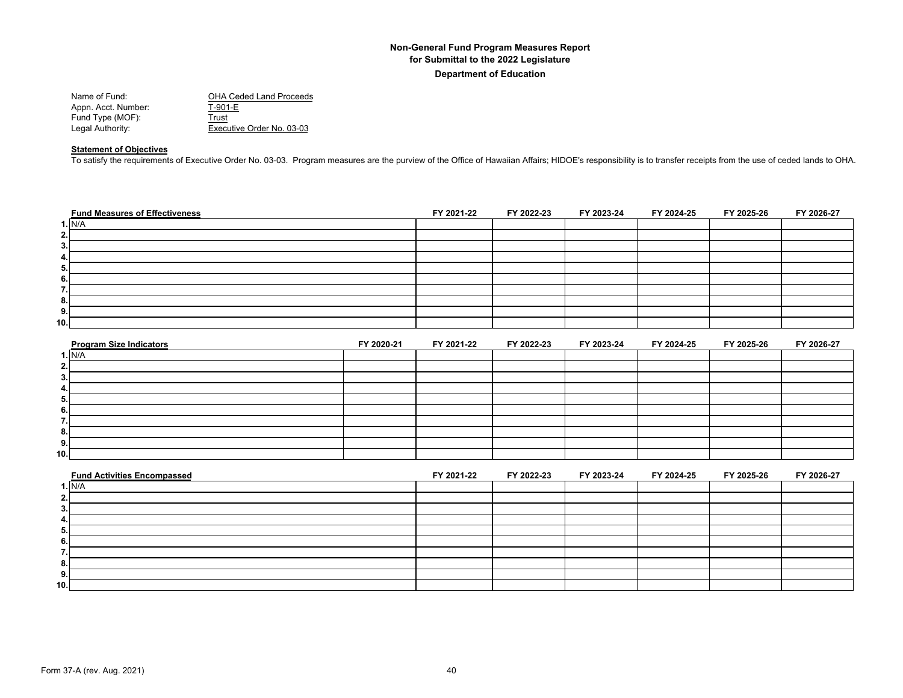**Non-General Fund Program Measures Report**
**for Submittal to the 2022 Legislature**
**Department of Education**

Name of Fund: OHA Ceded Land Proceeds
Appn. Acct. Number: T-901-E
Fund Type (MOF): Trust
Legal Authority: Executive Order No. 03-03

**Statement of Objectives**

To satisfy the requirements of Executive Order No. 03-03. Program measures are the purview of the Office of Hawaiian Affairs; HIDOE's responsibility is to transfer receipts from the use of ceded lands to OHA.

| | Fund Measures of Effectiveness | FY 2021-22 | FY 2022-23 | FY 2023-24 | FY 2024-25 | FY 2025-26 | FY 2026-27 |
|---|---|---|---|---|---|---|---|
| 1. | N/A | | | | | | |
| 2. | | | | | | | |
| 3. | | | | | | | |
| 4. | | | | | | | |
| 5. | | | | | | | |
| 6. | | | | | | | |
| 7. | | | | | | | |
| 8. | | | | | | | |
| 9. | | | | | | | |
| 10. | | | | | | | |

| | Program Size Indicators | FY 2020-21 | FY 2021-22 | FY 2022-23 | FY 2023-24 | FY 2024-25 | FY 2025-26 | FY 2026-27 |
|---|---|---|---|---|---|---|---|---|
| 1. | N/A | | | | | | | |
| 2. | | | | | | | | |
| 3. | | | | | | | | |
| 4. | | | | | | | | |
| 5. | | | | | | | | |
| 6. | | | | | | | | |
| 7. | | | | | | | | |
| 8. | | | | | | | | |
| 9. | | | | | | | | |
| 10. | | | | | | | | |

| | Fund Activities Encompassed | FY 2021-22 | FY 2022-23 | FY 2023-24 | FY 2024-25 | FY 2025-26 | FY 2026-27 |
|---|---|---|---|---|---|---|---|
| 1. | N/A | | | | | | |
| 2. | | | | | | | |
| 3. | | | | | | | |
| 4. | | | | | | | |
| 5. | | | | | | | |
| 6. | | | | | | | |
| 7. | | | | | | | |
| 8. | | | | | | | |
| 9. | | | | | | | |
| 10. | | | | | | | |

Form 37-A (rev. Aug. 2021)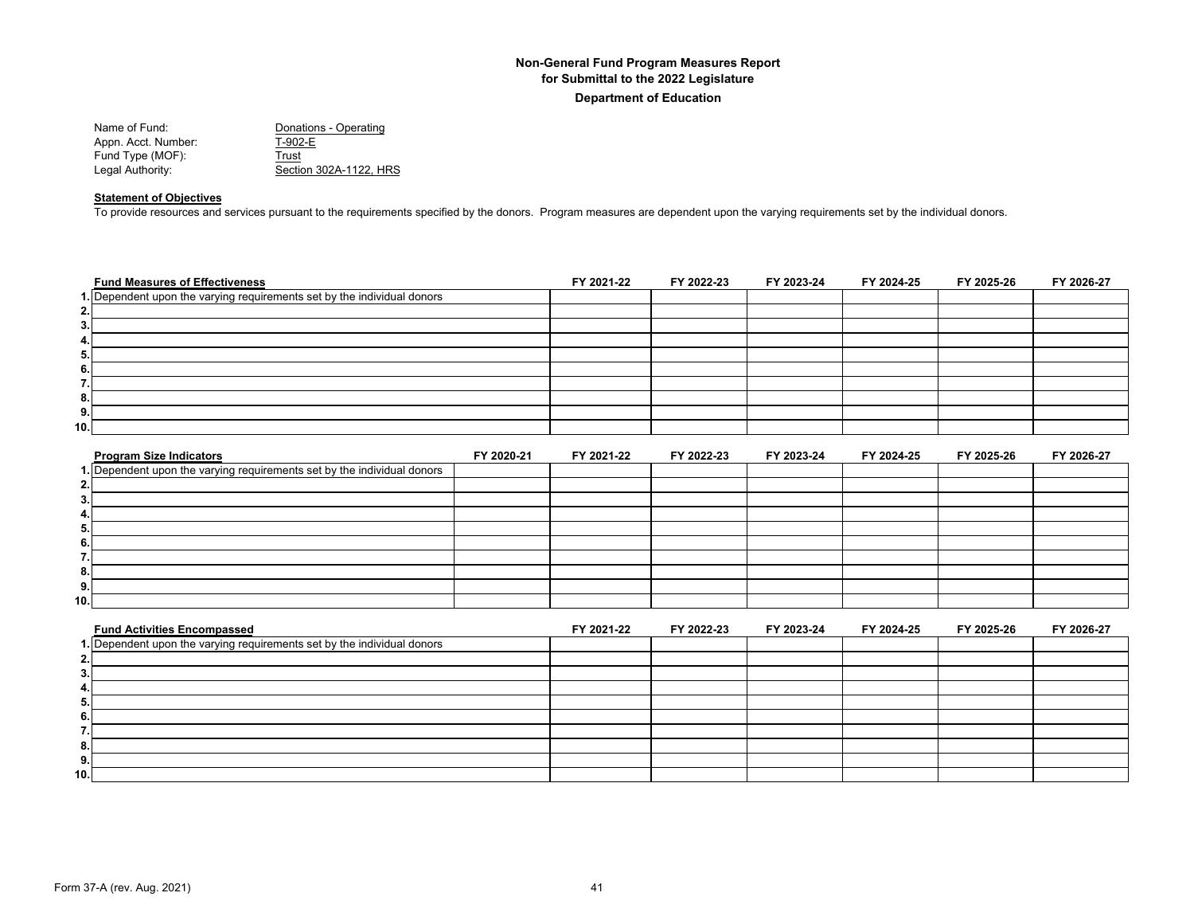**Non-General Fund Program Measures Report**
**for Submittal to the 2022 Legislature**
**Department of Education**

Name of Fund: Donations - Operating
Appn. Acct. Number: T-902-E
Fund Type (MOF): Trust
Legal Authority: Section 302A-1122, HRS

**Statement of Objectives**

To provide resources and services pursuant to the requirements specified by the donors. Program measures are dependent upon the varying requirements set by the individual donors.

| | Fund Measures of Effectiveness | FY 2021-22 | FY 2022-23 | FY 2023-24 | FY 2024-25 | FY 2025-26 | FY 2026-27 |
|---|---|---|---|---|---|---|---|
| 1. | Dependent upon the varying requirements set by the individual donors | | | | | | |
| 2. | | | | | | | |
| 3. | | | | | | | |
| 4. | | | | | | | |
| 5. | | | | | | | |
| 6. | | | | | | | |
| 7. | | | | | | | |
| 8. | | | | | | | |
| 9. | | | | | | | |
| 10. | | | | | | | |

| | Program Size Indicators | FY 2020-21 | FY 2021-22 | FY 2022-23 | FY 2023-24 | FY 2024-25 | FY 2025-26 | FY 2026-27 |
|---|---|---|---|---|---|---|---|---|
| 1. | Dependent upon the varying requirements set by the individual donors | | | | | | | |
| 2. | | | | | | | | |
| 3. | | | | | | | | |
| 4. | | | | | | | | |
| 5. | | | | | | | | |
| 6. | | | | | | | | |
| 7. | | | | | | | | |
| 8. | | | | | | | | |
| 9. | | | | | | | | |
| 10. | | | | | | | | |

| | Fund Activities Encompassed | FY 2021-22 | FY 2022-23 | FY 2023-24 | FY 2024-25 | FY 2025-26 | FY 2026-27 |
|---|---|---|---|---|---|---|---|
| 1. | Dependent upon the varying requirements set by the individual donors | | | | | | |
| 2. | | | | | | | |
| 3. | | | | | | | |
| 4. | | | | | | | |
| 5. | | | | | | | |
| 6. | | | | | | | |
| 7. | | | | | | | |
| 8. | | | | | | | |
| 9. | | | | | | | |
| 10. | | | | | | | |

Form 37-A (rev. Aug. 2021)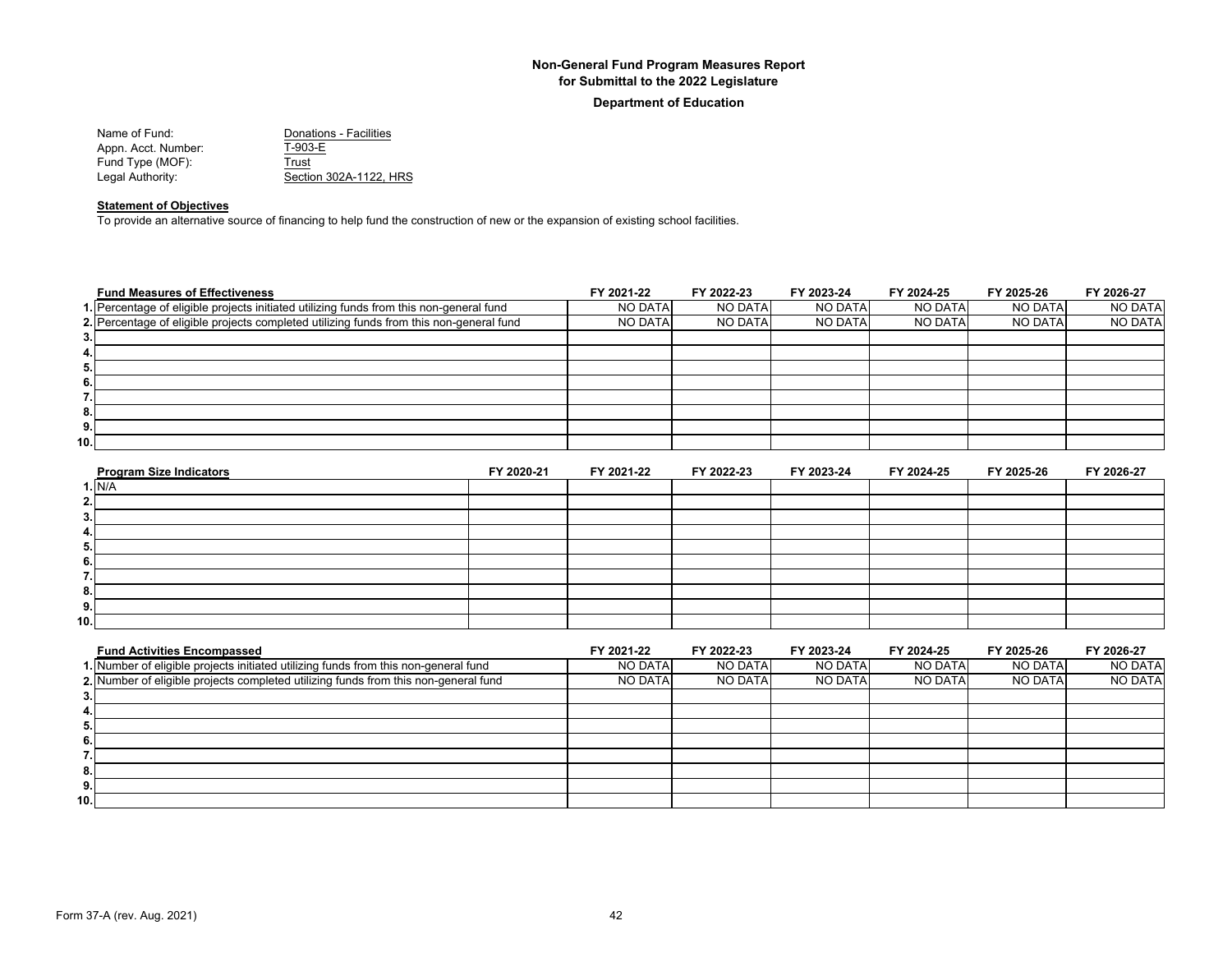**Non-General Fund Program Measures Report**
**for Submittal to the 2022 Legislature**

**Department of Education**

Name of Fund: Donations - Facilities
Appn. Acct. Number: T-903-E
Fund Type (MOF): Trust
Legal Authority: Section 302A-1122, HRS

**Statement of Objectives**

To provide an alternative source of financing to help fund the construction of new or the expansion of existing school facilities.

| | Fund Measures of Effectiveness | FY 2021-22 | FY 2022-23 | FY 2023-24 | FY 2024-25 | FY 2025-26 | FY 2026-27 |
|---|---|---|---|---|---|---|---|
| 1. | Percentage of eligible projects initiated utilizing funds from this non-general fund | NO DATA | NO DATA | NO DATA | NO DATA | NO DATA | NO DATA |
| 2. | Percentage of eligible projects completed utilizing funds from this non-general fund | NO DATA | NO DATA | NO DATA | NO DATA | NO DATA | NO DATA |
| 3. | | | | | | | |
| 4. | | | | | | | |
| 5. | | | | | | | |
| 6. | | | | | | | |
| 7. | | | | | | | |
| 8. | | | | | | | |
| 9. | | | | | | | |
| 10. | | | | | | | |

| | Program Size Indicators | FY 2020-21 | FY 2021-22 | FY 2022-23 | FY 2023-24 | FY 2024-25 | FY 2025-26 | FY 2026-27 |
|---|---|---|---|---|---|---|---|---|
| 1. | N/A | | | | | | | |
| 2. | | | | | | | | |
| 3. | | | | | | | | |
| 4. | | | | | | | | |
| 5. | | | | | | | | |
| 6. | | | | | | | | |
| 7. | | | | | | | | |
| 8. | | | | | | | | |
| 9. | | | | | | | | |
| 10. | | | | | | | | |

| | Fund Activities Encompassed | FY 2021-22 | FY 2022-23 | FY 2023-24 | FY 2024-25 | FY 2025-26 | FY 2026-27 |
|---|---|---|---|---|---|---|---|
| 1. | Number of eligible projects initiated utilizing funds from this non-general fund | NO DATA | NO DATA | NO DATA | NO DATA | NO DATA | NO DATA |
| 2. | Number of eligible projects completed utilizing funds from this non-general fund | NO DATA | NO DATA | NO DATA | NO DATA | NO DATA | NO DATA |
| 3. | | | | | | | |
| 4. | | | | | | | |
| 5. | | | | | | | |
| 6. | | | | | | | |
| 7. | | | | | | | |
| 8. | | | | | | | |
| 9. | | | | | | | |
| 10. | | | | | | | |

Form 37-A (rev. Aug. 2021)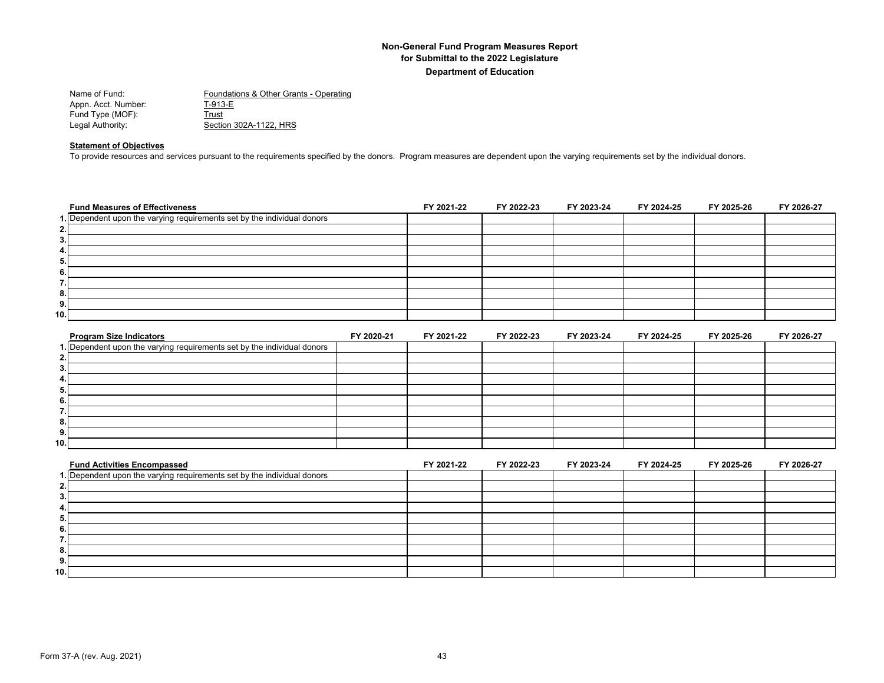**Non-General Fund Program Measures Report**
**for Submittal to the 2022 Legislature**
**Department of Education**

Name of Fund: Foundations & Other Grants - Operating
Appn. Acct. Number: T-913-E
Fund Type (MOF): Trust
Legal Authority: Section 302A-1122, HRS

**Statement of Objectives**

To provide resources and services pursuant to the requirements specified by the donors. Program measures are dependent upon the varying requirements set by the individual donors.

| | Fund Measures of Effectiveness | FY 2021-22 | FY 2022-23 | FY 2023-24 | FY 2024-25 | FY 2025-26 | FY 2026-27 |
|---|---|---|---|---|---|---|---|
| 1. | Dependent upon the varying requirements set by the individual donors | | | | | | |
| 2. | | | | | | | |
| 3. | | | | | | | |
| 4. | | | | | | | |
| 5. | | | | | | | |
| 6. | | | | | | | |
| 7. | | | | | | | |
| 8. | | | | | | | |
| 9. | | | | | | | |
| 10. | | | | | | | |

| | Program Size Indicators | FY 2020-21 | FY 2021-22 | FY 2022-23 | FY 2023-24 | FY 2024-25 | FY 2025-26 | FY 2026-27 |
|---|---|---|---|---|---|---|---|---|
| 1. | Dependent upon the varying requirements set by the individual donors | | | | | | | |
| 2. | | | | | | | | |
| 3. | | | | | | | | |
| 4. | | | | | | | | |
| 5. | | | | | | | | |
| 6. | | | | | | | | |
| 7. | | | | | | | | |
| 8. | | | | | | | | |
| 9. | | | | | | | | |
| 10. | | | | | | | | |

| | Fund Activities Encompassed | FY 2021-22 | FY 2022-23 | FY 2023-24 | FY 2024-25 | FY 2025-26 | FY 2026-27 |
|---|---|---|---|---|---|---|---|
| 1. | Dependent upon the varying requirements set by the individual donors | | | | | | |
| 2. | | | | | | | |
| 3. | | | | | | | |
| 4. | | | | | | | |
| 5. | | | | | | | |
| 6. | | | | | | | |
| 7. | | | | | | | |
| 8. | | | | | | | |
| 9. | | | | | | | |
| 10. | | | | | | | |

Form 37-A (rev. Aug. 2021)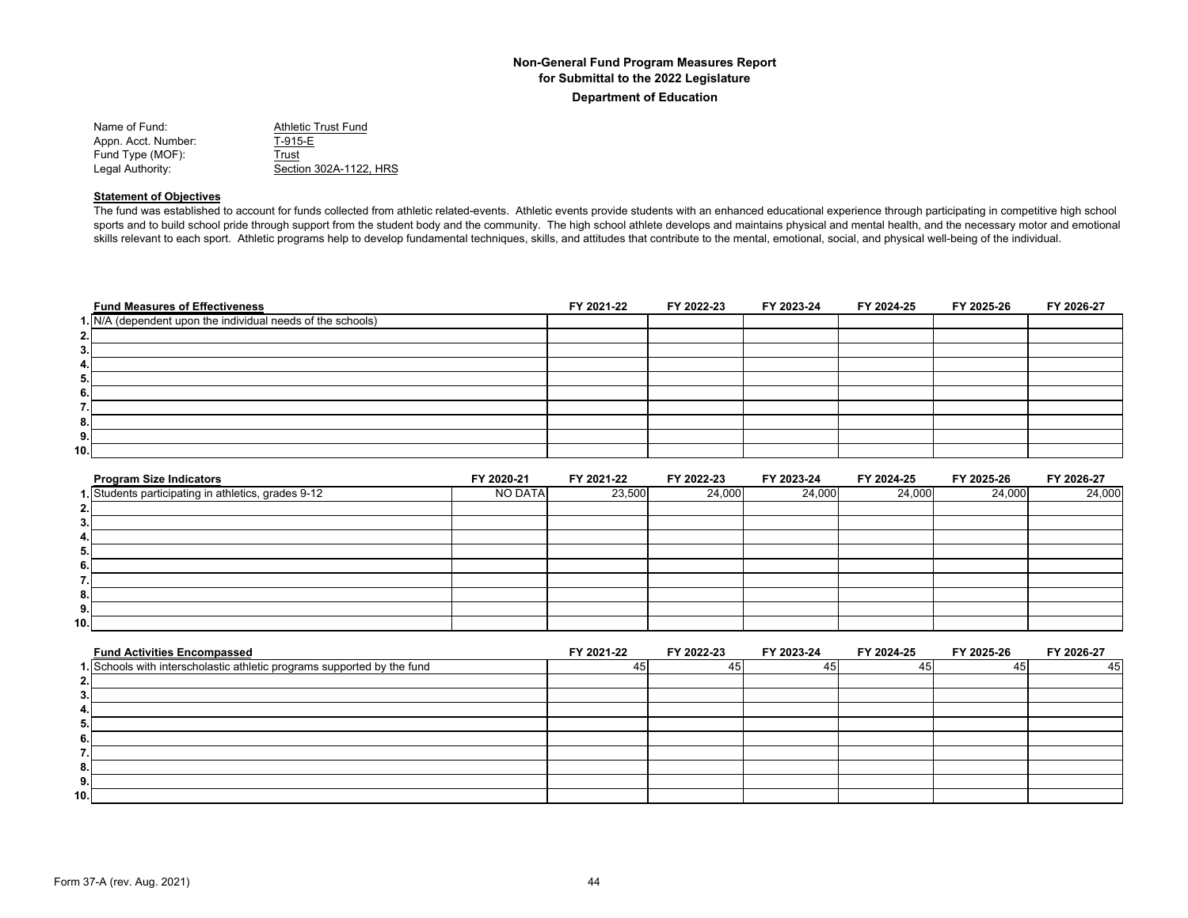**Non-General Fund Program Measures Report**
**for Submittal to the 2022 Legislature**
**Department of Education**

Name of Fund: Athletic Trust Fund
Appn. Acct. Number: T-915-E
Fund Type (MOF): Trust
Legal Authority: Section 302A-1122, HRS

**Statement of Objectives**

The fund was established to account for funds collected from athletic related-events. Athletic events provide students with an enhanced educational experience through participating in competitive high school sports and to build school pride through support from the student body and the community. The high school athlete develops and maintains physical and mental health, and the necessary motor and emotional skills relevant to each sport. Athletic programs help to develop fundamental techniques, skills, and attitudes that contribute to the mental, emotional, social, and physical well-being of the individual.

| | Fund Measures of Effectiveness | FY 2021-22 | FY 2022-23 | FY 2023-24 | FY 2024-25 | FY 2025-26 | FY 2026-27 |
|---|---|---|---|---|---|---|---|
| 1. | N/A (dependent upon the individual needs of the schools) | | | | | | |
| 2. | | | | | | | |
| 3. | | | | | | | |
| 4. | | | | | | | |
| 5. | | | | | | | |
| 6. | | | | | | | |
| 7. | | | | | | | |
| 8. | | | | | | | |
| 9. | | | | | | | |
| 10. | | | | | | | |

| | Program Size Indicators | FY 2020-21 | FY 2021-22 | FY 2022-23 | FY 2023-24 | FY 2024-25 | FY 2025-26 | FY 2026-27 |
|---|---|---|---|---|---|---|---|---|
| 1. | Students participating in athletics, grades 9-12 | NO DATA | 23,500 | 24,000 | 24,000 | 24,000 | 24,000 | 24,000 |
| 2. | | | | | | | | |
| 3. | | | | | | | | |
| 4. | | | | | | | | |
| 5. | | | | | | | | |
| 6. | | | | | | | | |
| 7. | | | | | | | | |
| 8. | | | | | | | | |
| 9. | | | | | | | | |
| 10. | | | | | | | | |

| | Fund Activities Encompassed | FY 2021-22 | FY 2022-23 | FY 2023-24 | FY 2024-25 | FY 2025-26 | FY 2026-27 |
|---|---|---|---|---|---|---|---|
| 1. | Schools with interscholastic athletic programs supported by the fund | 45 | 45 | 45 | 45 | 45 | 45 |
| 2. | | | | | | | |
| 3. | | | | | | | |
| 4. | | | | | | | |
| 5. | | | | | | | |
| 6. | | | | | | | |
| 7. | | | | | | | |
| 8. | | | | | | | |
| 9. | | | | | | | |
| 10. | | | | | | | |

Form 37-A (rev. Aug. 2021)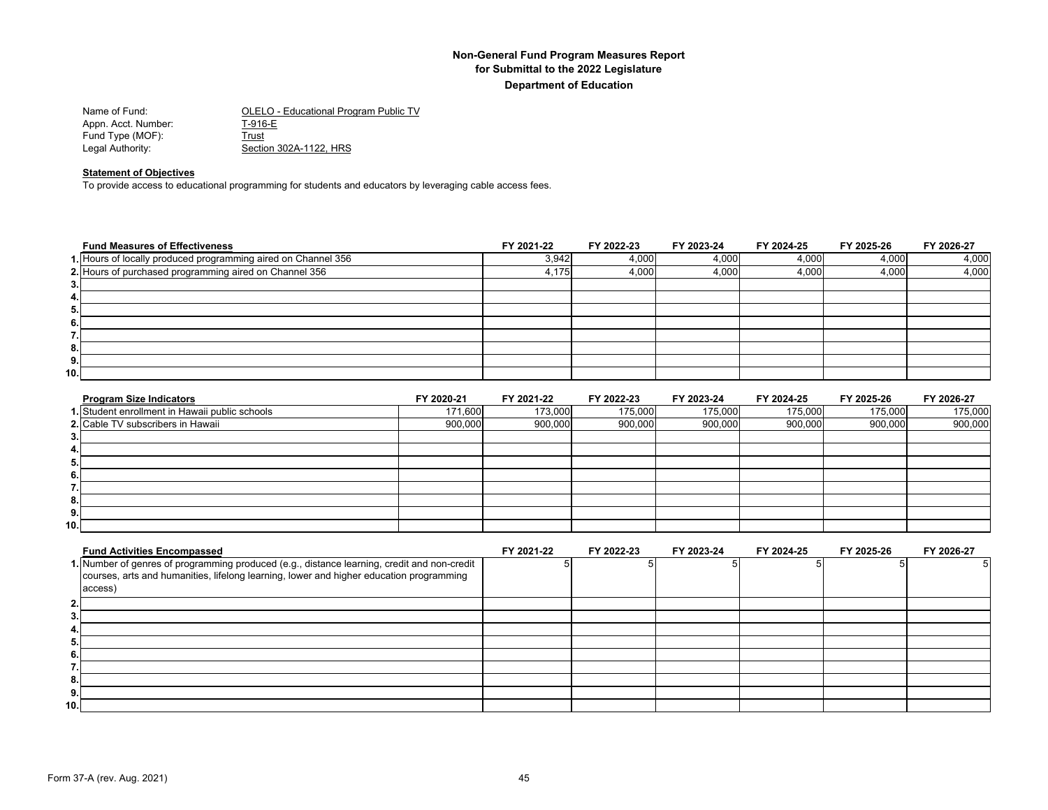## Non-General Fund Program Measures Report
## for Submittal to the 2022 Legislature
## Department of Education

Name of Fund: OLELO - Educational Program Public TV
Appn. Acct. Number: T-916-E
Fund Type (MOF): Trust
Legal Authority: Section 302A-1122, HRS

**Statement of Objectives**

To provide access to educational programming for students and educators by leveraging cable access fees.

| | Fund Measures of Effectiveness | FY 2021-22 | FY 2022-23 | FY 2023-24 | FY 2024-25 | FY 2025-26 | FY 2026-27 |
|---|---|---|---|---|---|---|---|
| 1. | Hours of locally produced programming aired on Channel 356 | 3,942 | 4,000 | 4,000 | 4,000 | 4,000 | 4,000 |
| 2. | Hours of purchased programming aired on Channel 356 | 4,175 | 4,000 | 4,000 | 4,000 | 4,000 | 4,000 |
| 3. | | | | | | | |
| 4. | | | | | | | |
| 5. | | | | | | | |
| 6. | | | | | | | |
| 7. | | | | | | | |
| 8. | | | | | | | |
| 9. | | | | | | | |
| 10. | | | | | | | |

| | Program Size Indicators | FY 2020-21 | FY 2021-22 | FY 2022-23 | FY 2023-24 | FY 2024-25 | FY 2025-26 | FY 2026-27 |
|---|---|---|---|---|---|---|---|---|
| 1. | Student enrollment in Hawaii public schools | 171,600 | 173,000 | 175,000 | 175,000 | 175,000 | 175,000 | 175,000 |
| 2. | Cable TV subscribers in Hawaii | 900,000 | 900,000 | 900,000 | 900,000 | 900,000 | 900,000 | 900,000 |
| 3. | | | | | | | | |
| 4. | | | | | | | | |
| 5. | | | | | | | | |
| 6. | | | | | | | | |
| 7. | | | | | | | | |
| 8. | | | | | | | | |
| 9. | | | | | | | | |
| 10. | | | | | | | | |

| | Fund Activities Encompassed | FY 2021-22 | FY 2022-23 | FY 2023-24 | FY 2024-25 | FY 2025-26 | FY 2026-27 |
|---|---|---|---|---|---|---|---|
| 1. | Number of genres of programming produced (e.g., distance learning, credit and non-credit courses, arts and humanities, lifelong learning, lower and higher education programming access) | 5 | 5 | 5 | 5 | 5 | 5 |
| 2. | | | | | | | |
| 3. | | | | | | | |
| 4. | | | | | | | |
| 5. | | | | | | | |
| 6. | | | | | | | |
| 7. | | | | | | | |
| 8. | | | | | | | |
| 9. | | | | | | | |
| 10. | | | | | | | |

Form 37-A (rev. Aug. 2021)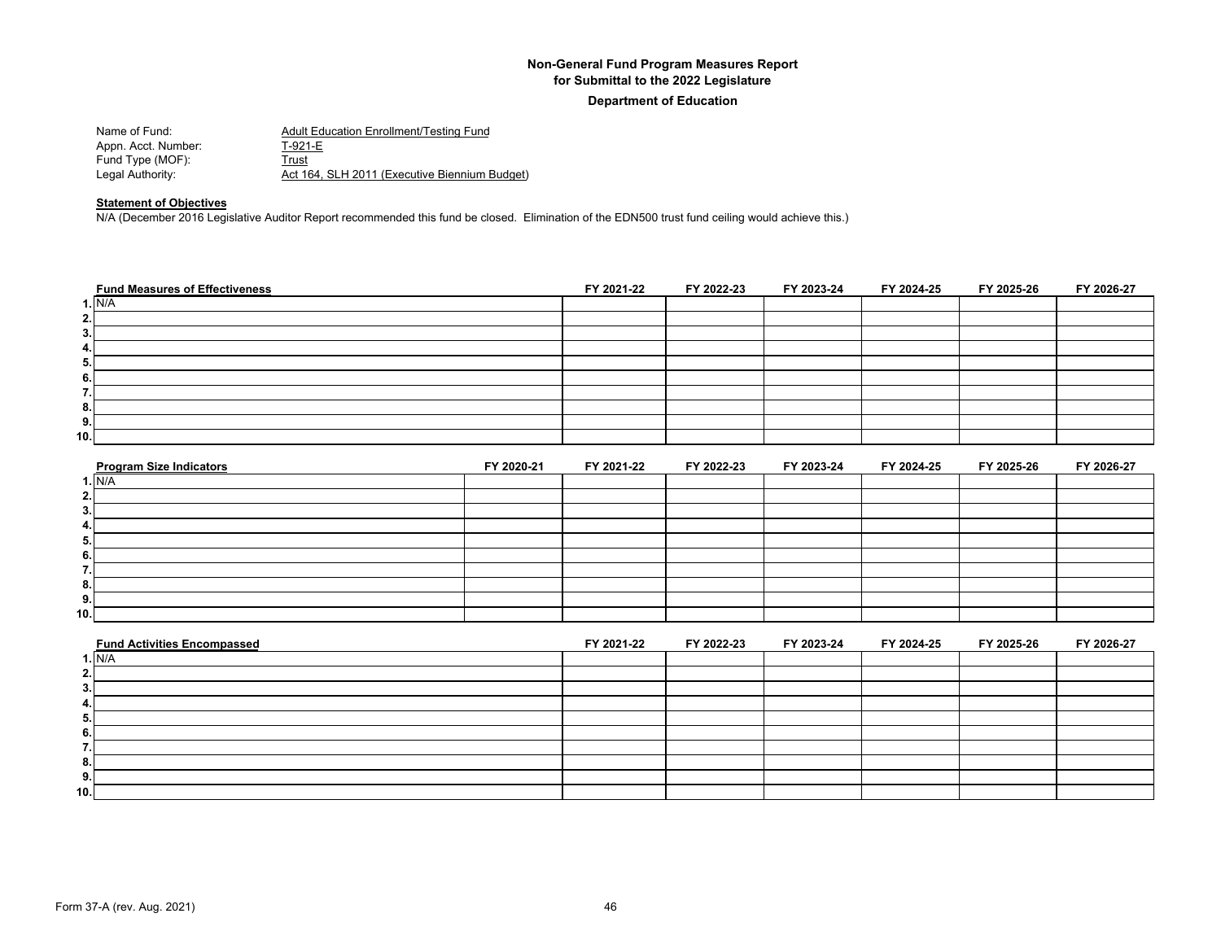**Non-General Fund Program Measures Report**
**for Submittal to the 2022 Legislature**
**Department of Education**

Name of Fund: Adult Education Enrollment/Testing Fund
Appn. Acct. Number: T-921-E
Fund Type (MOF): Trust
Legal Authority: Act 164, SLH 2011 (Executive Biennium Budget)

**Statement of Objectives**
N/A (December 2016 Legislative Auditor Report recommended this fund be closed. Elimination of the EDN500 trust fund ceiling would achieve this.)

| | Fund Measures of Effectiveness | FY 2021-22 | FY 2022-23 | FY 2023-24 | FY 2024-25 | FY 2025-26 | FY 2026-27 |
|---|---|---|---|---|---|---|---|
| 1. | N/A | | | | | | |
| 2. | | | | | | | |
| 3. | | | | | | | |
| 4. | | | | | | | |
| 5. | | | | | | | |
| 6. | | | | | | | |
| 7. | | | | | | | |
| 8. | | | | | | | |
| 9. | | | | | | | |
| 10. | | | | | | | |

| | Program Size Indicators | FY 2020-21 | FY 2021-22 | FY 2022-23 | FY 2023-24 | FY 2024-25 | FY 2025-26 | FY 2026-27 |
|---|---|---|---|---|---|---|---|---|
| 1. | N/A | | | | | | | |
| 2. | | | | | | | | |
| 3. | | | | | | | | |
| 4. | | | | | | | | |
| 5. | | | | | | | | |
| 6. | | | | | | | | |
| 7. | | | | | | | | |
| 8. | | | | | | | | |
| 9. | | | | | | | | |
| 10. | | | | | | | | |

| | Fund Activities Encompassed | FY 2021-22 | FY 2022-23 | FY 2023-24 | FY 2024-25 | FY 2025-26 | FY 2026-27 |
|---|---|---|---|---|---|---|---|
| 1. | N/A | | | | | | |
| 2. | | | | | | | |
| 3. | | | | | | | |
| 4. | | | | | | | |
| 5. | | | | | | | |
| 6. | | | | | | | |
| 7. | | | | | | | |
| 8. | | | | | | | |
| 9. | | | | | | | |
| 10. | | | | | | | |

Form 37-A (rev. Aug. 2021)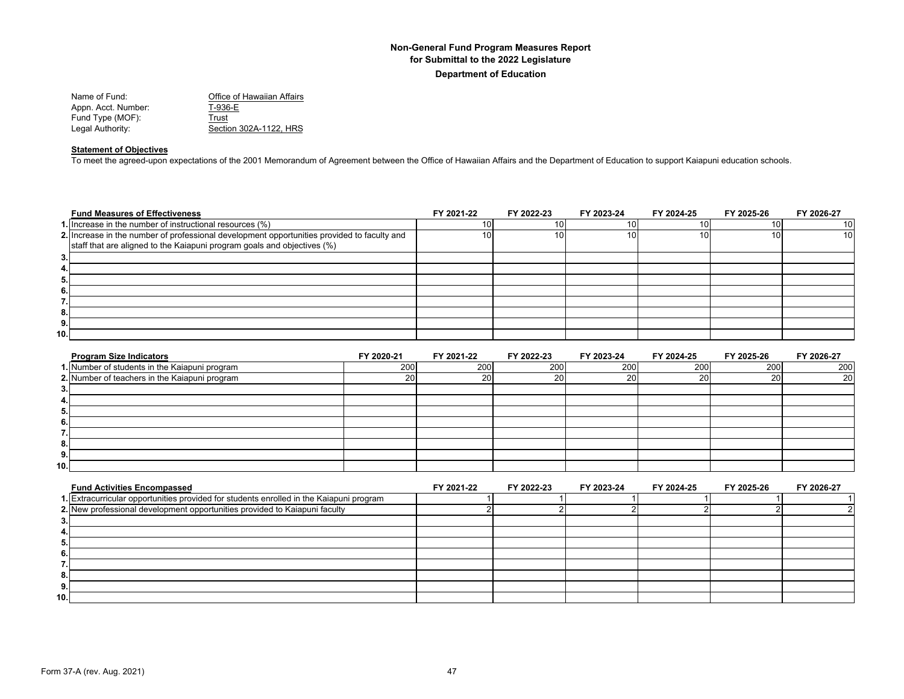# Non-General Fund Program Measures Report
## for Submittal to the 2022 Legislature
### Department of Education

Name of Fund: Office of Hawaiian Affairs
Appn. Acct. Number: T-936-E
Fund Type (MOF): Trust
Legal Authority: Section 302A-1122, HRS

**Statement of Objectives**

To meet the agreed-upon expectations of the 2001 Memorandum of Agreement between the Office of Hawaiian Affairs and the Department of Education to support Kaiapuni education schools.

| | Fund Measures of Effectiveness | FY 2021-22 | FY 2022-23 | FY 2023-24 | FY 2024-25 | FY 2025-26 | FY 2026-27 |
|---|---|---|---|---|---|---|---|
| 1. | Increase in the number of instructional resources (%) | 10 | 10 | 10 | 10 | 10 | 10 |
| 2. | Increase in the number of professional development opportunities provided to faculty and staff that are aligned to the Kaiapuni program goals and objectives (%) | 10 | 10 | 10 | 10 | 10 | 10 |
| 3. | | | | | | | |
| 4. | | | | | | | |
| 5. | | | | | | | |
| 6. | | | | | | | |
| 7. | | | | | | | |
| 8. | | | | | | | |
| 9. | | | | | | | |
| 10. | | | | | | | |

| | Program Size Indicators | FY 2020-21 | FY 2021-22 | FY 2022-23 | FY 2023-24 | FY 2024-25 | FY 2025-26 | FY 2026-27 |
|---|---|---|---|---|---|---|---|---|
| 1. | Number of students in the Kaiapuni program | 200 | 200 | 200 | 200 | 200 | 200 | 200 |
| 2. | Number of teachers in the Kaiapuni program | 20 | 20 | 20 | 20 | 20 | 20 | 20 |
| 3. | | | | | | | | |
| 4. | | | | | | | | |
| 5. | | | | | | | | |
| 6. | | | | | | | | |
| 7. | | | | | | | | |
| 8. | | | | | | | | |
| 9. | | | | | | | | |
| 10. | | | | | | | | |

| | Fund Activities Encompassed | FY 2021-22 | FY 2022-23 | FY 2023-24 | FY 2024-25 | FY 2025-26 | FY 2026-27 |
|---|---|---|---|---|---|---|---|
| 1. | Extracurricular opportunities provided for students enrolled in the Kaiapuni program | 1 | 1 | 1 | 1 | 1 | 1 |
| 2. | New professional development opportunities provided to Kaiapuni faculty | 2 | 2 | 2 | 2 | 2 | 2 |
| 3. | | | | | | | |
| 4. | | | | | | | |
| 5. | | | | | | | |
| 6. | | | | | | | |
| 7. | | | | | | | |
| 8. | | | | | | | |
| 9. | | | | | | | |
| 10. | | | | | | | |

Form 37-A (rev. Aug. 2021)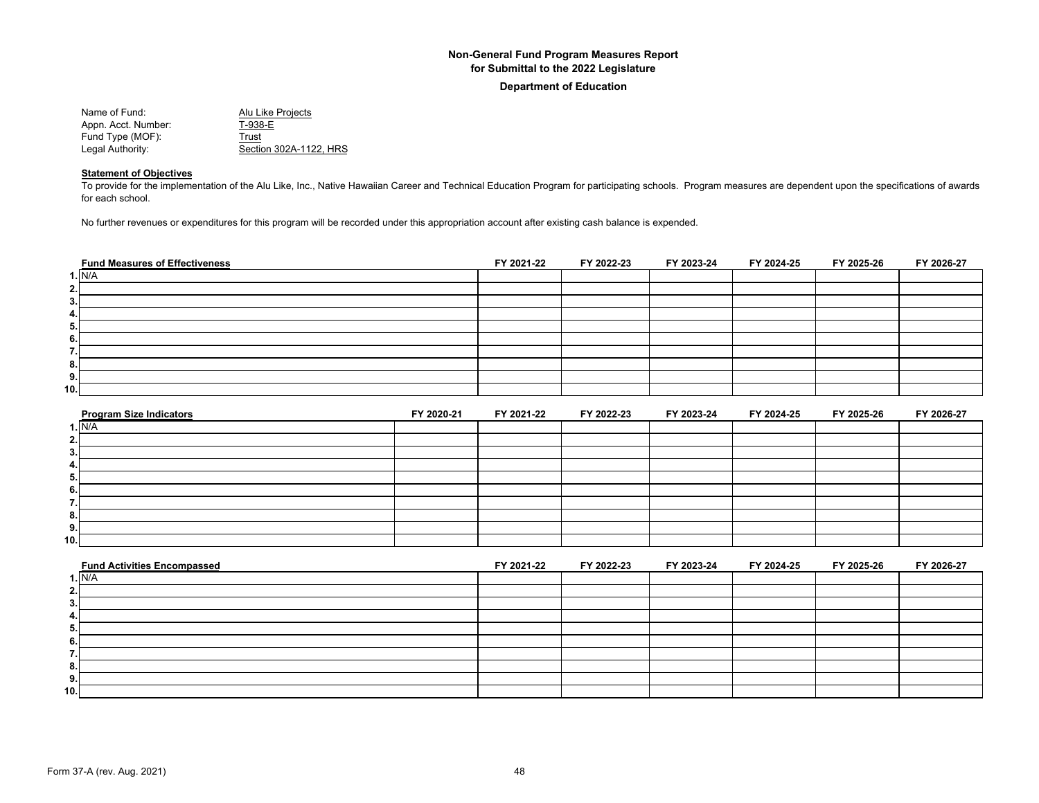**Non-General Fund Program Measures Report**
**for Submittal to the 2022 Legislature**
**Department of Education**

Name of Fund: Alu Like Projects
Appn. Acct. Number: T-938-E
Fund Type (MOF): Trust
Legal Authority: Section 302A-1122, HRS

**Statement of Objectives**

To provide for the implementation of the Alu Like, Inc., Native Hawaiian Career and Technical Education Program for participating schools. Program measures are dependent upon the specifications of awards for each school.

No further revenues or expenditures for this program will be recorded under this appropriation account after existing cash balance is expended.

| | Fund Measures of Effectiveness | FY 2021-22 | FY 2022-23 | FY 2023-24 | FY 2024-25 | FY 2025-26 | FY 2026-27 |
|---|---|---|---|---|---|---|---|
| 1. | N/A | | | | | | |
| 2. | | | | | | | |
| 3. | | | | | | | |
| 4. | | | | | | | |
| 5. | | | | | | | |
| 6. | | | | | | | |
| 7. | | | | | | | |
| 8. | | | | | | | |
| 9. | | | | | | | |
| 10. | | | | | | | |

| | Program Size Indicators | FY 2020-21 | FY 2021-22 | FY 2022-23 | FY 2023-24 | FY 2024-25 | FY 2025-26 | FY 2026-27 |
|---|---|---|---|---|---|---|---|---|
| 1. | N/A | | | | | | | |
| 2. | | | | | | | | |
| 3. | | | | | | | | |
| 4. | | | | | | | | |
| 5. | | | | | | | | |
| 6. | | | | | | | | |
| 7. | | | | | | | | |
| 8. | | | | | | | | |
| 9. | | | | | | | | |
| 10. | | | | | | | | |

| | Fund Activities Encompassed | FY 2021-22 | FY 2022-23 | FY 2023-24 | FY 2024-25 | FY 2025-26 | FY 2026-27 |
|---|---|---|---|---|---|---|---|
| 1. | N/A | | | | | | |
| 2. | | | | | | | |
| 3. | | | | | | | |
| 4. | | | | | | | |
| 5. | | | | | | | |
| 6. | | | | | | | |
| 7. | | | | | | | |
| 8. | | | | | | | |
| 9. | | | | | | | |
| 10. | | | | | | | |

Form 37-A (rev. Aug. 2021)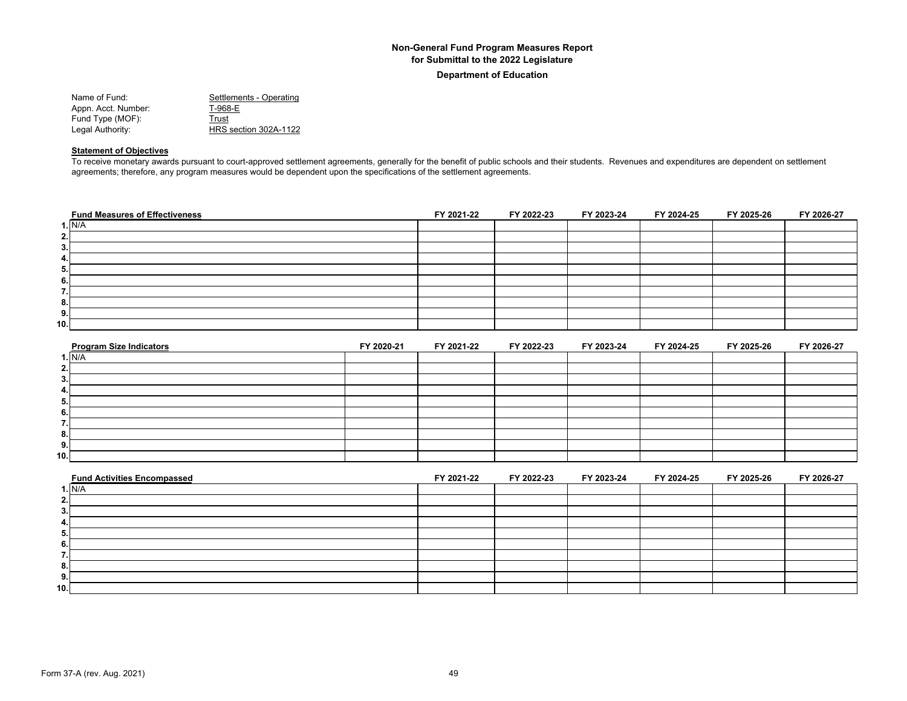# Non-General Fund Program Measures Report
## for Submittal to the 2022 Legislature
### Department of Education

Name of Fund: Settlements - Operating
Appn. Acct. Number: T-968-E
Fund Type (MOF): Trust
Legal Authority: HRS section 302A-1122

**Statement of Objectives**

To receive monetary awards pursuant to court-approved settlement agreements, generally for the benefit of public schools and their students. Revenues and expenditures are dependent on settlement agreements; therefore, any program measures would be dependent upon the specifications of the settlement agreements.

| | Fund Measures of Effectiveness | FY 2021-22 | FY 2022-23 | FY 2023-24 | FY 2024-25 | FY 2025-26 | FY 2026-27 |
|---|---|---|---|---|---|---|---|
| 1. | N/A | | | | | | |
| 2. | | | | | | | |
| 3. | | | | | | | |
| 4. | | | | | | | |
| 5. | | | | | | | |
| 6. | | | | | | | |
| 7. | | | | | | | |
| 8. | | | | | | | |
| 9. | | | | | | | |
| 10. | | | | | | | |

| | Program Size Indicators | FY 2020-21 | FY 2021-22 | FY 2022-23 | FY 2023-24 | FY 2024-25 | FY 2025-26 | FY 2026-27 |
|---|---|---|---|---|---|---|---|---|
| 1. | N/A | | | | | | | |
| 2. | | | | | | | | |
| 3. | | | | | | | | |
| 4. | | | | | | | | |
| 5. | | | | | | | | |
| 6. | | | | | | | | |
| 7. | | | | | | | | |
| 8. | | | | | | | | |
| 9. | | | | | | | | |
| 10. | | | | | | | | |

| | Fund Activities Encompassed | FY 2021-22 | FY 2022-23 | FY 2023-24 | FY 2024-25 | FY 2025-26 | FY 2026-27 |
|---|---|---|---|---|---|---|---|
| 1. | N/A | | | | | | |
| 2. | | | | | | | |
| 3. | | | | | | | |
| 4. | | | | | | | |
| 5. | | | | | | | |
| 6. | | | | | | | |
| 7. | | | | | | | |
| 8. | | | | | | | |
| 9. | | | | | | | |
| 10. | | | | | | | |

Form 37-A (rev. Aug. 2021)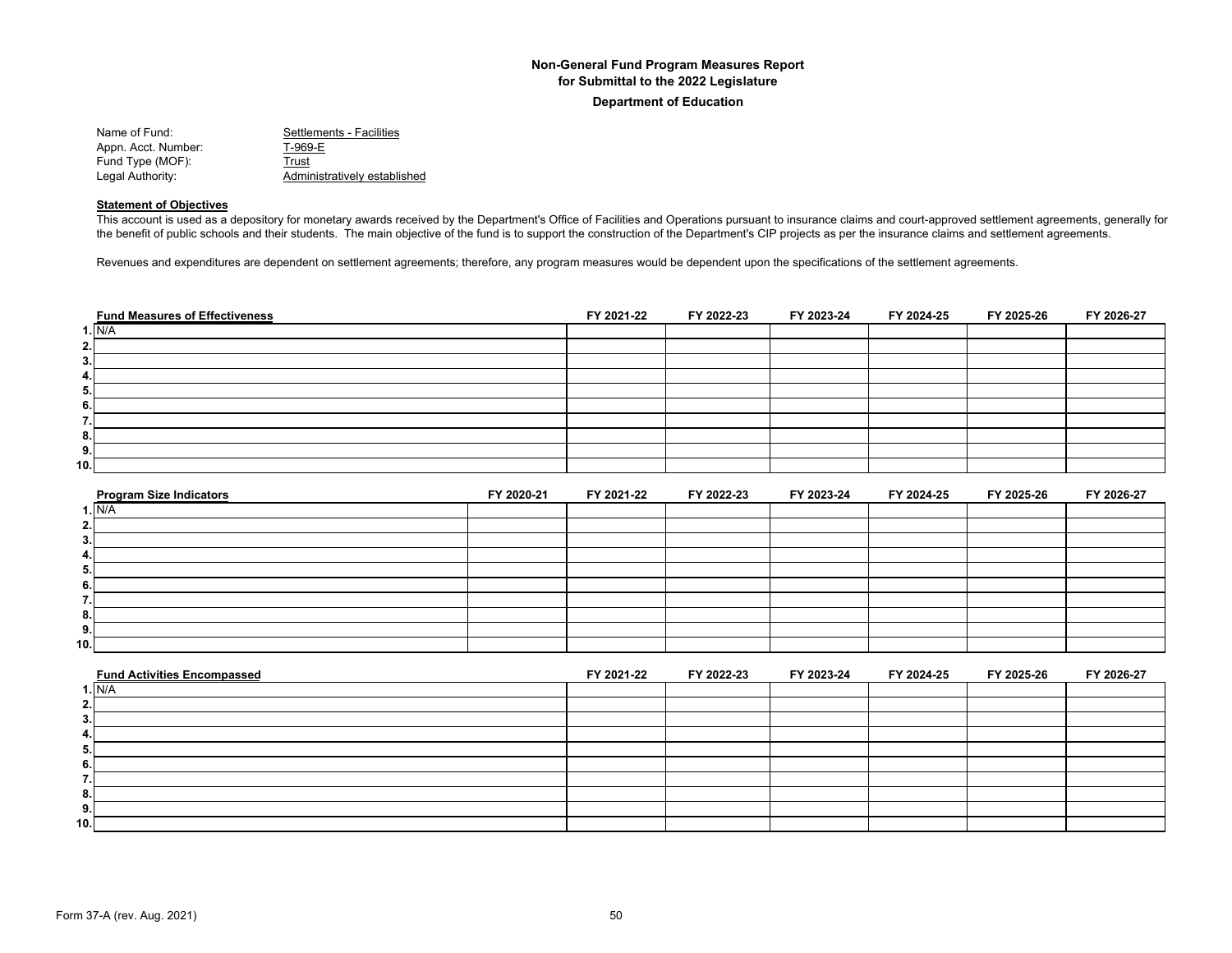**Non-General Fund Program Measures Report**
**for Submittal to the 2022 Legislature**
**Department of Education**

Name of Fund: Settlements - Facilities
Appn. Acct. Number: T-969-E
Fund Type (MOF): Trust
Legal Authority: Administratively established

**Statement of Objectives**

This account is used as a depository for monetary awards received by the Department's Office of Facilities and Operations pursuant to insurance claims and court-approved settlement agreements, generally for the benefit of public schools and their students. The main objective of the fund is to support the construction of the Department's CIP projects as per the insurance claims and settlement agreements.

Revenues and expenditures are dependent on settlement agreements; therefore, any program measures would be dependent upon the specifications of the settlement agreements.

| | Fund Measures of Effectiveness | FY 2021-22 | FY 2022-23 | FY 2023-24 | FY 2024-25 | FY 2025-26 | FY 2026-27 |
|---|---|---|---|---|---|---|---|
| 1. | N/A | | | | | | |
| 2. | | | | | | | |
| 3. | | | | | | | |
| 4. | | | | | | | |
| 5. | | | | | | | |
| 6. | | | | | | | |
| 7. | | | | | | | |
| 8. | | | | | | | |
| 9. | | | | | | | |
| 10. | | | | | | | |

| | Program Size Indicators | FY 2020-21 | FY 2021-22 | FY 2022-23 | FY 2023-24 | FY 2024-25 | FY 2025-26 | FY 2026-27 |
|---|---|---|---|---|---|---|---|---|
| 1. | N/A | | | | | | | |
| 2. | | | | | | | | |
| 3. | | | | | | | | |
| 4. | | | | | | | | |
| 5. | | | | | | | | |
| 6. | | | | | | | | |
| 7. | | | | | | | | |
| 8. | | | | | | | | |
| 9. | | | | | | | | |
| 10. | | | | | | | | |

| | Fund Activities Encompassed | FY 2021-22 | FY 2022-23 | FY 2023-24 | FY 2024-25 | FY 2025-26 | FY 2026-27 |
|---|---|---|---|---|---|---|---|
| 1. | N/A | | | | | | |
| 2. | | | | | | | |
| 3. | | | | | | | |
| 4. | | | | | | | |
| 5. | | | | | | | |
| 6. | | | | | | | |
| 7. | | | | | | | |
| 8. | | | | | | | |
| 9. | | | | | | | |
| 10. | | | | | | | |

Form 37-A (rev. Aug. 2021)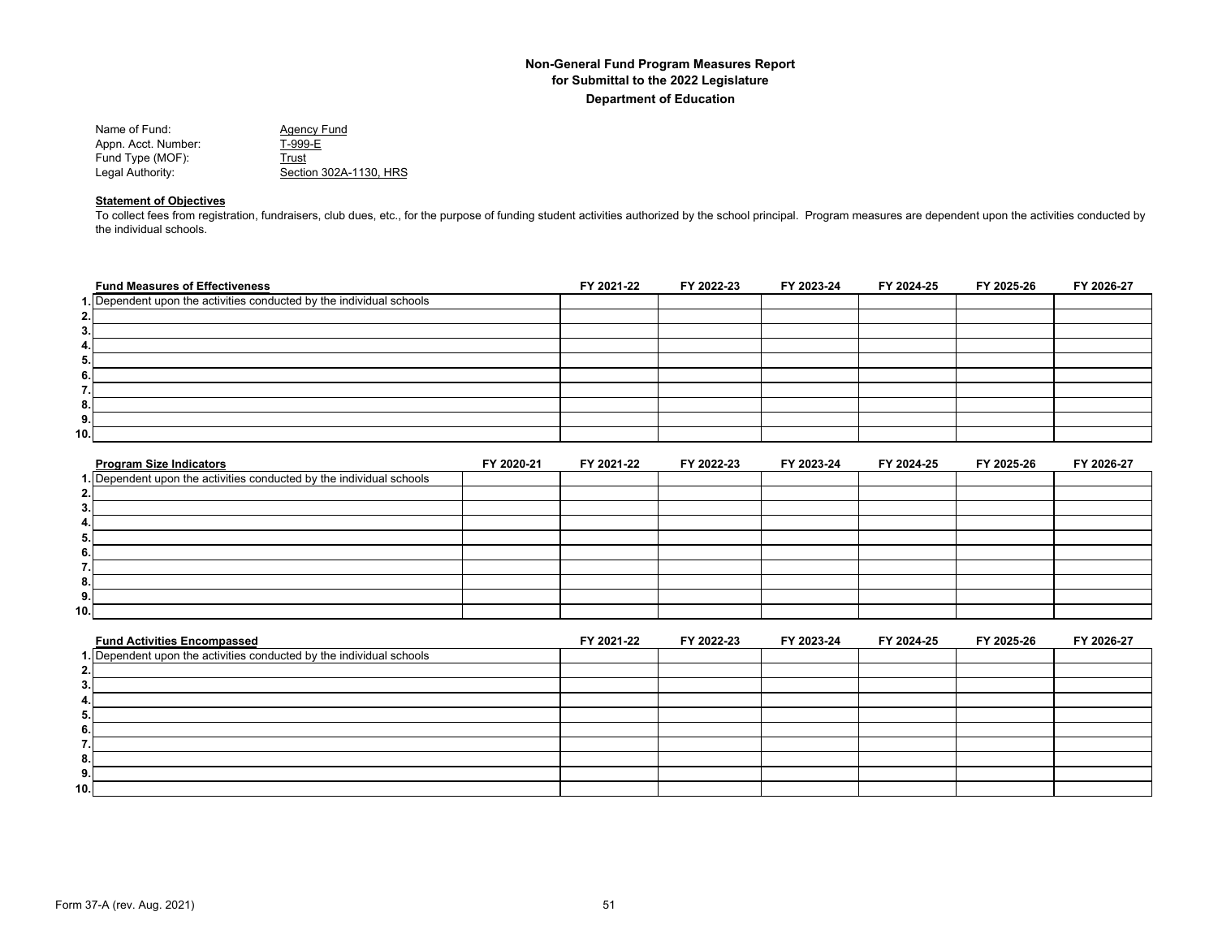**Non-General Fund Program Measures Report**
**for Submittal to the 2022 Legislature**
**Department of Education**

Name of Fund: Agency Fund
Appn. Acct. Number: T-999-E
Fund Type (MOF): Trust
Legal Authority: Section 302A-1130, HRS

**Statement of Objectives**

To collect fees from registration, fundraisers, club dues, etc., for the purpose of funding student activities authorized by the school principal. Program measures are dependent upon the activities conducted by the individual schools.

| | Fund Measures of Effectiveness | FY 2021-22 | FY 2022-23 | FY 2023-24 | FY 2024-25 | FY 2025-26 | FY 2026-27 |
|---|---|---|---|---|---|---|---|
| 1. | Dependent upon the activities conducted by the individual schools | | | | | | |
| 2. | | | | | | | |
| 3. | | | | | | | |
| 4. | | | | | | | |
| 5. | | | | | | | |
| 6. | | | | | | | |
| 7. | | | | | | | |
| 8. | | | | | | | |
| 9. | | | | | | | |
| 10. | | | | | | | |

| | Program Size Indicators | FY 2020-21 | FY 2021-22 | FY 2022-23 | FY 2023-24 | FY 2024-25 | FY 2025-26 | FY 2026-27 |
|---|---|---|---|---|---|---|---|---|
| 1. | Dependent upon the activities conducted by the individual schools | | | | | | | |
| 2. | | | | | | | | |
| 3. | | | | | | | | |
| 4. | | | | | | | | |
| 5. | | | | | | | | |
| 6. | | | | | | | | |
| 7. | | | | | | | | |
| 8. | | | | | | | | |
| 9. | | | | | | | | |
| 10. | | | | | | | | |

| | Fund Activities Encompassed | FY 2021-22 | FY 2022-23 | FY 2023-24 | FY 2024-25 | FY 2025-26 | FY 2026-27 |
|---|---|---|---|---|---|---|---|
| 1. | Dependent upon the activities conducted by the individual schools | | | | | | |
| 2. | | | | | | | |
| 3. | | | | | | | |
| 4. | | | | | | | |
| 5. | | | | | | | |
| 6. | | | | | | | |
| 7. | | | | | | | |
| 8. | | | | | | | |
| 9. | | | | | | | |
| 10. | | | | | | | |

Form 37-A (rev. Aug. 2021)